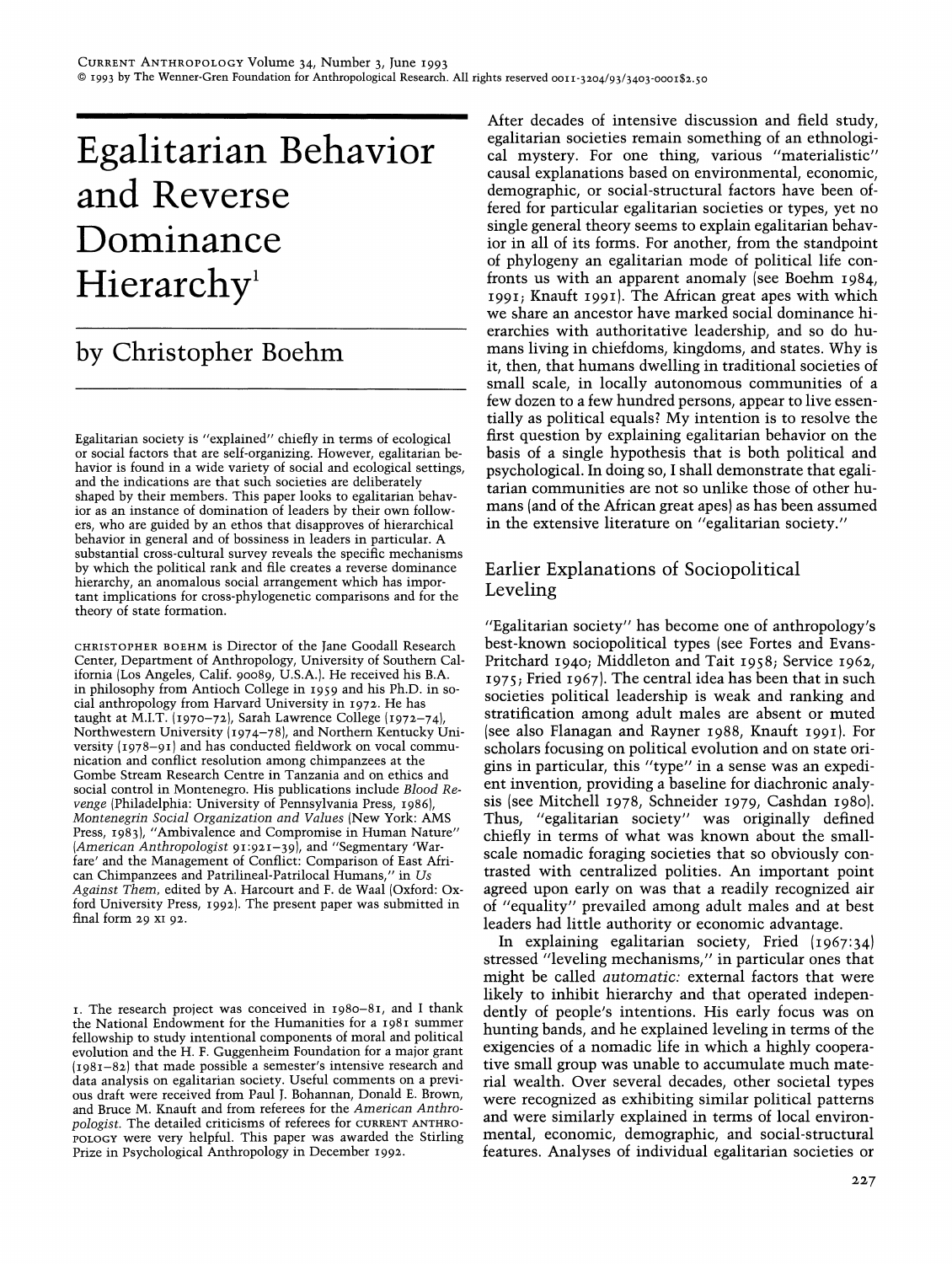# Egalitarian Behavior and Reverse Dominance Hierarchy[1]

by Christopher Boehm

Egalitarian society is "explained" chiefly in terms of ecological or social factors that are self-organizing. However, egalitarian behavior is found in a wide variety of social and ecological settings, and the indications are that such societies are deliberately shaped by their members. This paper looks to egalitarian behavior as an instance of domination of leaders by their own followers, who are guided by an ethos that disapproves of hierarchical behavior in general and of bossiness in leaders in particular. A substantial cross-cultural survey reveals the specific mechanisms by which the political rank and file creates a reverse dominance hierarchy, an anomalous social arrangement which has important implications for cross-phylogenetic comparisons and for the theory of state formation.

CHRISTOPHER BOEHM is Director of the Jane Goodall Research Center, Department of Anthropology, University of Southern California (Los Angeles, Calif. 90089, U.S.A.). He received his B.A. in philosophy from Antioch College in 1959 and his Ph.D. in social anthropology from Harvard University in 1972. He has taught at M.I.T. (1970–72), Sarah Lawrence College (1972–74), Northwestern University (1974–78), and Northern Kentucky University (1978–91) and has conducted fieldwork on vocal communication and conflict resolution among chimpanzees at the Gombe Stream Research Centre in Tanzania and on ethics and social control in Montenegro. His publications include *Blood Revenge* (Philadelphia: University of Pennsylvania Press, 1986), *Montenegrin Social Organization and Values* (New York: AMS Press, 1983), "Ambivalence and Compromise in Human Nature" (*American Anthropologist* 91:921–39), and "Segmentary 'Warfare' and the Management of Conflict: Comparison of East African Chimpanzees and Patrilineal-Patrilocal Humans," in *Us Against Them*, edited by A. Harcourt and F. de Waal (Oxford: Oxford University Press, 1992). The present paper was submitted in final form 29 XI 92.

[1] The research project was conceived in 1980–81, and I thank the National Endowment for the Humanities for a 1981 summer fellowship to study intentional components of moral and political evolution and the H. F. Guggenheim Foundation for a major grant (1981–82) that made possible a semester's intensive research and data analysis on egalitarian society. Useful comments on a previous draft were received from Paul J. Bohannan, Donald E. Brown, and Bruce M. Knauft and from referees for the *American Anthropologist*. The detailed criticisms of referees for CURRENT ANTHROPOLOGY were very helpful. This paper was awarded the Stirling Prize in Psychological Anthropology in December 1992.

After decades of intensive discussion and field study, egalitarian societies remain something of an ethnological mystery. For one thing, various "materialistic" causal explanations based on environmental, economic, demographic, or social-structural factors have been offered for particular egalitarian societies or types, yet no single general theory seems to explain egalitarian behavior in all of its forms. For another, from the standpoint of phylogeny an egalitarian mode of political life confronts us with an apparent anomaly (see Boehm 1984, 1991; Knauft 1991). The African great apes with which we share an ancestor have marked social dominance hierarchies with authoritative leadership, and so do humans living in chiefdoms, kingdoms, and states. Why is it, then, that humans dwelling in traditional societies of small scale, in locally autonomous communities of a few dozen to a few hundred persons, appear to live essentially as political equals? My intention is to resolve the first question by explaining egalitarian behavior on the basis of a single hypothesis that is both political and psychological. In doing so, I shall demonstrate that egalitarian communities are not so unlike those of other humans (and of the African great apes) as has been assumed in the extensive literature on "egalitarian society."

## Earlier Explanations of Sociopolitical Leveling

"Egalitarian society" has become one of anthropology's best-known sociopolitical types (see Fortes and Evans-Pritchard 1940; Middleton and Tait 1958; Service 1962, 1975; Fried 1967). The central idea has been that in such societies political leadership is weak and ranking and stratification among adult males are absent or muted (see also Flanagan and Rayner 1988, Knauft 1991). For scholars focusing on political evolution and on state origins in particular, this "type" in a sense was an expedient invention, providing a baseline for diachronic analysis (see Mitchell 1978, Schneider 1979, Cashdan 1980). Thus, "egalitarian society" was originally defined chiefly in terms of what was known about the small-scale nomadic foraging societies that so obviously contrasted with centralized polities. An important point agreed upon early on was that a readily recognized air of "equality" prevailed among adult males and at best leaders had little authority or economic advantage.

In explaining egalitarian society, Fried (1967:34) stressed "leveling mechanisms," in particular ones that might be called *automatic:* external factors that were likely to inhibit hierarchy and that operated independently of people's intentions. His early focus was on hunting bands, and he explained leveling in terms of the exigencies of a nomadic life in which a highly cooperative small group was unable to accumulate much material wealth. Over several decades, other societal types were recognized as exhibiting similar political patterns and were similarly explained in terms of local environmental, economic, demographic, and social-structural features. Analyses of individual egalitarian societies or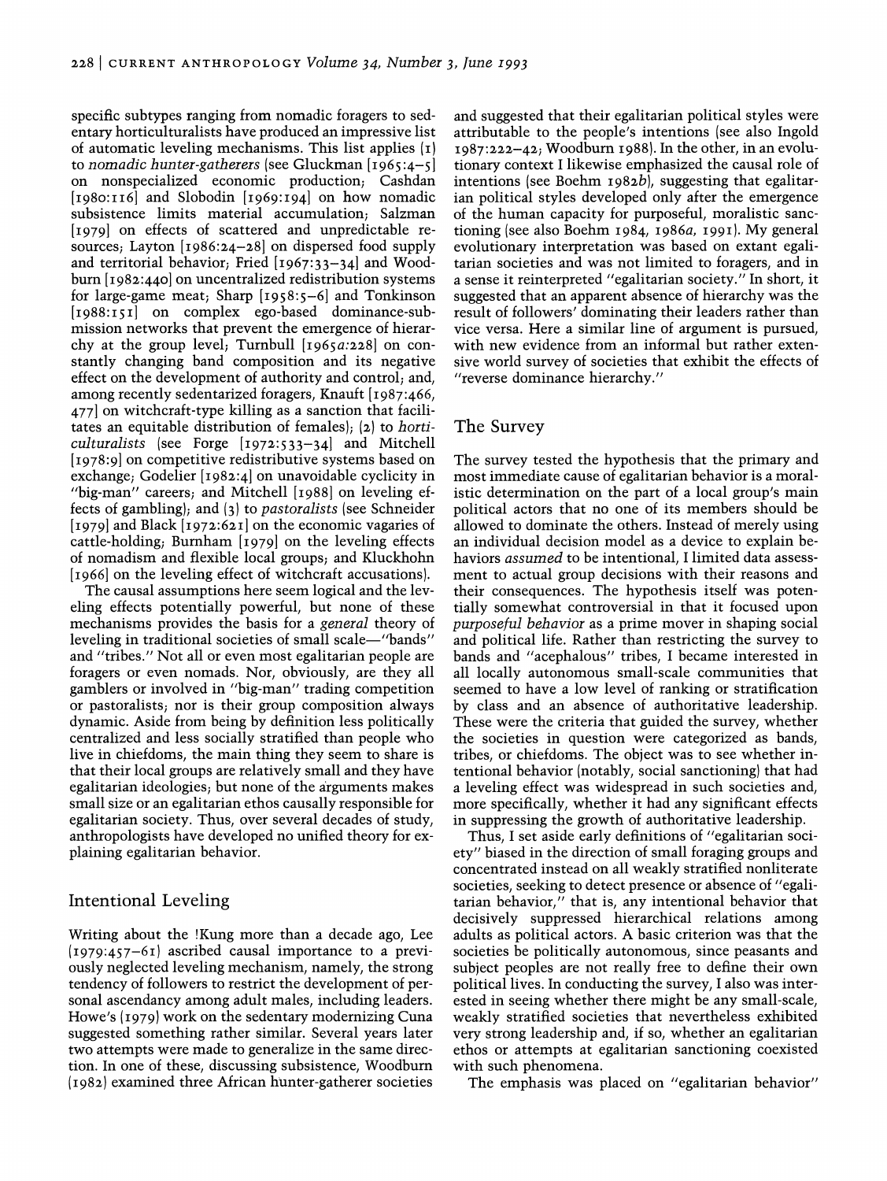specific subtypes ranging from nomadic foragers to sedentary horticulturalists have produced an impressive list of automatic leveling mechanisms. This list applies (1) to *nomadic hunter-gatherers* (see Gluckman [1965:4–5] on nonspecialized economic production; Cashdan [1980:116] and Slobodin [1969:194] on how nomadic subsistence limits material accumulation; Salzman [1979] on effects of scattered and unpredictable resources; Layton [1986:24–28] on dispersed food supply and territorial behavior; Fried [1967:33–34] and Woodburn [1982:440] on uncentralized redistribution systems for large-game meat; Sharp [1958:5–6] and Tonkinson [1988:151] on complex ego-based dominance-submission networks that prevent the emergence of hierarchy at the group level; Turnbull [1965*a*:228] on constantly changing band composition and its negative effect on the development of authority and control; and, among recently sedentarized foragers, Knauft [1987:466, 477] on witchcraft-type killing as a sanction that facilitates an equitable distribution of females); (2) to *horticulturalists* (see Forge [1972:533–34] and Mitchell [1978:9] on competitive redistributive systems based on exchange; Godelier [1982:4] on unavoidable cyclicity in "big-man" careers; and Mitchell [1988] on leveling effects of gambling); and (3) to *pastoralists* (see Schneider [1979] and Black [1972:621] on the economic vagaries of cattle-holding; Burnham [1979] on the leveling effects of nomadism and flexible local groups; and Kluckhohn [1966] on the leveling effect of witchcraft accusations).

The causal assumptions here seem logical and the leveling effects potentially powerful, but none of these mechanisms provides the basis for a *general* theory of leveling in traditional societies of small scale—"bands" and "tribes." Not all or even most egalitarian people are foragers or even nomads. Nor, obviously, are they all gamblers or involved in "big-man" trading competition or pastoralists; nor is their group composition always dynamic. Aside from being by definition less politically centralized and less socially stratified than people who live in chiefdoms, the main thing they seem to share is that their local groups are relatively small and they have egalitarian ideologies; but none of the arguments makes small size or an egalitarian ethos causally responsible for egalitarian society. Thus, over several decades of study, anthropologists have developed no unified theory for explaining egalitarian behavior.

## Intentional Leveling

Writing about the !Kung more than a decade ago, Lee (1979:457–61) ascribed causal importance to a previously neglected leveling mechanism, namely, the strong tendency of followers to restrict the development of personal ascendancy among adult males, including leaders. Howe's (1979) work on the sedentary modernizing Cuna suggested something rather similar. Several years later two attempts were made to generalize in the same direction. In one of these, discussing subsistence, Woodburn (1982) examined three African hunter-gatherer societies and suggested that their egalitarian political styles were attributable to the people's intentions (see also Ingold 1987:222–42; Woodburn 1988). In the other, in an evolutionary context I likewise emphasized the causal role of intentions (see Boehm 1982*b*), suggesting that egalitarian political styles developed only after the emergence of the human capacity for purposeful, moralistic sanctioning (see also Boehm 1984, 1986*a*, 1991). My general evolutionary interpretation was based on extant egalitarian societies and was not limited to foragers, and in a sense it reinterpreted "egalitarian society." In short, it suggested that an apparent absence of hierarchy was the result of followers' dominating their leaders rather than vice versa. Here a similar line of argument is pursued, with new evidence from an informal but rather extensive world survey of societies that exhibit the effects of "reverse dominance hierarchy."

## The Survey

The survey tested the hypothesis that the primary and most immediate cause of egalitarian behavior is a moralistic determination on the part of a local group's main political actors that no one of its members should be allowed to dominate the others. Instead of merely using an individual decision model as a device to explain behaviors *assumed* to be intentional, I limited data assessment to actual group decisions with their reasons and their consequences. The hypothesis itself was potentially somewhat controversial in that it focused upon *purposeful behavior* as a prime mover in shaping social and political life. Rather than restricting the survey to bands and "acephalous" tribes, I became interested in all locally autonomous small-scale communities that seemed to have a low level of ranking or stratification by class and an absence of authoritative leadership. These were the criteria that guided the survey, whether the societies in question were categorized as bands, tribes, or chiefdoms. The object was to see whether intentional behavior (notably, social sanctioning) that had a leveling effect was widespread in such societies and, more specifically, whether it had any significant effects in suppressing the growth of authoritative leadership.

Thus, I set aside early definitions of "egalitarian society" biased in the direction of small foraging groups and concentrated instead on all weakly stratified nonliterate societies, seeking to detect presence or absence of "egalitarian behavior," that is, any intentional behavior that decisively suppressed hierarchical relations among adults as political actors. A basic criterion was that the societies be politically autonomous, since peasants and subject peoples are not really free to define their own political lives. In conducting the survey, I also was interested in seeing whether there might be any small-scale, weakly stratified societies that nevertheless exhibited very strong leadership and, if so, whether an egalitarian ethos or attempts at egalitarian sanctioning coexisted with such phenomena.

The emphasis was placed on "egalitarian behavior"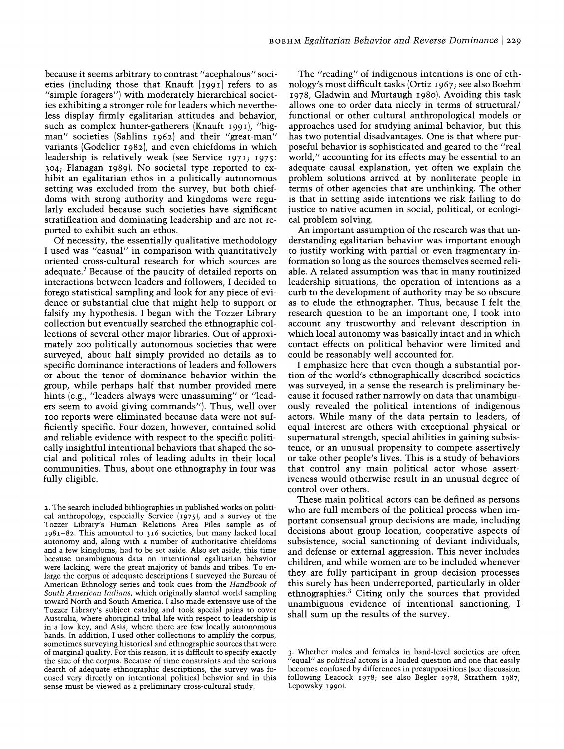because it seems arbitrary to contrast "acephalous" societies (including those that Knauft [1991] refers to as "simple foragers") with moderately hierarchical societies exhibiting a stronger role for leaders which nevertheless display firmly egalitarian attitudes and behavior, such as complex hunter-gatherers (Knauft 1991), "big-man" societies (Sahlins 1962) and their "great-man" variants (Godelier 1982), and even chiefdoms in which leadership is relatively weak (see Service 1971; 1975: 304; Flanagan 1989). No societal type reported to exhibit an egalitarian ethos in a politically autonomous setting was excluded from the survey, but both chiefdoms with strong authority and kingdoms were regularly excluded because such societies have significant stratification and dominating leadership and are not reported to exhibit such an ethos.

Of necessity, the essentially qualitative methodology I used was "casual" in comparison with quantitatively oriented cross-cultural research for which sources are adequate.[2] Because of the paucity of detailed reports on interactions between leaders and followers, I decided to forego statistical sampling and look for any piece of evidence or substantial clue that might help to support or falsify my hypothesis. I began with the Tozzer Library collection but eventually searched the ethnographic collections of several other major libraries. Out of approximately 200 politically autonomous societies that were surveyed, about half simply provided no details as to specific dominance interactions of leaders and followers or about the tenor of dominance behavior within the group, while perhaps half that number provided mere hints (e.g., "leaders always were unassuming" or "leaders seem to avoid giving commands"). Thus, well over 100 reports were eliminated because data were not sufficiently specific. Four dozen, however, contained solid and reliable evidence with respect to the specific politically insightful intentional behaviors that shaped the social and political roles of leading adults in their local communities. Thus, about one ethnography in four was fully eligible.

The "reading" of indigenous intentions is one of ethnology's most difficult tasks (Ortiz 1967; see also Boehm 1978, Gladwin and Murtaugh 1980). Avoiding this task allows one to order data nicely in terms of structural/functional or other cultural anthropological models or approaches used for studying animal behavior, but this has two potential disadvantages. One is that where purposeful behavior is sophisticated and geared to the "real world," accounting for its effects may be essential to an adequate causal explanation, yet often we explain the problem solutions arrived at by nonliterate people in terms of other agencies that are unthinking. The other is that in setting aside intentions we risk failing to do justice to native acumen in social, political, or ecological problem solving.

An important assumption of the research was that understanding egalitarian behavior was important enough to justify working with partial or even fragmentary information so long as the sources themselves seemed reliable. A related assumption was that in many routinized leadership situations, the operation of intentions as a curb to the development of authority may be so obscure as to elude the ethnographer. Thus, because I felt the research question to be an important one, I took into account any trustworthy and relevant description in which local autonomy was basically intact and in which contact effects on political behavior were limited and could be reasonably well accounted for.

I emphasize here that even though a substantial portion of the world's ethnographically described societies was surveyed, in a sense the research is preliminary because it focused rather narrowly on data that unambiguously revealed the political intentions of indigenous actors. While many of the data pertain to leaders, of equal interest are others with exceptional physical or supernatural strength, special abilities in gaining subsistence, or an unusual propensity to compete assertively or take other people's lives. This is a study of behaviors that control any main political actor whose assertiveness would otherwise result in an unusual degree of control over others.

These main political actors can be defined as persons who are full members of the political process when important consensual group decisions are made, including decisions about group location, cooperative aspects of subsistence, social sanctioning of deviant individuals, and defense or external aggression. This never includes children, and while women are to be included whenever they are fully participant in group decision processes this surely has been underreported, particularly in older ethnographies.[3] Citing only the sources that provided unambiguous evidence of intentional sanctioning, I shall sum up the results of the survey.

2. The search included bibliographies in published works on political anthropology, especially Service (1975), and a survey of the Tozzer Library's Human Relations Area Files sample as of 1981–82. This amounted to 316 societies, but many lacked local autonomy and, along with a number of authoritative chiefdoms and a few kingdoms, had to be set aside. Also set aside, this time because unambiguous data on intentional egalitarian behavior were lacking, were the great majority of bands and tribes. To enlarge the corpus of adequate descriptions I surveyed the Bureau of American Ethnology series and took cues from the *Handbook of South American Indians*, which originally slanted world sampling toward North and South America. I also made extensive use of the Tozzer Library's subject catalog and took special pains to cover Australia, where aboriginal tribal life with respect to leadership is in a low key, and Asia, where there are few locally autonomous bands. In addition, I used other collections to amplify the corpus, sometimes surveying historical and ethnographic sources that were of marginal quality. For this reason, it is difficult to specify exactly the size of the corpus. Because of time constraints and the serious dearth of adequate ethnographic descriptions, the survey was focused very directly on intentional political behavior and in this sense must be viewed as a preliminary cross-cultural study.

3. Whether males and females in band-level societies are often "equal" as *political* actors is a loaded question and one that easily becomes confused by differences in presuppositions (see discussion following Leacock 1978; see also Begler 1978, Strathern 1987, Lepowsky 1990).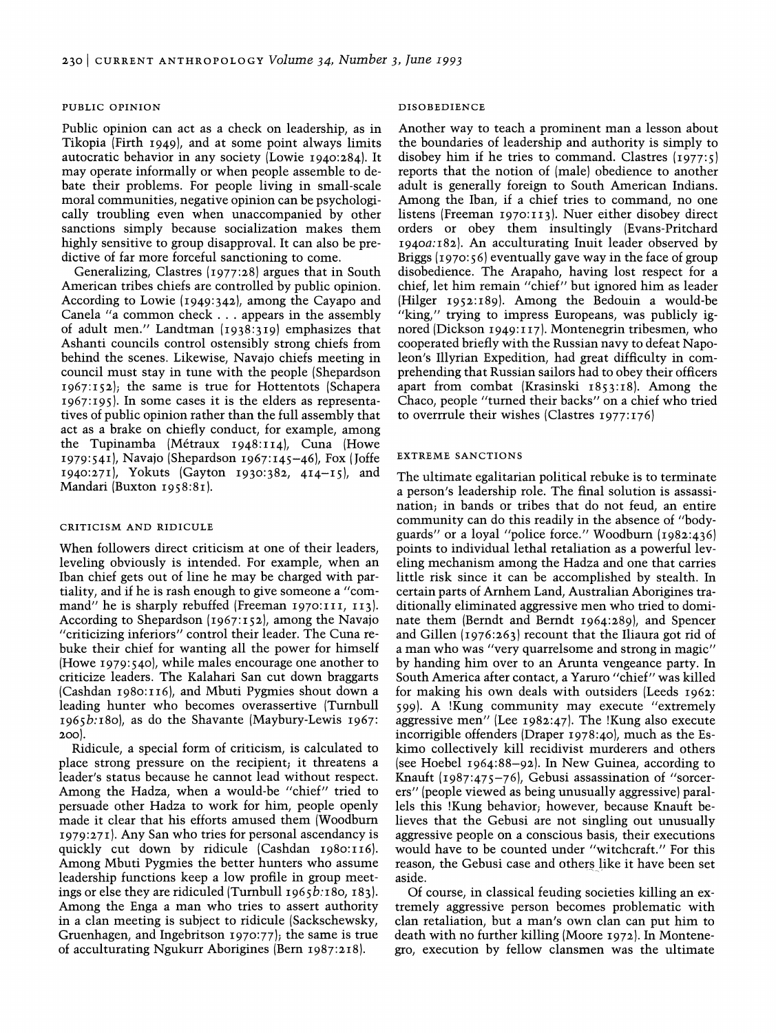### PUBLIC OPINION

Public opinion can act as a check on leadership, as in Tikopia (Firth 1949), and at some point always limits autocratic behavior in any society (Lowie 1940:284). It may operate informally or when people assemble to debate their problems. For people living in small-scale moral communities, negative opinion can be psychologically troubling even when unaccompanied by other sanctions simply because socialization makes them highly sensitive to group disapproval. It can also be predictive of far more forceful sanctioning to come.

Generalizing, Clastres (1977:28) argues that in South American tribes chiefs are controlled by public opinion. According to Lowie (1949:342), among the Cayapo and Canela "a common check . . . appears in the assembly of adult men." Landtman (1938:319) emphasizes that Ashanti councils control ostensibly strong chiefs from behind the scenes. Likewise, Navajo chiefs meeting in council must stay in tune with the people (Shepardson 1967:152); the same is true for Hottentots (Schapera 1967:195). In some cases it is the elders as representatives of public opinion rather than the full assembly that act as a brake on chiefly conduct, for example, among the Tupinamba (Métraux 1948:114), Cuna (Howe 1979:541), Navajo (Shepardson 1967:145–46), Fox (Joffe 1940:271), Yokuts (Gayton 1930:382, 414–15), and Mandari (Buxton 1958:81).

### CRITICISM AND RIDICULE

When followers direct criticism at one of their leaders, leveling obviously is intended. For example, when an Iban chief gets out of line he may be charged with partiality, and if he is rash enough to give someone a "command" he is sharply rebuffed (Freeman 1970:111, 113). According to Shepardson (1967:152), among the Navajo "criticizing inferiors" control their leader. The Cuna rebuke their chief for wanting all the power for himself (Howe 1979:540), while males encourage one another to criticize leaders. The Kalahari San cut down braggarts (Cashdan 1980:116), and Mbuti Pygmies shout down a leading hunter who becomes overassertive (Turnbull 1965*b*:180), as do the Shavante (Maybury-Lewis 1967: 200).

Ridicule, a special form of criticism, is calculated to place strong pressure on the recipient; it threatens a leader's status because he cannot lead without respect. Among the Hadza, when a would-be "chief" tried to persuade other Hadza to work for him, people openly made it clear that his efforts amused them (Woodburn 1979:271). Any San who tries for personal ascendancy is quickly cut down by ridicule (Cashdan 1980:116). Among Mbuti Pygmies the better hunters who assume leadership functions keep a low profile in group meetings or else they are ridiculed (Turnbull 1965*b*:180, 183). Among the Enga a man who tries to assert authority in a clan meeting is subject to ridicule (Sackschewsky, Gruenhagen, and Ingebritson 1970:77); the same is true of acculturating Ngukurr Aborigines (Bern 1987:218).

### DISOBEDIENCE

Another way to teach a prominent man a lesson about the boundaries of leadership and authority is simply to disobey him if he tries to command. Clastres (1977:5) reports that the notion of (male) obedience to another adult is generally foreign to South American Indians. Among the Iban, if a chief tries to command, no one listens (Freeman 1970:113). Nuer either disobey direct orders or obey them insultingly (Evans-Pritchard 1940*a*:182). An acculturating Inuit leader observed by Briggs (1970:56) eventually gave way in the face of group disobedience. The Arapaho, having lost respect for a chief, let him remain "chief" but ignored him as leader (Hilger 1952:189). Among the Bedouin a would-be "king," trying to impress Europeans, was publicly ignored (Dickson 1949:117). Montenegrin tribesmen, who cooperated briefly with the Russian navy to defeat Napoleon's Illyrian Expedition, had great difficulty in comprehending that Russian sailors had to obey their officers apart from combat (Krasinski 1853:18). Among the Chaco, people "turned their backs" on a chief who tried to overrrule their wishes (Clastres 1977:176)

### EXTREME SANCTIONS

The ultimate egalitarian political rebuke is to terminate a person's leadership role. The final solution is assassination; in bands or tribes that do not feud, an entire community can do this readily in the absence of "bodyguards" or a loyal "police force." Woodburn (1982:436) points to individual lethal retaliation as a powerful leveling mechanism among the Hadza and one that carries little risk since it can be accomplished by stealth. In certain parts of Arnhem Land, Australian Aborigines traditionally eliminated aggressive men who tried to dominate them (Berndt and Berndt 1964:289), and Spencer and Gillen (1976:263) recount that the Iliaura got rid of a man who was "very quarrelsome and strong in magic" by handing him over to an Arunta vengeance party. In South America after contact, a Yaruro "chief" was killed for making his own deals with outsiders (Leeds 1962: 599). A !Kung community may execute "extremely aggressive men" (Lee 1982:47). The !Kung also execute incorrigible offenders (Draper 1978:40), much as the Eskimo collectively kill recidivist murderers and others (see Hoebel 1964:88–92). In New Guinea, according to Knauft (1987:475–76), Gebusi assassination of "sorcerers" (people viewed as being unusually aggressive) parallels this !Kung behavior; however, because Knauft believes that the Gebusi are not singling out unusually aggressive people on a conscious basis, their executions would have to be counted under "witchcraft." For this reason, the Gebusi case and others like it have been set aside.

Of course, in classical feuding societies killing an extremely aggressive person becomes problematic with clan retaliation, but a man's own clan can put him to death with no further killing (Moore 1972). In Montenegro, execution by fellow clansmen was the ultimate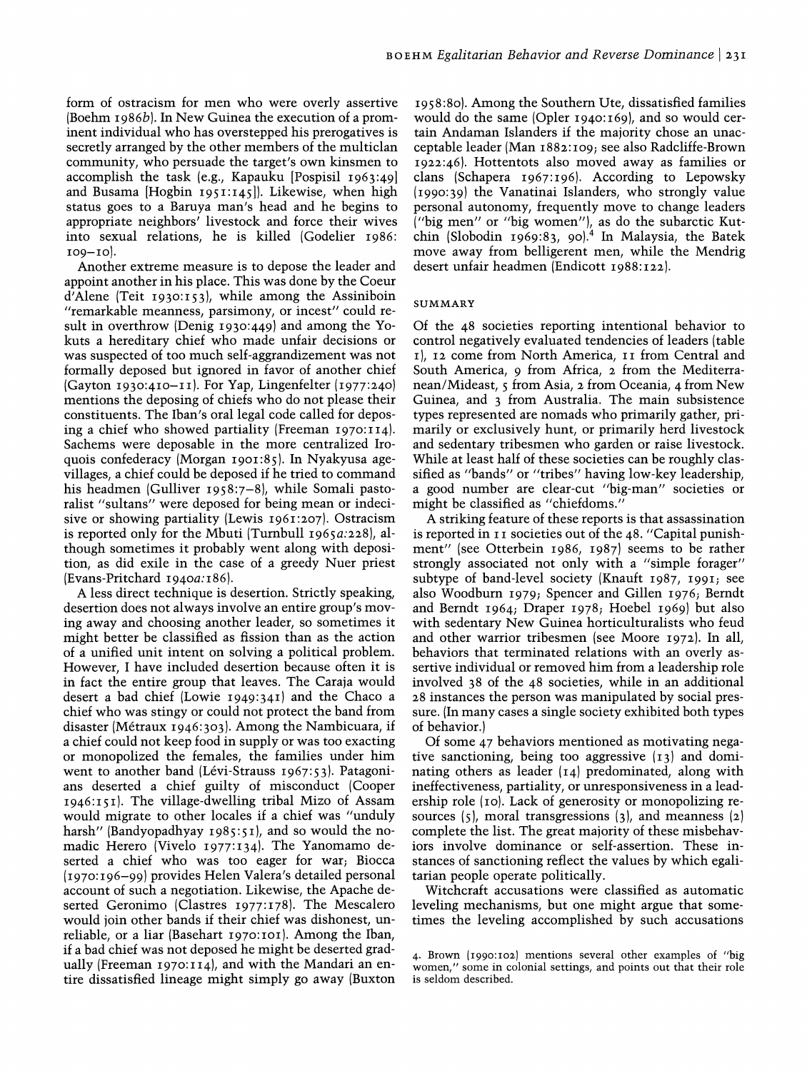form of ostracism for men who were overly assertive (Boehm 1986*b*). In New Guinea the execution of a prominent individual who has overstepped his prerogatives is secretly arranged by the other members of the multiclan community, who persuade the target's own kinsmen to accomplish the task (e.g., Kapauku [Pospisil 1963:49] and Busama [Hogbin 1951:145]). Likewise, when high status goes to a Baruya man's head and he begins to appropriate neighbors' livestock and force their wives into sexual relations, he is killed (Godelier 1986: 109–10).

Another extreme measure is to depose the leader and appoint another in his place. This was done by the Coeur d'Alene (Teit 1930:153), while among the Assiniboin "remarkable meanness, parsimony, or incest" could result in overthrow (Denig 1930:449) and among the Yokuts a hereditary chief who made unfair decisions or was suspected of too much self-aggrandizement was not formally deposed but ignored in favor of another chief (Gayton 1930:410–11). For Yap, Lingenfelter (1977:240) mentions the deposing of chiefs who do not please their constituents. The Iban's oral legal code called for deposing a chief who showed partiality (Freeman 1970:114). Sachems were deposable in the more centralized Iroquois confederacy (Morgan 1901:85). In Nyakyusa age-villages, a chief could be deposed if he tried to command his headmen (Gulliver 1958:7–8), while Somali pastoralist "sultans" were deposed for being mean or indecisive or showing partiality (Lewis 1961:207). Ostracism is reported only for the Mbuti (Turnbull 1965*a*:228), although sometimes it probably went along with deposition, as did exile in the case of a greedy Nuer priest (Evans-Pritchard 1940*a*:186).

A less direct technique is desertion. Strictly speaking, desertion does not always involve an entire group's moving away and choosing another leader, so sometimes it might better be classified as fission than as the action of a unified unit intent on solving a political problem. However, I have included desertion because often it is in fact the entire group that leaves. The Caraja would desert a bad chief (Lowie 1949:341) and the Chaco a chief who was stingy or could not protect the band from disaster (Métraux 1946:303). Among the Nambicuara, if a chief could not keep food in supply or was too exacting or monopolized the females, the families under him went to another band (Lévi-Strauss 1967:53). Patagonians deserted a chief guilty of misconduct (Cooper 1946:151). The village-dwelling tribal Mizo of Assam would migrate to other locales if a chief was "unduly harsh" (Bandyopadhyay 1985:51), and so would the nomadic Herero (Vivelo 1977:134). The Yanomamo deserted a chief who was too eager for war; Biocca (1970:196–99) provides Helen Valera's detailed personal account of such a negotiation. Likewise, the Apache deserted Geronimo (Clastres 1977:178). The Mescalero would join other bands if their chief was dishonest, unreliable, or a liar (Basehart 1970:101). Among the Iban, if a bad chief was not deposed he might be deserted gradually (Freeman 1970:114), and with the Mandari an entire dissatisfied lineage might simply go away (Buxton 1958:80). Among the Southern Ute, dissatisfied families would do the same (Opler 1940:169), and so would certain Andaman Islanders if the majority chose an unacceptable leader (Man 1882:109; see also Radcliffe-Brown 1922:46). Hottentots also moved away as families or clans (Schapera 1967:196). According to Lepowsky (1990:39) the Vanatinai Islanders, who strongly value personal autonomy, frequently move to change leaders ("big men" or "big women"), as do the subarctic Kutchin (Slobodin 1969:83, 90).[4] In Malaysia, the Batek move away from belligerent men, while the Mendrig desert unfair headmen (Endicott 1988:122).

## SUMMARY

Of the 48 societies reporting intentional behavior to control negatively evaluated tendencies of leaders (table 1), 12 come from North America, 11 from Central and South America, 9 from Africa, 2 from the Mediterranean/Mideast, 5 from Asia, 2 from Oceania, 4 from New Guinea, and 3 from Australia. The main subsistence types represented are nomads who primarily gather, primarily or exclusively hunt, or primarily herd livestock and sedentary tribesmen who garden or raise livestock. While at least half of these societies can be roughly classified as "bands" or "tribes" having low-key leadership, a good number are clear-cut "big-man" societies or might be classified as "chiefdoms."

A striking feature of these reports is that assassination is reported in 11 societies out of the 48. "Capital punishment" (see Otterbein 1986, 1987) seems to be rather strongly associated not only with a "simple forager" subtype of band-level society (Knauft 1987, 1991; see also Woodburn 1979; Spencer and Gillen 1976; Berndt and Berndt 1964; Draper 1978; Hoebel 1969) but also with sedentary New Guinea horticulturalists who feud and other warrior tribesmen (see Moore 1972). In all, behaviors that terminated relations with an overly assertive individual or removed him from a leadership role involved 38 of the 48 societies, while in an additional 28 instances the person was manipulated by social pressure. (In many cases a single society exhibited both types of behavior.)

Of some 47 behaviors mentioned as motivating negative sanctioning, being too aggressive (13) and dominating others as leader (14) predominated, along with ineffectiveness, partiality, or unresponsiveness in a leadership role (10). Lack of generosity or monopolizing resources (5), moral transgressions (3), and meanness (2) complete the list. The great majority of these misbehaviors involve dominance or self-assertion. These instances of sanctioning reflect the values by which egalitarian people operate politically.

Witchcraft accusations were classified as automatic leveling mechanisms, but one might argue that sometimes the leveling accomplished by such accusations

4. Brown (1990:102) mentions several other examples of "big women," some in colonial settings, and points out that their role is seldom described.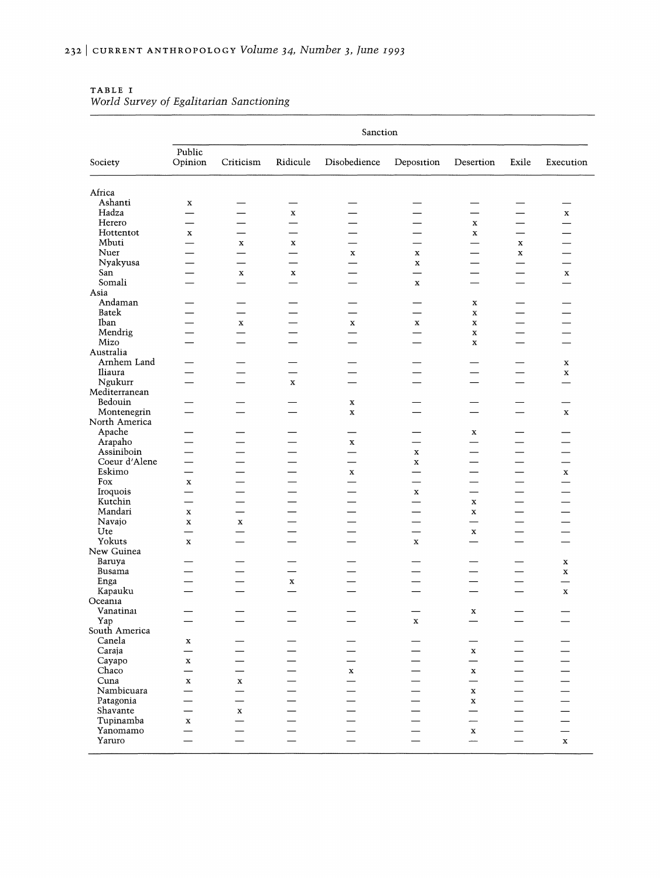TABLE 1

*World Survey of Egalitarian Sanctioning*

| Society | Sanction | | | | | | | |
|---|---|---|---|---|---|---|---|---|
| | Public Opinion | Criticism | Ridicule | Disobedience | Deposition | Desertion | Exile | Execution |
| Africa | | | | | | | | |
| Ashanti | x | — | — | — | — | — | — | — |
| Hadza | — | — | x | — | — | — | — | x |
| Herero | — | — | — | — | — | x | — | — |
| Hottentot | x | — | — | — | — | x | — | — |
| Mbuti | — | x | x | — | — | — | x | — |
| Nuer | — | — | — | x | x | — | x | — |
| Nyakyusa | — | — | — | — | x | — | — | — |
| San | — | x | x | — | — | — | — | x |
| Somali | — | — | — | — | x | — | — | — |
| Asia | | | | | | | | |
| Andaman | — | — | — | — | — | x | — | — |
| Batek | — | — | — | — | — | x | — | — |
| Iban | — | x | — | x | x | x | — | — |
| Mendrig | — | — | — | — | — | x | — | — |
| Mizo | — | — | — | — | — | x | — | — |
| Australia | | | | | | | | |
| Arnhem Land | — | — | — | — | — | — | — | x |
| Iliaura | — | — | — | — | — | — | — | x |
| Ngukurr | — | — | x | — | — | — | — | — |
| Mediterranean | | | | | | | | |
| Bedouin | — | — | — | x | — | — | — | — |
| Montenegrin | — | — | — | x | — | — | — | x |
| North America | | | | | | | | |
| Apache | — | — | — | — | — | x | — | — |
| Arapaho | — | — | — | x | — | — | — | — |
| Assiniboin | — | — | — | — | x | — | — | — |
| Coeur d'Alene | — | — | — | — | x | — | — | — |
| Eskimo | — | — | — | x | — | — | — | x |
| Fox | x | — | — | — | — | — | — | — |
| Iroquois | — | — | — | — | x | — | — | — |
| Kutchin | — | — | — | — | — | x | — | — |
| Mandari | x | — | — | — | — | x | — | — |
| Navajo | x | x | — | — | — | — | — | — |
| Ute | — | — | — | — | — | x | — | — |
| Yokuts | x | — | — | — | x | — | — | — |
| New Guinea | | | | | | | | |
| Baruya | — | — | — | — | — | — | — | x |
| Busama | — | — | — | — | — | — | — | x |
| Enga | — | — | x | — | — | — | — | — |
| Kapauku | — | — | — | — | — | — | — | x |
| Oceania | | | | | | | | |
| Vanatinai | — | — | — | — | — | x | — | — |
| Yap | — | — | — | — | x | — | — | — |
| South America | | | | | | | | |
| Canela | x | — | — | — | — | — | — | — |
| Caraja | — | — | — | — | — | x | — | — |
| Cayapo | x | — | — | — | — | — | — | — |
| Chaco | — | — | — | x | — | x | — | — |
| Cuna | x | x | — | — | — | — | — | — |
| Nambicuara | — | — | — | — | — | x | — | — |
| Patagonia | — | — | — | — | — | x | — | — |
| Shavante | — | x | — | — | — | — | — | — |
| Tupinamba | x | — | — | — | — | — | — | — |
| Yanomamo | — | — | — | — | — | x | — | — |
| Yaruro | — | — | — | — | — | — | — | x |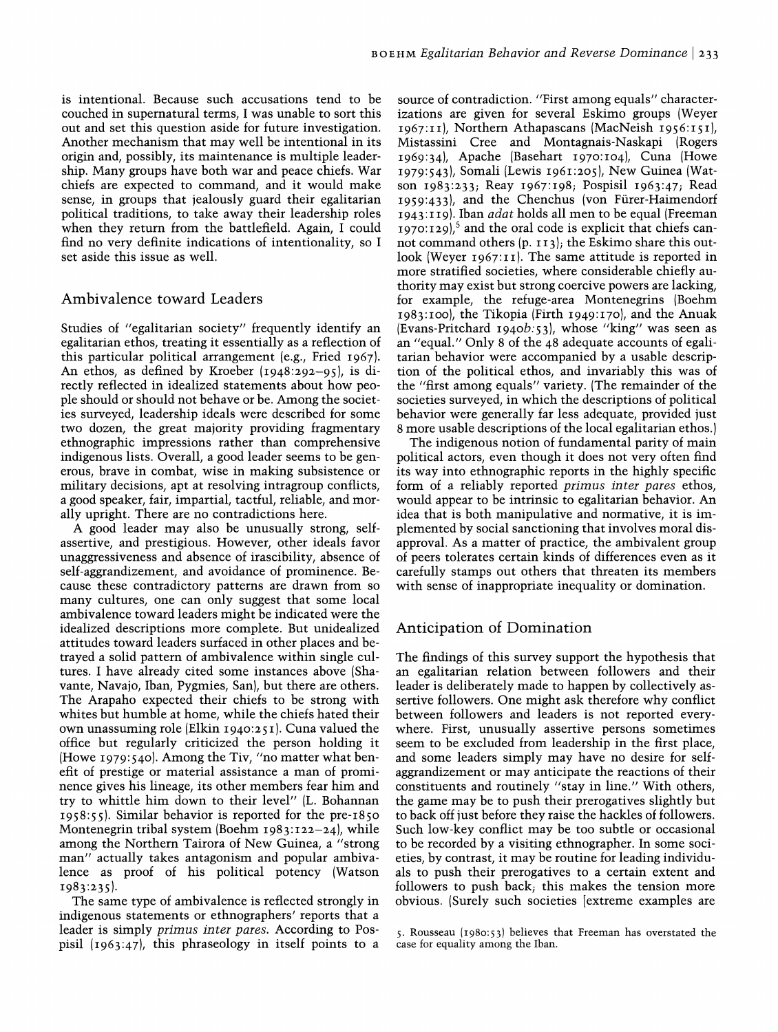is intentional. Because such accusations tend to be couched in supernatural terms, I was unable to sort this out and set this question aside for future investigation. Another mechanism that may well be intentional in its origin and, possibly, its maintenance is multiple leadership. Many groups have both war and peace chiefs. War chiefs are expected to command, and it would make sense, in groups that jealously guard their egalitarian political traditions, to take away their leadership roles when they return from the battlefield. Again, I could find no very definite indications of intentionality, so I set aside this issue as well.

## Ambivalence toward Leaders

Studies of "egalitarian society" frequently identify an egalitarian ethos, treating it essentially as a reflection of this particular political arrangement (e.g., Fried 1967). An ethos, as defined by Kroeber (1948:292–95), is directly reflected in idealized statements about how people should or should not behave or be. Among the societies surveyed, leadership ideals were described for some two dozen, the great majority providing fragmentary ethnographic impressions rather than comprehensive indigenous lists. Overall, a good leader seems to be generous, brave in combat, wise in making subsistence or military decisions, apt at resolving intragroup conflicts, a good speaker, fair, impartial, tactful, reliable, and morally upright. There are no contradictions here.

A good leader may also be unusually strong, self-assertive, and prestigious. However, other ideals favor unaggressiveness and absence of irascibility, absence of self-aggrandizement, and avoidance of prominence. Because these contradictory patterns are drawn from so many cultures, one can only suggest that some local ambivalence toward leaders might be indicated were the idealized descriptions more complete. But unidealized attitudes toward leaders surfaced in other places and betrayed a solid pattern of ambivalence within single cultures. I have already cited some instances above (Shavante, Navajo, Iban, Pygmies, San), but there are others. The Arapaho expected their chiefs to be strong with whites but humble at home, while the chiefs hated their own unassuming role (Elkin 1940:251). Cuna valued the office but regularly criticized the person holding it (Howe 1979:540). Among the Tiv, "no matter what benefit of prestige or material assistance a man of prominence gives his lineage, its other members fear him and try to whittle him down to their level" (L. Bohannan 1958:55). Similar behavior is reported for the pre-1850 Montenegrin tribal system (Boehm 1983:122–24), while among the Northern Tairora of New Guinea, a "strong man" actually takes antagonism and popular ambivalence as proof of his political potency (Watson 1983:235).

The same type of ambivalence is reflected strongly in indigenous statements or ethnographers' reports that a leader is simply *primus inter pares*. According to Pospisil (1963:47), this phraseology in itself points to a source of contradiction. "First among equals" characterizations are given for several Eskimo groups (Weyer 1967:11), Northern Athapascans (MacNeish 1956:151), Mistassini Cree and Montagnais-Naskapi (Rogers 1969:34), Apache (Basehart 1970:104), Cuna (Howe 1979:543), Somali (Lewis 1961:205), New Guinea (Watson 1983:233; Reay 1967:198; Pospisil 1963:47; Read 1959:433), and the Chenchus (von Fürer-Haimendorf 1943:119). Iban *adat* holds all men to be equal (Freeman 1970:129),[5] and the oral code is explicit that chiefs cannot command others (p. 113); the Eskimo share this outlook (Weyer 1967:11). The same attitude is reported in more stratified societies, where considerable chiefly authority may exist but strong coercive powers are lacking, for example, the refuge-area Montenegrins (Boehm 1983:100), the Tikopia (Firth 1949:170), and the Anuak (Evans-Pritchard 1940*b*:53), whose "king" was seen as an "equal." Only 8 of the 48 adequate accounts of egalitarian behavior were accompanied by a usable description of the political ethos, and invariably this was of the "first among equals" variety. (The remainder of the societies surveyed, in which the descriptions of political behavior were generally far less adequate, provided just 8 more usable descriptions of the local egalitarian ethos.)

The indigenous notion of fundamental parity of main political actors, even though it does not very often find its way into ethnographic reports in the highly specific form of a reliably reported *primus inter pares* ethos, would appear to be intrinsic to egalitarian behavior. An idea that is both manipulative and normative, it is implemented by social sanctioning that involves moral disapproval. As a matter of practice, the ambivalent group of peers tolerates certain kinds of differences even as it carefully stamps out others that threaten its members with sense of inappropriate inequality or domination.

## Anticipation of Domination

The findings of this survey support the hypothesis that an egalitarian relation between followers and their leader is deliberately made to happen by collectively assertive followers. One might ask therefore why conflict between followers and leaders is not reported everywhere. First, unusually assertive persons sometimes seem to be excluded from leadership in the first place, and some leaders simply may have no desire for self-aggrandizement or may anticipate the reactions of their constituents and routinely "stay in line." With others, the game may be to push their prerogatives slightly but to back off just before they raise the hackles of followers. Such low-key conflict may be too subtle or occasional to be recorded by a visiting ethnographer. In some societies, by contrast, it may be routine for leading individuals to push their prerogatives to a certain extent and followers to push back; this makes the tension more obvious. (Surely such societies [extreme examples are

5. Rousseau (1980:53) believes that Freeman has overstated the case for equality among the Iban.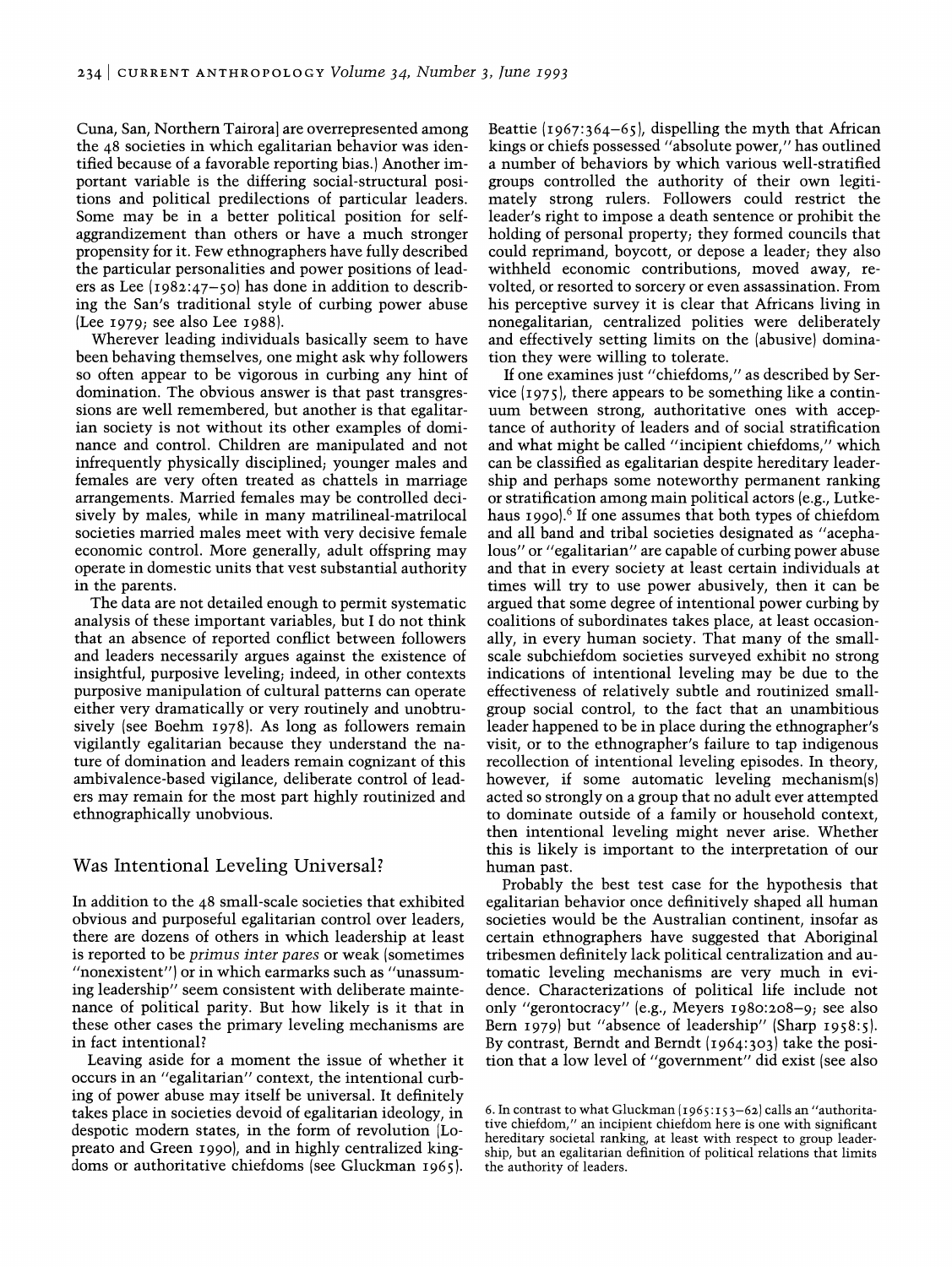Cuna, San, Northern Tairora] are overrepresented among the 48 societies in which egalitarian behavior was identified because of a favorable reporting bias.) Another important variable is the differing social-structural positions and political predilections of particular leaders. Some may be in a better political position for self-aggrandizement than others or have a much stronger propensity for it. Few ethnographers have fully described the particular personalities and power positions of leaders as Lee (1982:47–50) has done in addition to describing the San's traditional style of curbing power abuse (Lee 1979; see also Lee 1988).

Wherever leading individuals basically seem to have been behaving themselves, one might ask why followers so often appear to be vigorous in curbing any hint of domination. The obvious answer is that past transgressions are well remembered, but another is that egalitarian society is not without its other examples of dominance and control. Children are manipulated and not infrequently physically disciplined; younger males and females are very often treated as chattels in marriage arrangements. Married females may be controlled decisively by males, while in many matrilineal-matrilocal societies married males meet with very decisive female economic control. More generally, adult offspring may operate in domestic units that vest substantial authority in the parents.

The data are not detailed enough to permit systematic analysis of these important variables, but I do not think that an absence of reported conflict between followers and leaders necessarily argues against the existence of insightful, purposive leveling; indeed, in other contexts purposive manipulation of cultural patterns can operate either very dramatically or very routinely and unobtrusively (see Boehm 1978). As long as followers remain vigilantly egalitarian because they understand the nature of domination and leaders remain cognizant of this ambivalence-based vigilance, deliberate control of leaders may remain for the most part highly routinized and ethnographically unobvious.

## Was Intentional Leveling Universal?

In addition to the 48 small-scale societies that exhibited obvious and purposeful egalitarian control over leaders, there are dozens of others in which leadership at least is reported to be *primus inter pares* (sometimes "nonexistent") or in which earmarks such as "unassuming leadership" seem consistent with deliberate maintenance of political parity. But how likely is it that in these other cases the primary leveling mechanisms are in fact intentional?

Leaving aside for a moment the issue of whether it occurs in an "egalitarian" context, the intentional curbing of power abuse may itself be universal. It definitely takes place in societies devoid of egalitarian ideology, in despotic modern states, in the form of revolution (Lopreato and Green 1990), and in highly centralized kingdoms or authoritative chiefdoms (see Gluckman 1965). Beattie (1967:364–65), dispelling the myth that African kings or chiefs possessed "absolute power," has outlined a number of behaviors by which various well-stratified groups controlled the authority of their own legitimately strong rulers. Followers could restrict the leader's right to impose a death sentence or prohibit the holding of personal property; they formed councils that could reprimand, boycott, or depose a leader; they also withheld economic contributions, moved away, revolted, or resorted to sorcery or even assassination. From his perceptive survey it is clear that Africans living in nonegalitarian, centralized polities were deliberately and effectively setting limits on the (abusive) domination they were willing to tolerate.

If one examines just "chiefdoms," as described by Service (1975), there appears to be something like a continuum between strong, authoritative ones with acceptance of authority of leaders and of social stratification and what might be called "incipient chiefdoms," which can be classified as egalitarian despite hereditary leadership and perhaps some noteworthy permanent ranking or stratification among main political actors (e.g., Lutkehaus 1990).[6] If one assumes that both types of chiefdom and all band and tribal societies designated as "acephalous" or "egalitarian" are capable of curbing power abuse and that in every society at least certain individuals at times will try to use power abusively, then it can be argued that some degree of intentional power curbing by coalitions of subordinates takes place, at least occasionally, in every human society. That many of the small-scale subchiefdom societies surveyed exhibit no strong indications of intentional leveling may be due to the effectiveness of relatively subtle and routinized small-group social control, to the fact that an unambitious leader happened to be in place during the ethnographer's visit, or to the ethnographer's failure to tap indigenous recollection of intentional leveling episodes. In theory, however, if some automatic leveling mechanism(s) acted so strongly on a group that no adult ever attempted to dominate outside of a family or household context, then intentional leveling might never arise. Whether this is likely is important to the interpretation of our human past.

Probably the best test case for the hypothesis that egalitarian behavior once definitively shaped all human societies would be the Australian continent, insofar as certain ethnographers have suggested that Aboriginal tribesmen definitely lack political centralization and automatic leveling mechanisms are very much in evidence. Characterizations of political life include not only "gerontocracy" (e.g., Meyers 1980:208–9; see also Bern 1979) but "absence of leadership" (Sharp 1958:5). By contrast, Berndt and Berndt (1964:303) take the position that a low level of "government" did exist (see also

6. In contrast to what Gluckman (1965:153–62) calls an "authoritative chiefdom," an incipient chiefdom here is one with significant hereditary societal ranking, at least with respect to group leadership, but an egalitarian definition of political relations that limits the authority of leaders.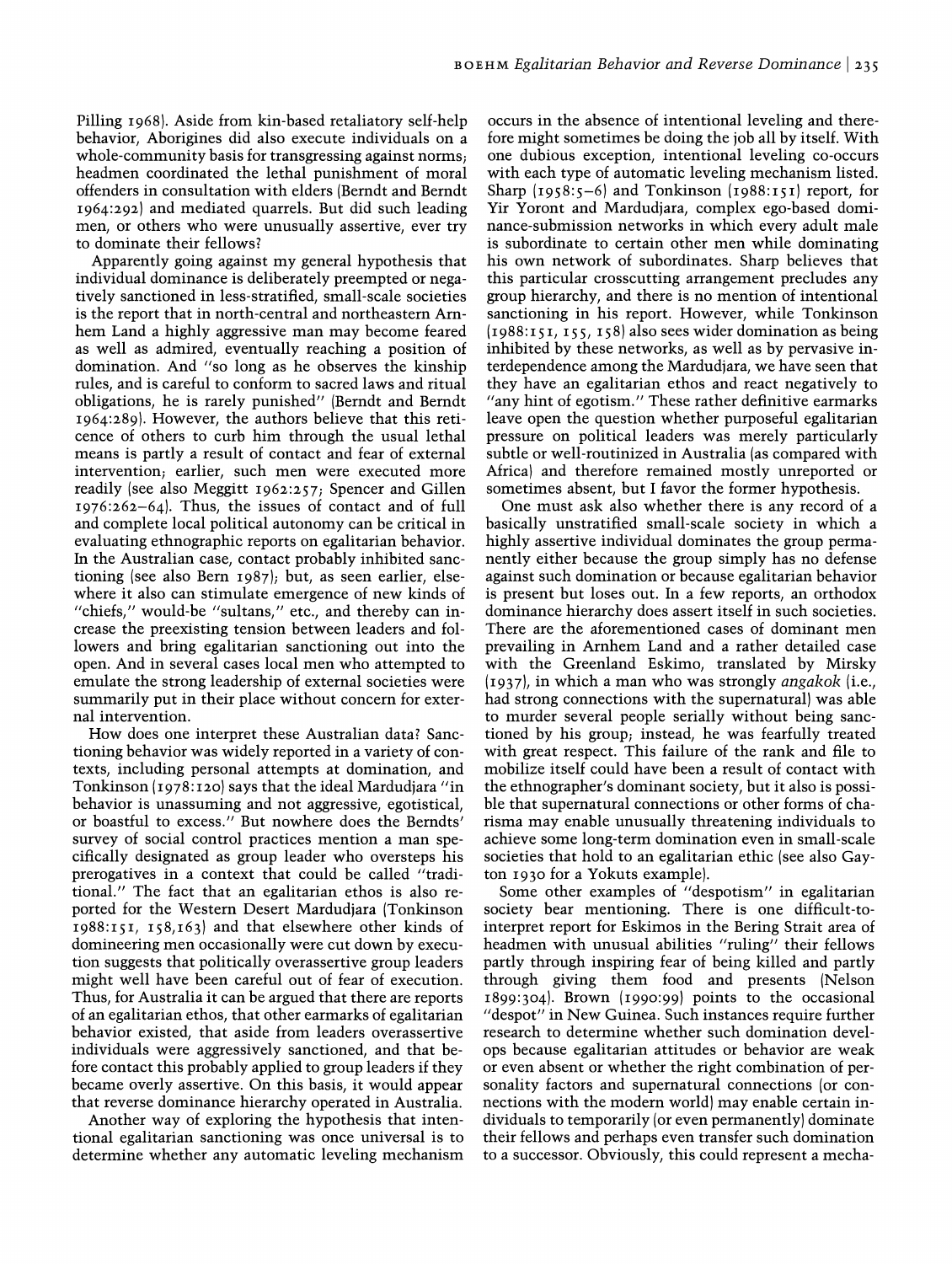Pilling 1968). Aside from kin-based retaliatory self-help behavior, Aborigines did also execute individuals on a whole-community basis for transgressing against norms; headmen coordinated the lethal punishment of moral offenders in consultation with elders (Berndt and Berndt 1964:292) and mediated quarrels. But did such leading men, or others who were unusually assertive, ever try to dominate their fellows?

Apparently going against my general hypothesis that individual dominance is deliberately preempted or negatively sanctioned in less-stratified, small-scale societies is the report that in north-central and northeastern Arnhem Land a highly aggressive man may become feared as well as admired, eventually reaching a position of domination. And "so long as he observes the kinship rules, and is careful to conform to sacred laws and ritual obligations, he is rarely punished" (Berndt and Berndt 1964:289). However, the authors believe that this reticence of others to curb him through the usual lethal means is partly a result of contact and fear of external intervention; earlier, such men were executed more readily (see also Meggitt 1962:257; Spencer and Gillen 1976:262–64). Thus, the issues of contact and of full and complete local political autonomy can be critical in evaluating ethnographic reports on egalitarian behavior. In the Australian case, contact probably inhibited sanctioning (see also Bern 1987); but, as seen earlier, elsewhere it also can stimulate emergence of new kinds of "chiefs," would-be "sultans," etc., and thereby can increase the preexisting tension between leaders and followers and bring egalitarian sanctioning out into the open. And in several cases local men who attempted to emulate the strong leadership of external societies were summarily put in their place without concern for external intervention.

How does one interpret these Australian data? Sanctioning behavior was widely reported in a variety of contexts, including personal attempts at domination, and Tonkinson (1978:120) says that the ideal Mardudjara "in behavior is unassuming and not aggressive, egotistical, or boastful to excess." But nowhere does the Berndts' survey of social control practices mention a man specifically designated as group leader who oversteps his prerogatives in a context that could be called "traditional." The fact that an egalitarian ethos is also reported for the Western Desert Mardudjara (Tonkinson 1988:151, 158,163) and that elsewhere other kinds of domineering men occasionally were cut down by execution suggests that politically overassertive group leaders might well have been careful out of fear of execution. Thus, for Australia it can be argued that there are reports of an egalitarian ethos, that other earmarks of egalitarian behavior existed, that aside from leaders overassertive individuals were aggressively sanctioned, and that before contact this probably applied to group leaders if they became overly assertive. On this basis, it would appear that reverse dominance hierarchy operated in Australia.

Another way of exploring the hypothesis that intentional egalitarian sanctioning was once universal is to determine whether any automatic leveling mechanism occurs in the absence of intentional leveling and therefore might sometimes be doing the job all by itself. With one dubious exception, intentional leveling co-occurs with each type of automatic leveling mechanism listed. Sharp (1958:5–6) and Tonkinson (1988:151) report, for Yir Yoront and Mardudjara, complex ego-based dominance-submission networks in which every adult male is subordinate to certain other men while dominating his own network of subordinates. Sharp believes that this particular crosscutting arrangement precludes any group hierarchy, and there is no mention of intentional sanctioning in his report. However, while Tonkinson (1988:151, 155, 158) also sees wider domination as being inhibited by these networks, as well as by pervasive interdependence among the Mardudjara, we have seen that they have an egalitarian ethos and react negatively to "any hint of egotism." These rather definitive earmarks leave open the question whether purposeful egalitarian pressure on political leaders was merely particularly subtle or well-routinized in Australia (as compared with Africa) and therefore remained mostly unreported or sometimes absent, but I favor the former hypothesis.

One must ask also whether there is any record of a basically unstratified small-scale society in which a highly assertive individual dominates the group permanently either because the group simply has no defense against such domination or because egalitarian behavior is present but loses out. In a few reports, an orthodox dominance hierarchy does assert itself in such societies. There are the aforementioned cases of dominant men prevailing in Arnhem Land and a rather detailed case with the Greenland Eskimo, translated by Mirsky (1937), in which a man who was strongly *angakok* (i.e., had strong connections with the supernatural) was able to murder several people serially without being sanctioned by his group; instead, he was fearfully treated with great respect. This failure of the rank and file to mobilize itself could have been a result of contact with the ethnographer's dominant society, but it also is possible that supernatural connections or other forms of charisma may enable unusually threatening individuals to achieve some long-term domination even in small-scale societies that hold to an egalitarian ethic (see also Gayton 1930 for a Yokuts example).

Some other examples of "despotism" in egalitarian society bear mentioning. There is one difficult-to-interpret report for Eskimos in the Bering Strait area of headmen with unusual abilities "ruling" their fellows partly through inspiring fear of being killed and partly through giving them food and presents (Nelson 1899:304). Brown (1990:99) points to the occasional "despot" in New Guinea. Such instances require further research to determine whether such domination develops because egalitarian attitudes or behavior are weak or even absent or whether the right combination of personality factors and supernatural connections (or connections with the modern world) may enable certain individuals to temporarily (or even permanently) dominate their fellows and perhaps even transfer such domination to a successor. Obviously, this could represent a mecha-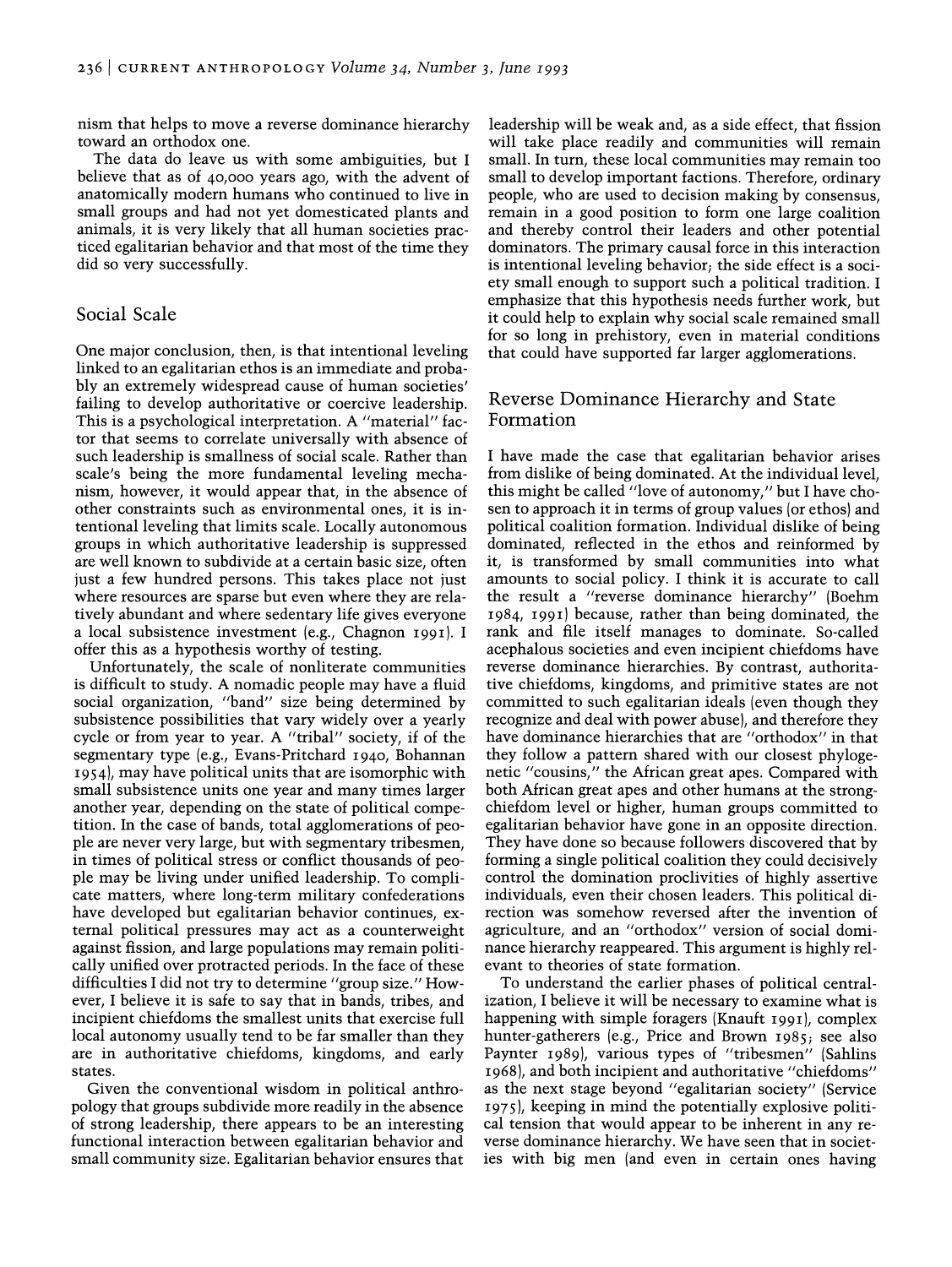nism that helps to move a reverse dominance hierarchy toward an orthodox one.

The data do leave us with some ambiguities, but I believe that as of 40,000 years ago, with the advent of anatomically modern humans who continued to live in small groups and had not yet domesticated plants and animals, it is very likely that all human societies practiced egalitarian behavior and that most of the time they did so very successfully.

## Social Scale

One major conclusion, then, is that intentional leveling linked to an egalitarian ethos is an immediate and probably an extremely widespread cause of human societies' failing to develop authoritative or coercive leadership. This is a psychological interpretation. A "material" factor that seems to correlate universally with absence of such leadership is smallness of social scale. Rather than scale's being the more fundamental leveling mechanism, however, it would appear that, in the absence of other constraints such as environmental ones, it is intentional leveling that limits scale. Locally autonomous groups in which authoritative leadership is suppressed are well known to subdivide at a certain basic size, often just a few hundred persons. This takes place not just where resources are sparse but even where they are relatively abundant and where sedentary life gives everyone a local subsistence investment (e.g., Chagnon 1991). I offer this as a hypothesis worthy of testing.

Unfortunately, the scale of nonliterate communities is difficult to study. A nomadic people may have a fluid social organization, "band" size being determined by subsistence possibilities that vary widely over a yearly cycle or from year to year. A "tribal" society, if of the segmentary type (e.g., Evans-Pritchard 1940, Bohannan 1954), may have political units that are isomorphic with small subsistence units one year and many times larger another year, depending on the state of political competition. In the case of bands, total agglomerations of people are never very large, but with segmentary tribesmen, in times of political stress or conflict thousands of people may be living under unified leadership. To complicate matters, where long-term military confederations have developed but egalitarian behavior continues, external political pressures may act as a counterweight against fission, and large populations may remain politically unified over protracted periods. In the face of these difficulties I did not try to determine "group size." However, I believe it is safe to say that in bands, tribes, and incipient chiefdoms the smallest units that exercise full local autonomy usually tend to be far smaller than they are in authoritative chiefdoms, kingdoms, and early states.

Given the conventional wisdom in political anthropology that groups subdivide more readily in the absence of strong leadership, there appears to be an interesting functional interaction between egalitarian behavior and small community size. Egalitarian behavior ensures that leadership will be weak and, as a side effect, that fission will take place readily and communities will remain small. In turn, these local communities may remain too small to develop important factions. Therefore, ordinary people, who are used to decision making by consensus, remain in a good position to form one large coalition and thereby control their leaders and other potential dominators. The primary causal force in this interaction is intentional leveling behavior; the side effect is a society small enough to support such a political tradition. I emphasize that this hypothesis needs further work, but it could help to explain why social scale remained small for so long in prehistory, even in material conditions that could have supported far larger agglomerations.

## Reverse Dominance Hierarchy and State Formation

I have made the case that egalitarian behavior arises from dislike of being dominated. At the individual level, this might be called "love of autonomy," but I have chosen to approach it in terms of group values (or ethos) and political coalition formation. Individual dislike of being dominated, reflected in the ethos and reinforced by it, is transformed by small communities into what amounts to social policy. I think it is accurate to call the result a "reverse dominance hierarchy" (Boehm 1984, 1991) because, rather than being dominated, the rank and file itself manages to dominate. So-called acephalous societies and even incipient chiefdoms have reverse dominance hierarchies. By contrast, authoritative chiefdoms, kingdoms, and primitive states are not committed to such egalitarian ideals (even though they recognize and deal with power abuse), and therefore they have dominance hierarchies that are "orthodox" in that they follow a pattern shared with our closest phylogenetic "cousins," the African great apes. Compared with both African great apes and other humans at the strong-chiefdom level or higher, human groups committed to egalitarian behavior have gone in an opposite direction. They have done so because followers discovered that by forming a single political coalition they could decisively control the domination proclivities of highly assertive individuals, even their chosen leaders. This political direction was somehow reversed after the invention of agriculture, and an "orthodox" version of social dominance hierarchy reappeared. This argument is highly relevant to theories of state formation.

To understand the earlier phases of political centralization, I believe it will be necessary to examine what is happening with simple foragers (Knauft 1991), complex hunter-gatherers (e.g., Price and Brown 1985; see also Paynter 1989), various types of "tribesmen" (Sahlins 1968), and both incipient and authoritative "chiefdoms" as the next stage beyond "egalitarian society" (Service 1975), keeping in mind the potentially explosive political tension that would appear to be inherent in any reverse dominance hierarchy. We have seen that in societies with big men (and even in certain ones having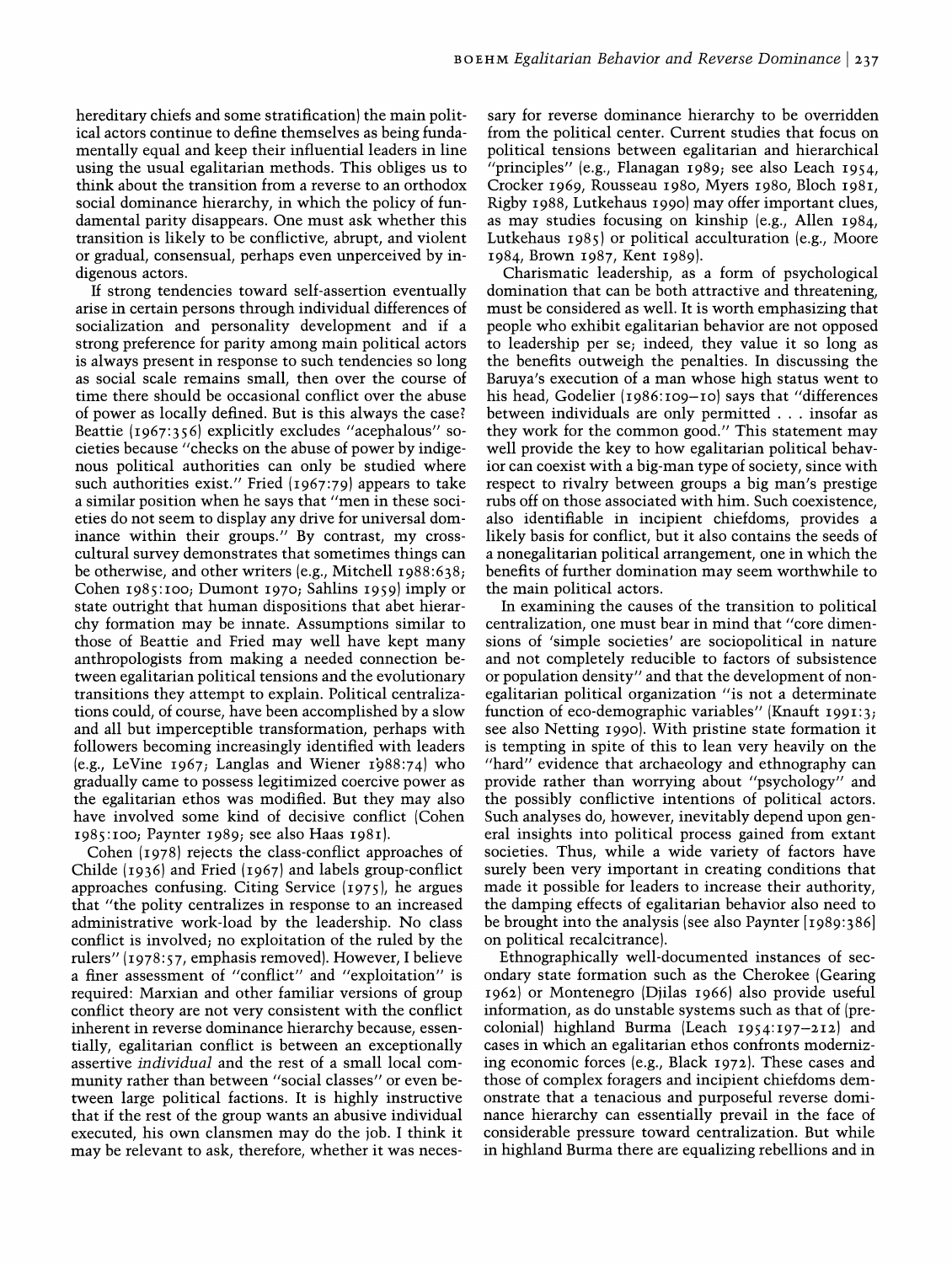hereditary chiefs and some stratification) the main political actors continue to define themselves as being fundamentally equal and keep their influential leaders in line using the usual egalitarian methods. This obliges us to think about the transition from a reverse to an orthodox social dominance hierarchy, in which the policy of fundamental parity disappears. One must ask whether this transition is likely to be conflictive, abrupt, and violent or gradual, consensual, perhaps even unperceived by indigenous actors.

If strong tendencies toward self-assertion eventually arise in certain persons through individual differences of socialization and personality development and if a strong preference for parity among main political actors is always present in response to such tendencies so long as social scale remains small, then over the course of time there should be occasional conflict over the abuse of power as locally defined. But is this always the case? Beattie (1967:356) explicitly excludes "acephalous" societies because "checks on the abuse of power by indigenous political authorities can only be studied where such authorities exist." Fried (1967:79) appears to take a similar position when he says that "men in these societies do not seem to display any drive for universal dominance within their groups." By contrast, my cross-cultural survey demonstrates that sometimes things can be otherwise, and other writers (e.g., Mitchell 1988:638; Cohen 1985:100; Dumont 1970; Sahlins 1959) imply or state outright that human dispositions that abet hierarchy formation may be innate. Assumptions similar to those of Beattie and Fried may well have kept many anthropologists from making a needed connection between egalitarian political tensions and the evolutionary transitions they attempt to explain. Political centralizations could, of course, have been accomplished by a slow and all but imperceptible transformation, perhaps with followers becoming increasingly identified with leaders (e.g., LeVine 1967; Langlas and Wiener 1988:74) who gradually came to possess legitimized coercive power as the egalitarian ethos was modified. But they may also have involved some kind of decisive conflict (Cohen 1985:100; Paynter 1989; see also Haas 1981).

Cohen (1978) rejects the class-conflict approaches of Childe (1936) and Fried (1967) and labels group-conflict approaches confusing. Citing Service (1975), he argues that "the polity centralizes in response to an increased administrative work-load by the leadership. No class conflict is involved; no exploitation of the ruled by the rulers" (1978:57, emphasis removed). However, I believe a finer assessment of "conflict" and "exploitation" is required: Marxian and other familiar versions of group conflict theory are not very consistent with the conflict inherent in reverse dominance hierarchy because, essentially, egalitarian conflict is between an exceptionally assertive *individual* and the rest of a small local community rather than between "social classes" or even between large political factions. It is highly instructive that if the rest of the group wants an abusive individual executed, his own clansmen may do the job. I think it may be relevant to ask, therefore, whether it was necessary for reverse dominance hierarchy to be overridden from the political center. Current studies that focus on political tensions between egalitarian and hierarchical "principles" (e.g., Flanagan 1989; see also Leach 1954, Crocker 1969, Rousseau 1980, Myers 1980, Bloch 1981, Rigby 1988, Lutkehaus 1990) may offer important clues, as may studies focusing on kinship (e.g., Allen 1984, Lutkehaus 1985) or political acculturation (e.g., Moore 1984, Brown 1987, Kent 1989).

Charismatic leadership, as a form of psychological domination that can be both attractive and threatening, must be considered as well. It is worth emphasizing that people who exhibit egalitarian behavior are not opposed to leadership per se; indeed, they value it so long as the benefits outweigh the penalties. In discussing the Baruya's execution of a man whose high status went to his head, Godelier (1986:109–10) says that "differences between individuals are only permitted . . . insofar as they work for the common good." This statement may well provide the key to how egalitarian political behavior can coexist with a big-man type of society, since with respect to rivalry between groups a big man's prestige rubs off on those associated with him. Such coexistence, also identifiable in incipient chiefdoms, provides a likely basis for conflict, but it also contains the seeds of a nonegalitarian political arrangement, one in which the benefits of further domination may seem worthwhile to the main political actors.

In examining the causes of the transition to political centralization, one must bear in mind that "core dimensions of 'simple societies' are sociopolitical in nature and not completely reducible to factors of subsistence or population density" and that the development of nonegalitarian political organization "is not a determinate function of eco-demographic variables" (Knauft 1991:3; see also Netting 1990). With pristine state formation it is tempting in spite of this to lean very heavily on the "hard" evidence that archaeology and ethnography can provide rather than worrying about "psychology" and the possibly conflictive intentions of political actors. Such analyses do, however, inevitably depend upon general insights into political process gained from extant societies. Thus, while a wide variety of factors have surely been very important in creating conditions that made it possible for leaders to increase their authority, the damping effects of egalitarian behavior also need to be brought into the analysis (see also Paynter [1989:386] on political recalcitrance).

Ethnographically well-documented instances of secondary state formation such as the Cherokee (Gearing 1962) or Montenegro (Djilas 1966) also provide useful information, as do unstable systems such as that of (precolonial) highland Burma (Leach 1954:197–212) and cases in which an egalitarian ethos confronts modernizing economic forces (e.g., Black 1972). These cases and those of complex foragers and incipient chiefdoms demonstrate that a tenacious and purposeful reverse dominance hierarchy can essentially prevail in the face of considerable pressure toward centralization. But while in highland Burma there are equalizing rebellions and in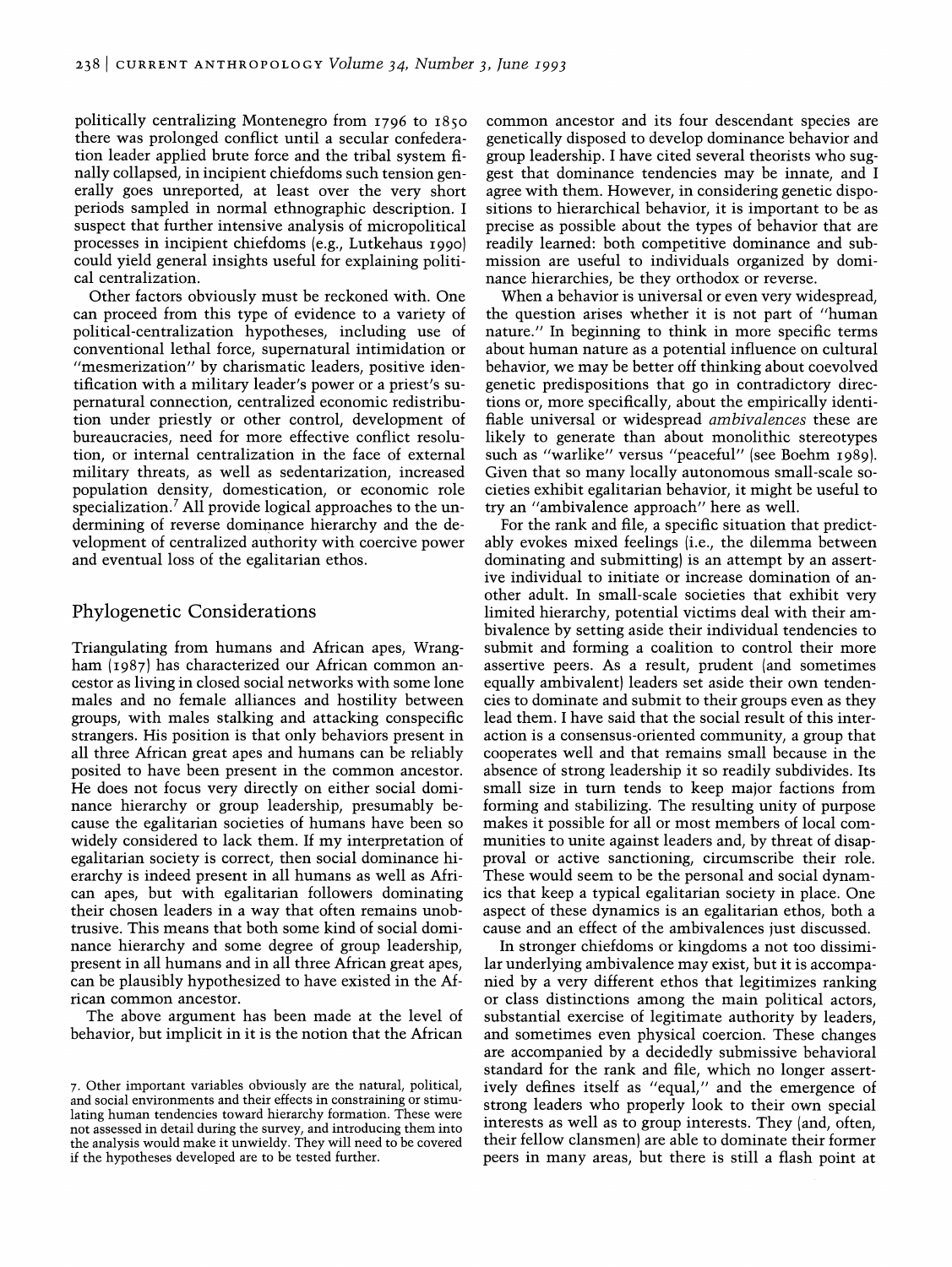politically centralizing Montenegro from 1796 to 1850 there was prolonged conflict until a secular confederation leader applied brute force and the tribal system finally collapsed, in incipient chiefdoms such tension generally goes unreported, at least over the very short periods sampled in normal ethnographic description. I suspect that further intensive analysis of micropolitical processes in incipient chiefdoms (e.g., Lutkehaus 1990) could yield general insights useful for explaining political centralization.

Other factors obviously must be reckoned with. One can proceed from this type of evidence to a variety of political-centralization hypotheses, including use of conventional lethal force, supernatural intimidation or "mesmerization" by charismatic leaders, positive identification with a military leader's power or a priest's supernatural connection, centralized economic redistribution under priestly or other control, development of bureaucracies, need for more effective conflict resolution, or internal centralization in the face of external military threats, as well as sedentarization, increased population density, domestication, or economic role specialization.[7] All provide logical approaches to the undermining of reverse dominance hierarchy and the development of centralized authority with coercive power and eventual loss of the egalitarian ethos.

## Phylogenetic Considerations

Triangulating from humans and African apes, Wrangham (1987) has characterized our African common ancestor as living in closed social networks with some lone males and no female alliances and hostility between groups, with males stalking and attacking conspecific strangers. His position is that only behaviors present in all three African great apes and humans can be reliably posited to have been present in the common ancestor. He does not focus very directly on either social dominance hierarchy or group leadership, presumably because the egalitarian societies of humans have been so widely considered to lack them. If my interpretation of egalitarian society is correct, then social dominance hierarchy is indeed present in all humans as well as African apes, but with egalitarian followers dominating their chosen leaders in a way that often remains unobtrusive. This means that both some kind of social dominance hierarchy and some degree of group leadership, present in all humans and in all three African great apes, can be plausibly hypothesized to have existed in the African common ancestor.

The above argument has been made at the level of behavior, but implicit in it is the notion that the African common ancestor and its four descendant species are genetically disposed to develop dominance behavior and group leadership. I have cited several theorists who suggest that dominance tendencies may be innate, and I agree with them. However, in considering genetic dispositions to hierarchical behavior, it is important to be as precise as possible about the types of behavior that are readily learned: both competitive dominance and submission are useful to individuals organized by dominance hierarchies, be they orthodox or reverse.

When a behavior is universal or even very widespread, the question arises whether it is not part of "human nature." In beginning to think in more specific terms about human nature as a potential influence on cultural behavior, we may be better off thinking about coevolved genetic predispositions that go in contradictory directions or, more specifically, about the empirically identifiable universal or widespread *ambivalences* these are likely to generate than about monolithic stereotypes such as "warlike" versus "peaceful" (see Boehm 1989). Given that so many locally autonomous small-scale societies exhibit egalitarian behavior, it might be useful to try an "ambivalence approach" here as well.

For the rank and file, a specific situation that predictably evokes mixed feelings (i.e., the dilemma between dominating and submitting) is an attempt by an assertive individual to initiate or increase domination of another adult. In small-scale societies that exhibit very limited hierarchy, potential victims deal with their ambivalence by setting aside their individual tendencies to submit and forming a coalition to control their more assertive peers. As a result, prudent (and sometimes equally ambivalent) leaders set aside their own tendencies to dominate and submit to their groups even as they lead them. I have said that the social result of this interaction is a consensus-oriented community, a group that cooperates well and that remains small because in the absence of strong leadership it so readily subdivides. Its small size in turn tends to keep major factions from forming and stabilizing. The resulting unity of purpose makes it possible for all or most members of local communities to unite against leaders and, by threat of disapproval or active sanctioning, circumscribe their role. These would seem to be the personal and social dynamics that keep a typical egalitarian society in place. One aspect of these dynamics is an egalitarian ethos, both a cause and an effect of the ambivalences just discussed.

In stronger chiefdoms or kingdoms a not too dissimilar underlying ambivalence may exist, but it is accompanied by a very different ethos that legitimizes ranking or class distinctions among the main political actors, substantial exercise of legitimate authority by leaders, and sometimes even physical coercion. These changes are accompanied by a decidedly submissive behavioral standard for the rank and file, which no longer assertively defines itself as "equal," and the emergence of strong leaders who properly look to their own special interests as well as to group interests. They (and, often, their fellow clansmen) are able to dominate their former peers in many areas, but there is still a flash point at

7. Other important variables obviously are the natural, political, and social environments and their effects in constraining or stimulating human tendencies toward hierarchy formation. These were not assessed in detail during the survey, and introducing them into the analysis would make it unwieldy. They will need to be covered if the hypotheses developed are to be tested further.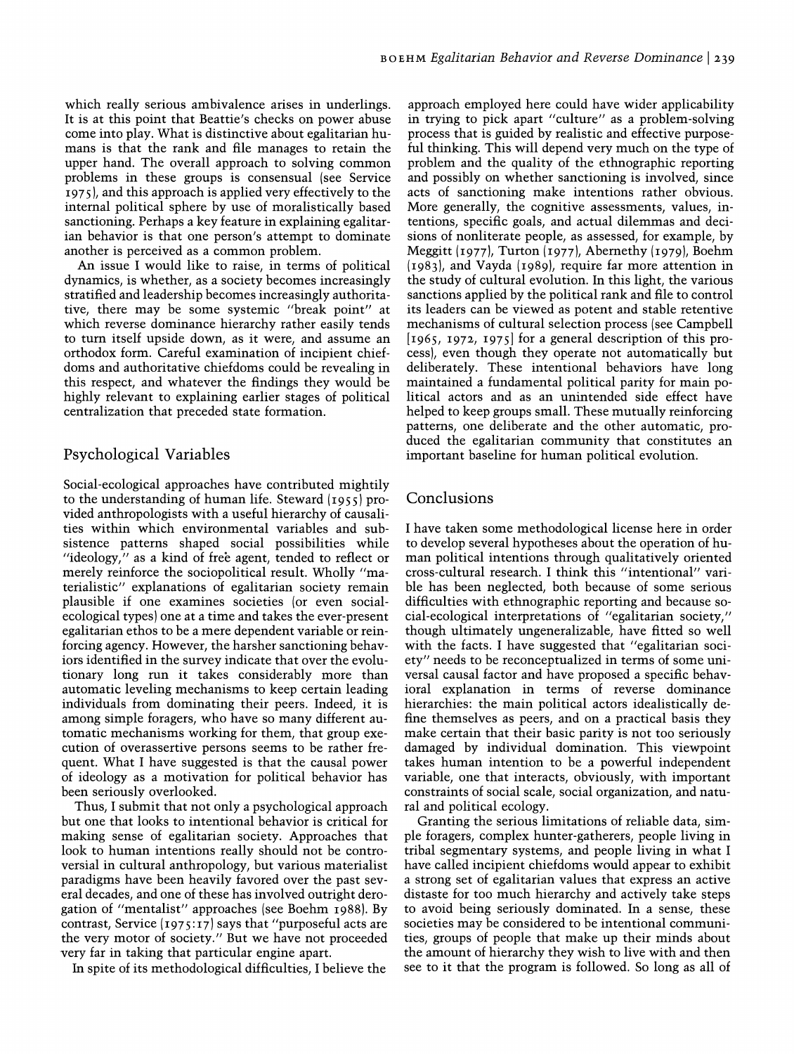which really serious ambivalence arises in underlings. It is at this point that Beattie's checks on power abuse come into play. What is distinctive about egalitarian humans is that the rank and file manages to retain the upper hand. The overall approach to solving common problems in these groups is consensual (see Service 1975), and this approach is applied very effectively to the internal political sphere by use of moralistically based sanctioning. Perhaps a key feature in explaining egalitarian behavior is that one person's attempt to dominate another is perceived as a common problem.

An issue I would like to raise, in terms of political dynamics, is whether, as a society becomes increasingly stratified and leadership becomes increasingly authoritative, there may be some systemic "break point" at which reverse dominance hierarchy rather easily tends to turn itself upside down, as it were, and assume an orthodox form. Careful examination of incipient chiefdoms and authoritative chiefdoms could be revealing in this respect, and whatever the findings they would be highly relevant to explaining earlier stages of political centralization that preceded state formation.

## Psychological Variables

Social-ecological approaches have contributed mightily to the understanding of human life. Steward (1955) provided anthropologists with a useful hierarchy of causalities within which environmental variables and subsistence patterns shaped social possibilities while "ideology," as a kind of free agent, tended to reflect or merely reinforce the sociopolitical result. Wholly "materialistic" explanations of egalitarian society remain plausible if one examines societies (or even social-ecological types) one at a time and takes the ever-present egalitarian ethos to be a mere dependent variable or reinforcing agency. However, the harsher sanctioning behaviors identified in the survey indicate that over the evolutionary long run it takes considerably more than automatic leveling mechanisms to keep certain leading individuals from dominating their peers. Indeed, it is among simple foragers, who have so many different automatic mechanisms working for them, that group execution of overassertive persons seems to be rather frequent. What I have suggested is that the causal power of ideology as a motivation for political behavior has been seriously overlooked.

Thus, I submit that not only a psychological approach but one that looks to intentional behavior is critical for making sense of egalitarian society. Approaches that look to human intentions really should not be controversial in cultural anthropology, but various materialist paradigms have been heavily favored over the past several decades, and one of these has involved outright derogation of "mentalist" approaches (see Boehm 1988). By contrast, Service (1975:17) says that "purposeful acts are the very motor of society." But we have not proceeded very far in taking that particular engine apart.

In spite of its methodological difficulties, I believe the approach employed here could have wider applicability in trying to pick apart "culture" as a problem-solving process that is guided by realistic and effective purposeful thinking. This will depend very much on the type of problem and the quality of the ethnographic reporting and possibly on whether sanctioning is involved, since acts of sanctioning make intentions rather obvious. More generally, the cognitive assessments, values, intentions, specific goals, and actual dilemmas and decisions of nonliterate people, as assessed, for example, by Meggitt (1977), Turton (1977), Abernethy (1979), Boehm (1983), and Vayda (1989), require far more attention in the study of cultural evolution. In this light, the various sanctions applied by the political rank and file to control its leaders can be viewed as potent and stable retentive mechanisms of cultural selection process (see Campbell [1965, 1972, 1975] for a general description of this process), even though they operate not automatically but deliberately. These intentional behaviors have long maintained a fundamental political parity for main political actors and as an unintended side effect have helped to keep groups small. These mutually reinforcing patterns, one deliberate and the other automatic, produced the egalitarian community that constitutes an important baseline for human political evolution.

## Conclusions

I have taken some methodological license here in order to develop several hypotheses about the operation of human political intentions through qualitatively oriented cross-cultural research. I think this "intentional" varible has been neglected, both because of some serious difficulties with ethnographic reporting and because social-ecological interpretations of "egalitarian society," though ultimately ungeneralizable, have fitted so well with the facts. I have suggested that "egalitarian society" needs to be reconceptualized in terms of some universal causal factor and have proposed a specific behavioral explanation in terms of reverse dominance hierarchies: the main political actors idealistically define themselves as peers, and on a practical basis they make certain that their basic parity is not too seriously damaged by individual domination. This viewpoint takes human intention to be a powerful independent variable, one that interacts, obviously, with important constraints of social scale, social organization, and natural and political ecology.

Granting the serious limitations of reliable data, simple foragers, complex hunter-gatherers, people living in tribal segmentary systems, and people living in what I have called incipient chiefdoms would appear to exhibit a strong set of egalitarian values that express an active distaste for too much hierarchy and actively take steps to avoid being seriously dominated. In a sense, these societies may be considered to be intentional communities, groups of people that make up their minds about the amount of hierarchy they wish to live with and then see to it that the program is followed. So long as all of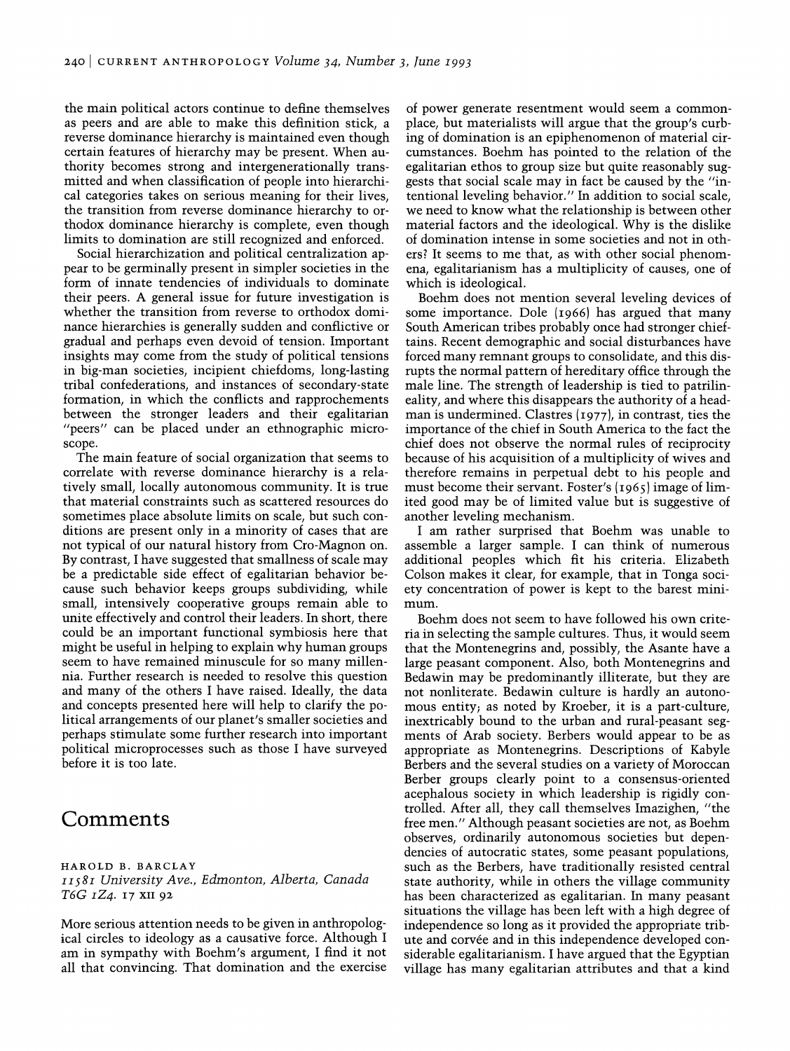the main political actors continue to define themselves as peers and are able to make this definition stick, a reverse dominance hierarchy is maintained even though certain features of hierarchy may be present. When authority becomes strong and intergenerationally transmitted and when classification of people into hierarchical categories takes on serious meaning for their lives, the transition from reverse dominance hierarchy to orthodox dominance hierarchy is complete, even though limits to domination are still recognized and enforced.

Social hierarchization and political centralization appear to be germinally present in simpler societies in the form of innate tendencies of individuals to dominate their peers. A general issue for future investigation is whether the transition from reverse to orthodox dominance hierarchies is generally sudden and conflictive or gradual and perhaps even devoid of tension. Important insights may come from the study of political tensions in big-man societies, incipient chiefdoms, long-lasting tribal confederations, and instances of secondary-state formation, in which the conflicts and rapprochements between the stronger leaders and their egalitarian "peers" can be placed under an ethnographic microscope.

The main feature of social organization that seems to correlate with reverse dominance hierarchy is a relatively small, locally autonomous community. It is true that material constraints such as scattered resources do sometimes place absolute limits on scale, but such conditions are present only in a minority of cases that are not typical of our natural history from Cro-Magnon on. By contrast, I have suggested that smallness of scale may be a predictable side effect of egalitarian behavior because such behavior keeps groups subdividing, while small, intensively cooperative groups remain able to unite effectively and control their leaders. In short, there could be an important functional symbiosis here that might be useful in helping to explain why human groups seem to have remained minuscule for so many millennia. Further research is needed to resolve this question and many of the others I have raised. Ideally, the data and concepts presented here will help to clarify the political arrangements of our planet's smaller societies and perhaps stimulate some further research into important political microprocesses such as those I have surveyed before it is too late.

# Comments

HAROLD B. BARCLAY
*11581 University Ave., Edmonton, Alberta, Canada T6G 1Z4. 17 XII 92*

More serious attention needs to be given in anthropological circles to ideology as a causative force. Although I am in sympathy with Boehm's argument, I find it not all that convincing. That domination and the exercise of power generate resentment would seem a commonplace, but materialists will argue that the group's curbing of domination is an epiphenomenon of material circumstances. Boehm has pointed to the relation of the egalitarian ethos to group size but quite reasonably suggests that social scale may in fact be caused by the "intentional leveling behavior." In addition to social scale, we need to know what the relationship is between other material factors and the ideological. Why is the dislike of domination intense in some societies and not in others? It seems to me that, as with other social phenomena, egalitarianism has a multiplicity of causes, one of which is ideological.

Boehm does not mention several leveling devices of some importance. Dole (1966) has argued that many South American tribes probably once had stronger chieftains. Recent demographic and social disturbances have forced many remnant groups to consolidate, and this disrupts the normal pattern of hereditary office through the male line. The strength of leadership is tied to patrilineality, and where this disappears the authority of a headman is undermined. Clastres (1977), in contrast, ties the importance of the chief in South America to the fact the chief does not observe the normal rules of reciprocity because of his acquisition of a multiplicity of wives and therefore remains in perpetual debt to his people and must become their servant. Foster's (1965) image of limited good may be of limited value but is suggestive of another leveling mechanism.

I am rather surprised that Boehm was unable to assemble a larger sample. I can think of numerous additional peoples which fit his criteria. Elizabeth Colson makes it clear, for example, that in Tonga society concentration of power is kept to the barest minimum.

Boehm does not seem to have followed his own criteria in selecting the sample cultures. Thus, it would seem that the Montenegrins and, possibly, the Asante have a large peasant component. Also, both Montenegrins and Bedawin may be predominantly illiterate, but they are not nonliterate. Bedawin culture is hardly an autonomous entity; as noted by Kroeber, it is a part-culture, inextricably bound to the urban and rural-peasant segments of Arab society. Berbers would appear to be as appropriate as Montenegrins. Descriptions of Kabyle Berbers and the several studies on a variety of Moroccan Berber groups clearly point to a consensus-oriented acephalous society in which leadership is rigidly controlled. After all, they call themselves Imazighen, "the free men." Although peasant societies are not, as Boehm observes, ordinarily autonomous societies but dependencies of autocratic states, some peasant populations, such as the Berbers, have traditionally resisted central state authority, while in others the village community has been characterized as egalitarian. In many peasant situations the village has been left with a high degree of independence so long as it provided the appropriate tribute and corvée and in this independence developed considerable egalitarianism. I have argued that the Egyptian village has many egalitarian attributes and that a kind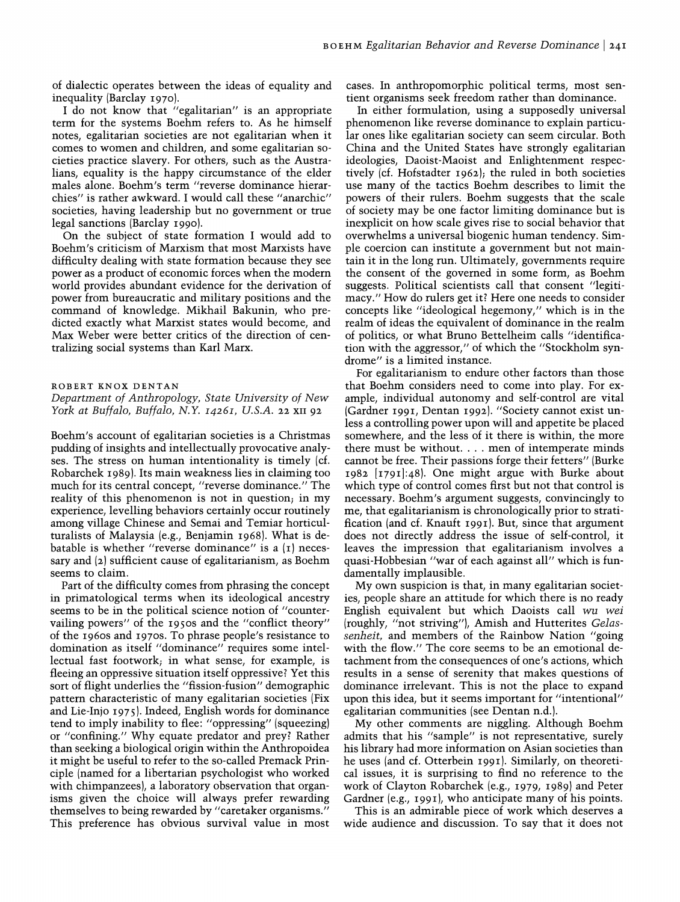of dialectic operates between the ideas of equality and inequality (Barclay 1970).

I do not know that "egalitarian" is an appropriate term for the systems Boehm refers to. As he himself notes, egalitarian societies are not egalitarian when it comes to women and children, and some egalitarian societies practice slavery. For others, such as the Australians, equality is the happy circumstance of the elder males alone. Boehm's term "reverse dominance hierarchies" is rather awkward. I would call these "anarchic" societies, having leadership but no government or true legal sanctions (Barclay 1990).

On the subject of state formation I would add to Boehm's criticism of Marxism that most Marxists have difficulty dealing with state formation because they see power as a product of economic forces when the modern world provides abundant evidence for the derivation of power from bureaucratic and military positions and the command of knowledge. Mikhail Bakunin, who predicted exactly what Marxist states would become, and Max Weber were better critics of the direction of centralizing social systems than Karl Marx.

ROBERT KNOX DENTAN
*Department of Anthropology, State University of New York at Buffalo, Buffalo, N.Y. 14261, U.S.A. 22 XII 92*

Boehm's account of egalitarian societies is a Christmas pudding of insights and intellectually provocative analyses. The stress on human intentionality is timely (cf. Robarchek 1989). Its main weakness lies in claiming too much for its central concept, "reverse dominance." The reality of this phenomenon is not in question; in my experience, levelling behaviors certainly occur routinely among village Chinese and Semai and Temiar horticulturalists of Malaysia (e.g., Benjamin 1968). What is debatable is whether "reverse dominance" is a (1) necessary and (2) sufficient cause of egalitarianism, as Boehm seems to claim.

Part of the difficulty comes from phrasing the concept in primatological terms when its ideological ancestry seems to be in the political science notion of "countervailing powers" of the 1950s and the "conflict theory" of the 1960s and 1970s. To phrase people's resistance to domination as itself "dominance" requires some intellectual fast footwork; in what sense, for example, is fleeing an oppressive situation itself oppressive? Yet this sort of flight underlies the "fission-fusion" demographic pattern characteristic of many egalitarian societies (Fix and Lie-Injo 1975). Indeed, English words for dominance tend to imply inability to flee: "oppressing" (squeezing) or "confining." Why equate predator and prey? Rather than seeking a biological origin within the Anthropoidea it might be useful to refer to the so-called Premack Principle (named for a libertarian psychologist who worked with chimpanzees), a laboratory observation that organisms given the choice will always prefer rewarding themselves to being rewarded by "caretaker organisms." This preference has obvious survival value in most cases. In anthropomorphic political terms, most sentient organisms seek freedom rather than dominance.

In either formulation, using a supposedly universal phenomenon like reverse dominance to explain particular ones like egalitarian society can seem circular. Both China and the United States have strongly egalitarian ideologies, Daoist-Maoist and Enlightenment respectively (cf. Hofstadter 1962); the ruled in both societies use many of the tactics Boehm describes to limit the powers of their rulers. Boehm suggests that the scale of society may be one factor limiting dominance but is inexplicit on how scale gives rise to social behavior that overwhelms a universal biogenic human tendency. Simple coercion can institute a government but not maintain it in the long run. Ultimately, governments require the consent of the governed in some form, as Boehm suggests. Political scientists call that consent "legitimacy." How do rulers get it? Here one needs to consider concepts like "ideological hegemony," which is in the realm of ideas the equivalent of dominance in the realm of politics, or what Bruno Bettelheim calls "identification with the aggressor," of which the "Stockholm syndrome" is a limited instance.

For egalitarianism to endure other factors than those that Boehm considers need to come into play. For example, individual autonomy and self-control are vital (Gardner 1991, Dentan 1992). "Society cannot exist unless a controlling power upon will and appetite be placed somewhere, and the less of it there is within, the more there must be without. . . . men of intemperate minds cannot be free. Their passions forge their fetters" (Burke 1982 [1791]:48). One might argue with Burke about which type of control comes first but not that control is necessary. Boehm's argument suggests, convincingly to me, that egalitarianism is chronologically prior to stratification (and cf. Knauft 1991). But, since that argument does not directly address the issue of self-control, it leaves the impression that egalitarianism involves a quasi-Hobbesian "war of each against all" which is fundamentally implausible.

My own suspicion is that, in many egalitarian societies, people share an attitude for which there is no ready English equivalent but which Daoists call *wu wei* (roughly, "not striving"), Amish and Hutterites *Gelassenheit*, and members of the Rainbow Nation "going with the flow." The core seems to be an emotional detachment from the consequences of one's actions, which results in a sense of serenity that makes questions of dominance irrelevant. This is not the place to expand upon this idea, but it seems important for "intentional" egalitarian communities (see Dentan n.d.).

My other comments are niggling. Although Boehm admits that his "sample" is not representative, surely his library had more information on Asian societies than he uses (and cf. Otterbein 1991). Similarly, on theoretical issues, it is surprising to find no reference to the work of Clayton Robarchek (e.g., 1979, 1989) and Peter Gardner (e.g., 1991), who anticipate many of his points.

This is an admirable piece of work which deserves a wide audience and discussion. To say that it does not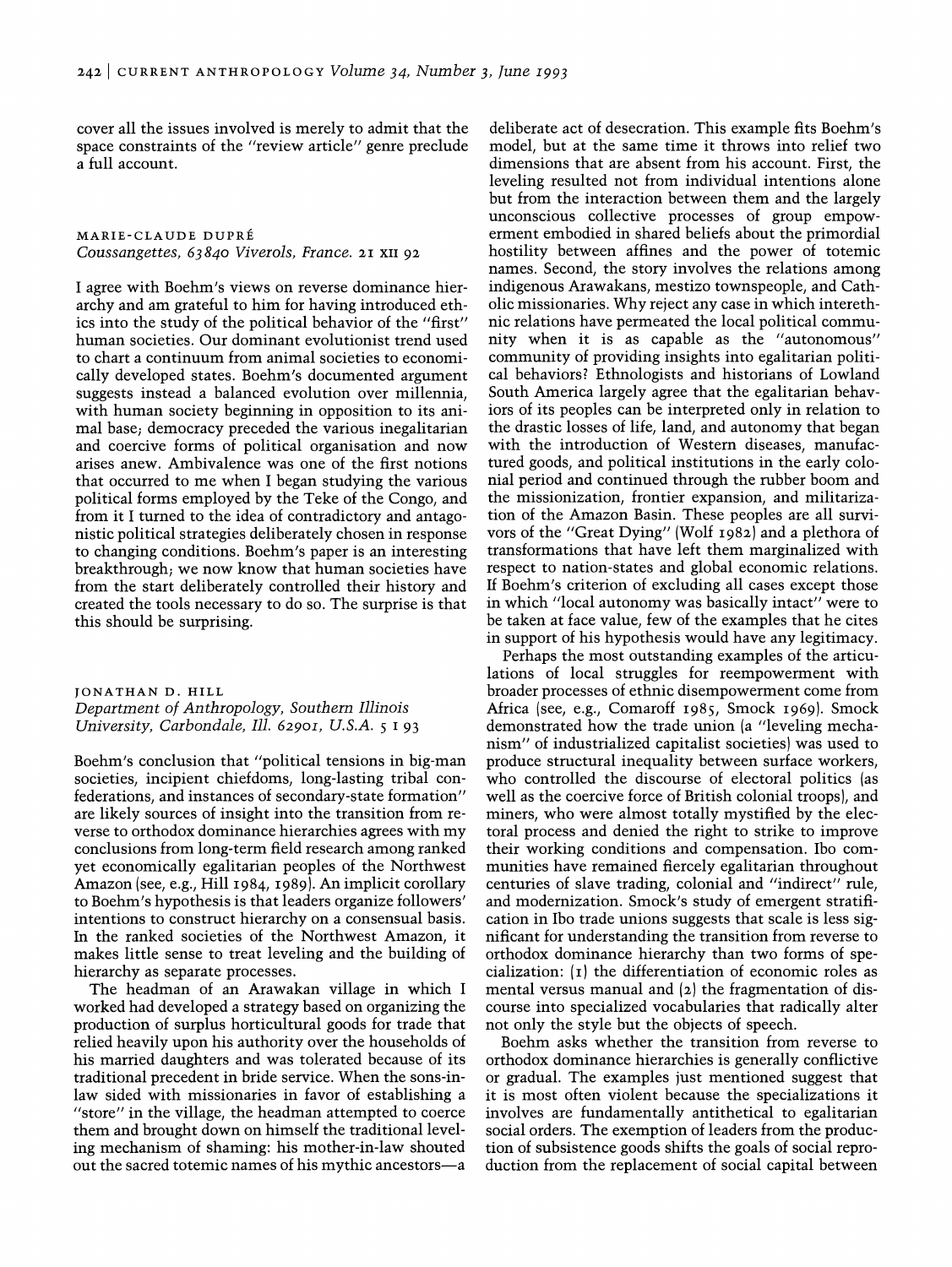cover all the issues involved is merely to admit that the space constraints of the "review article" genre preclude a full account.

MARIE-CLAUDE DUPRÉ
*Coussangettes, 63840 Viverols, France. 21 XII 92*

I agree with Boehm's views on reverse dominance hierarchy and am grateful to him for having introduced ethics into the study of the political behavior of the "first" human societies. Our dominant evolutionist trend used to chart a continuum from animal societies to economically developed states. Boehm's documented argument suggests instead a balanced evolution over millennia, with human society beginning in opposition to its animal base; democracy preceded the various inegalitarian and coercive forms of political organisation and now arises anew. Ambivalence was one of the first notions that occurred to me when I began studying the various political forms employed by the Teke of the Congo, and from it I turned to the idea of contradictory and antagonistic political strategies deliberately chosen in response to changing conditions. Boehm's paper is an interesting breakthrough; we now know that human societies have from the start deliberately controlled their history and created the tools necessary to do so. The surprise is that this should be surprising.

JONATHAN D. HILL
*Department of Anthropology, Southern Illinois University, Carbondale, Ill. 62901, U.S.A. 5 I 93*

Boehm's conclusion that "political tensions in big-man societies, incipient chiefdoms, long-lasting tribal confederations, and instances of secondary-state formation" are likely sources of insight into the transition from reverse to orthodox dominance hierarchies agrees with my conclusions from long-term field research among ranked yet economically egalitarian peoples of the Northwest Amazon (see, e.g., Hill 1984, 1989). An implicit corollary to Boehm's hypothesis is that leaders organize followers' intentions to construct hierarchy on a consensual basis. In the ranked societies of the Northwest Amazon, it makes little sense to treat leveling and the building of hierarchy as separate processes.

The headman of an Arawakan village in which I worked had developed a strategy based on organizing the production of surplus horticultural goods for trade that relied heavily upon his authority over the households of his married daughters and was tolerated because of its traditional precedent in bride service. When the sons-in-law sided with missionaries in favor of establishing a "store" in the village, the headman attempted to coerce them and brought down on himself the traditional leveling mechanism of shaming: his mother-in-law shouted out the sacred totemic names of his mythic ancestors—a deliberate act of desecration. This example fits Boehm's model, but at the same time it throws into relief two dimensions that are absent from his account. First, the leveling resulted not from individual intentions alone but from the interaction between them and the largely unconscious collective processes of group empowerment embodied in shared beliefs about the primordial hostility between affines and the power of totemic names. Second, the story involves the relations among indigenous Arawakans, mestizo townspeople, and Catholic missionaries. Why reject any case in which interethnic relations have permeated the local political community when it is as capable as the "autonomous" community of providing insights into egalitarian political behaviors? Ethnologists and historians of Lowland South America largely agree that the egalitarian behaviors of its peoples can be interpreted only in relation to the drastic losses of life, land, and autonomy that began with the introduction of Western diseases, manufactured goods, and political institutions in the early colonial period and continued through the rubber boom and the missionization, frontier expansion, and militarization of the Amazon Basin. These peoples are all survivors of the "Great Dying" (Wolf 1982) and a plethora of transformations that have left them marginalized with respect to nation-states and global economic relations. If Boehm's criterion of excluding all cases except those in which "local autonomy was basically intact" were to be taken at face value, few of the examples that he cites in support of his hypothesis would have any legitimacy.

Perhaps the most outstanding examples of the articulations of local struggles for reempowerment with broader processes of ethnic disempowerment come from Africa (see, e.g., Comaroff 1985, Smock 1969). Smock demonstrated how the trade union (a "leveling mechanism" of industrialized capitalist societies) was used to produce structural inequality between surface workers, who controlled the discourse of electoral politics (as well as the coercive force of British colonial troops), and miners, who were almost totally mystified by the electoral process and denied the right to strike to improve their working conditions and compensation. Ibo communities have remained fiercely egalitarian throughout centuries of slave trading, colonial and "indirect" rule, and modernization. Smock's study of emergent stratification in Ibo trade unions suggests that scale is less significant for understanding the transition from reverse to orthodox dominance hierarchy than two forms of specialization: (1) the differentiation of economic roles as mental versus manual and (2) the fragmentation of discourse into specialized vocabularies that radically alter not only the style but the objects of speech.

Boehm asks whether the transition from reverse to orthodox dominance hierarchies is generally conflictive or gradual. The examples just mentioned suggest that it is most often violent because the specializations it involves are fundamentally antithetical to egalitarian social orders. The exemption of leaders from the production of subsistence goods shifts the goals of social reproduction from the replacement of social capital between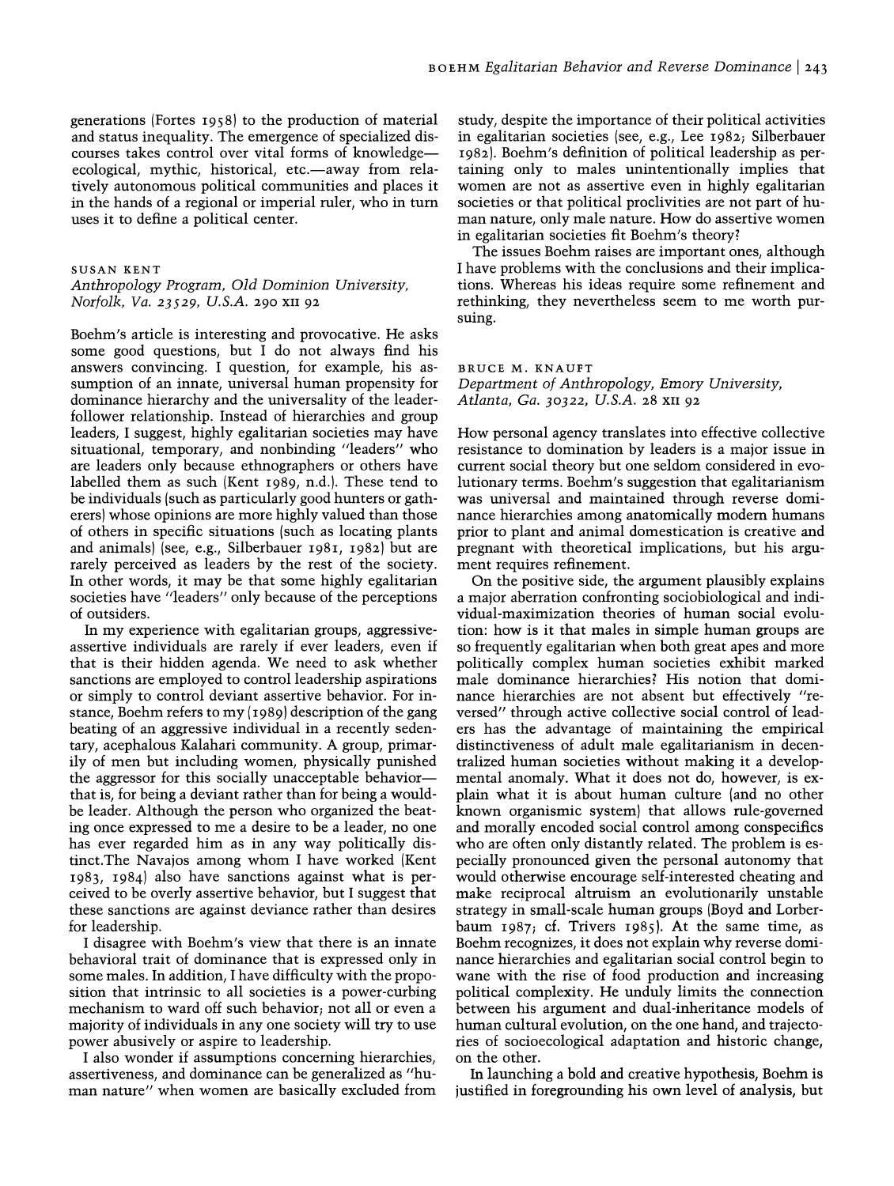generations (Fortes 1958) to the production of material and status inequality. The emergence of specialized discourses takes control over vital forms of knowledge—ecological, mythic, historical, etc.—away from relatively autonomous political communities and places it in the hands of a regional or imperial ruler, who in turn uses it to define a political center.

SUSAN KENT
*Anthropology Program, Old Dominion University, Norfolk, Va. 23529, U.S.A.* 290 XII 92

Boehm's article is interesting and provocative. He asks some good questions, but I do not always find his answers convincing. I question, for example, his assumption of an innate, universal human propensity for dominance hierarchy and the universality of the leader-follower relationship. Instead of hierarchies and group leaders, I suggest, highly egalitarian societies may have situational, temporary, and nonbinding "leaders" who are leaders only because ethnographers or others have labelled them as such (Kent 1989, n.d.). These tend to be individuals (such as particularly good hunters or gatherers) whose opinions are more highly valued than those of others in specific situations (such as locating plants and animals) (see, e.g., Silberbauer 1981, 1982) but are rarely perceived as leaders by the rest of the society. In other words, it may be that some highly egalitarian societies have "leaders" only because of the perceptions of outsiders.

In my experience with egalitarian groups, aggressive-assertive individuals are rarely if ever leaders, even if that is their hidden agenda. We need to ask whether sanctions are employed to control leadership aspirations or simply to control deviant assertive behavior. For instance, Boehm refers to my (1989) description of the gang beating of an aggressive individual in a recently sedentary, acephalous Kalahari community. A group, primarily of men but including women, physically punished the aggressor for this socially unacceptable behavior—that is, for being a deviant rather than for being a would-be leader. Although the person who organized the beating once expressed to me a desire to be a leader, no one has ever regarded him as in any way politically distinct.The Navajos among whom I have worked (Kent 1983, 1984) also have sanctions against what is perceived to be overly assertive behavior, but I suggest that these sanctions are against deviance rather than desires for leadership.

I disagree with Boehm's view that there is an innate behavioral trait of dominance that is expressed only in some males. In addition, I have difficulty with the proposition that intrinsic to all societies is a power-curbing mechanism to ward off such behavior; not all or even a majority of individuals in any one society will try to use power abusively or aspire to leadership.

I also wonder if assumptions concerning hierarchies, assertiveness, and dominance can be generalized as "human nature" when women are basically excluded from study, despite the importance of their political activities in egalitarian societies (see, e.g., Lee 1982; Silberbauer 1982). Boehm's definition of political leadership as pertaining only to males unintentionally implies that women are not as assertive even in highly egalitarian societies or that political proclivities are not part of human nature, only male nature. How do assertive women in egalitarian societies fit Boehm's theory?

The issues Boehm raises are important ones, although I have problems with the conclusions and their implications. Whereas his ideas require some refinement and rethinking, they nevertheless seem to me worth pursuing.

BRUCE M. KNAUFT
*Department of Anthropology, Emory University, Atlanta, Ga. 30322, U.S.A.* 28 XII 92

How personal agency translates into effective collective resistance to domination by leaders is a major issue in current social theory but one seldom considered in evolutionary terms. Boehm's suggestion that egalitarianism was universal and maintained through reverse dominance hierarchies among anatomically modern humans prior to plant and animal domestication is creative and pregnant with theoretical implications, but his argument requires refinement.

On the positive side, the argument plausibly explains a major aberration confronting sociobiological and individual-maximization theories of human social evolution: how is it that males in simple human groups are so frequently egalitarian when both great apes and more politically complex human societies exhibit marked male dominance hierarchies? His notion that dominance hierarchies are not absent but effectively "reversed" through active collective social control of leaders has the advantage of maintaining the empirical distinctiveness of adult male egalitarianism in decentralized human societies without making it a developmental anomaly. What it does not do, however, is explain what it is about human culture (and no other known organismic system) that allows rule-governed and morally encoded social control among conspecifics who are often only distantly related. The problem is especially pronounced given the personal autonomy that would otherwise encourage self-interested cheating and make reciprocal altruism an evolutionarily unstable strategy in small-scale human groups (Boyd and Lorberbaum 1987; cf. Trivers 1985). At the same time, as Boehm recognizes, it does not explain why reverse dominance hierarchies and egalitarian social control begin to wane with the rise of food production and increasing political complexity. He unduly limits the connection between his argument and dual-inheritance models of human cultural evolution, on the one hand, and trajectories of socioecological adaptation and historic change, on the other.

In launching a bold and creative hypothesis, Boehm is justified in foregrounding his own level of analysis, but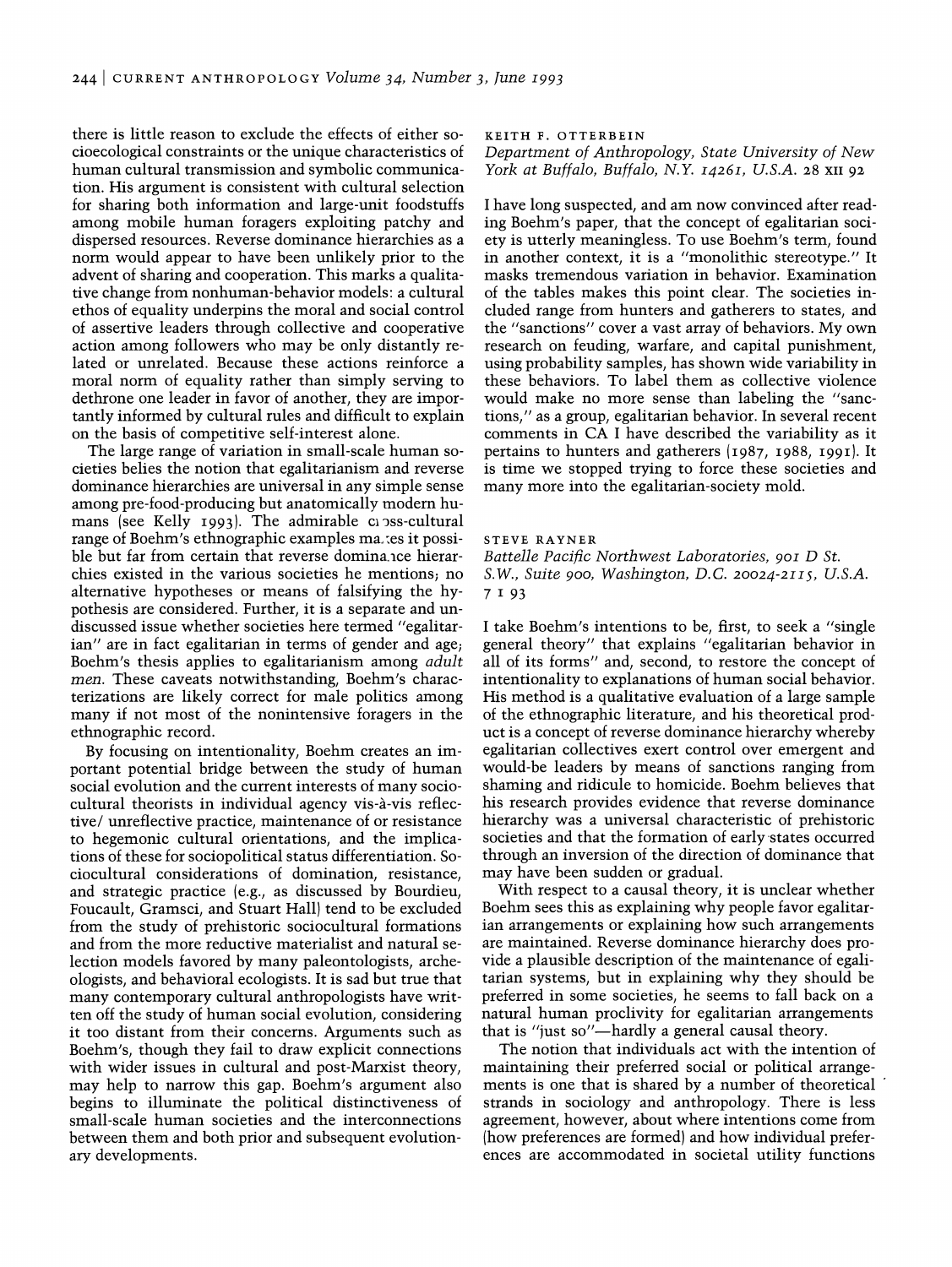there is little reason to exclude the effects of either socioecological constraints or the unique characteristics of human cultural transmission and symbolic communication. His argument is consistent with cultural selection for sharing both information and large-unit foodstuffs among mobile human foragers exploiting patchy and dispersed resources. Reverse dominance hierarchies as a norm would appear to have been unlikely prior to the advent of sharing and cooperation. This marks a qualitative change from nonhuman-behavior models: a cultural ethos of equality underpins the moral and social control of assertive leaders through collective and cooperative action among followers who may be only distantly related or unrelated. Because these actions reinforce a moral norm of equality rather than simply serving to dethrone one leader in favor of another, they are importantly informed by cultural rules and difficult to explain on the basis of competitive self-interest alone.

The large range of variation in small-scale human societies belies the notion that egalitarianism and reverse dominance hierarchies are universal in any simple sense among pre-food-producing but anatomically modern humans (see Kelly 1993). The admirable cross-cultural range of Boehm's ethnographic examples makes it possible but far from certain that reverse dominance hierarchies existed in the various societies he mentions; no alternative hypotheses or means of falsifying the hypothesis are considered. Further, it is a separate and undiscussed issue whether societies here termed "egalitarian" are in fact egalitarian in terms of gender and age; Boehm's thesis applies to egalitarianism among *adult men*. These caveats notwithstanding, Boehm's characterizations are likely correct for male politics among many if not most of the nonintensive foragers in the ethnographic record.

By focusing on intentionality, Boehm creates an important potential bridge between the study of human social evolution and the current interests of many sociocultural theorists in individual agency vis-à-vis reflective/unreflective practice, maintenance of or resistance to hegemonic cultural orientations, and the implications of these for sociopolitical status differentiation. Sociocultural considerations of domination, resistance, and strategic practice (e.g., as discussed by Bourdieu, Foucault, Gramsci, and Stuart Hall) tend to be excluded from the study of prehistoric sociocultural formations and from the more reductive materialist and natural selection models favored by many paleontologists, archeologists, and behavioral ecologists. It is sad but true that many contemporary cultural anthropologists have written off the study of human social evolution, considering it too distant from their concerns. Arguments such as Boehm's, though they fail to draw explicit connections with wider issues in cultural and post-Marxist theory, may help to narrow this gap. Boehm's argument also begins to illuminate the political distinctiveness of small-scale human societies and the interconnections between them and both prior and subsequent evolutionary developments.

KEITH F. OTTERBEIN
*Department of Anthropology, State University of New York at Buffalo, Buffalo, N.Y. 14261, U.S.A.* 28 XII 92

I have long suspected, and am now convinced after reading Boehm's paper, that the concept of egalitarian society is utterly meaningless. To use Boehm's term, found in another context, it is a "monolithic stereotype." It masks tremendous variation in behavior. Examination of the tables makes this point clear. The societies included range from hunters and gatherers to states, and the "sanctions" cover a vast array of behaviors. My own research on feuding, warfare, and capital punishment, using probability samples, has shown wide variability in these behaviors. To label them as collective violence would make no more sense than labeling the "sanctions," as a group, egalitarian behavior. In several recent comments in CA I have described the variability as it pertains to hunters and gatherers (1987, 1988, 1991). It is time we stopped trying to force these societies and many more into the egalitarian-society mold.

STEVE RAYNER
*Battelle Pacific Northwest Laboratories, 901 D St. S.W., Suite 900, Washington, D.C. 20024-2115, U.S.A.* 7 I 93

I take Boehm's intentions to be, first, to seek a "single general theory" that explains "egalitarian behavior in all of its forms" and, second, to restore the concept of intentionality to explanations of human social behavior. His method is a qualitative evaluation of a large sample of the ethnographic literature, and his theoretical product is a concept of reverse dominance hierarchy whereby egalitarian collectives exert control over emergent and would-be leaders by means of sanctions ranging from shaming and ridicule to homicide. Boehm believes that his research provides evidence that reverse dominance hierarchy was a universal characteristic of prehistoric societies and that the formation of early states occurred through an inversion of the direction of dominance that may have been sudden or gradual.

With respect to a causal theory, it is unclear whether Boehm sees this as explaining why people favor egalitarian arrangements or explaining how such arrangements are maintained. Reverse dominance hierarchy does provide a plausible description of the maintenance of egalitarian systems, but in explaining why they should be preferred in some societies, he seems to fall back on a natural human proclivity for egalitarian arrangements that is "just so"—hardly a general causal theory.

The notion that individuals act with the intention of maintaining their preferred social or political arrangements is one that is shared by a number of theoretical strands in sociology and anthropology. There is less agreement, however, about where intentions come from (how preferences are formed) and how individual preferences are accommodated in societal utility functions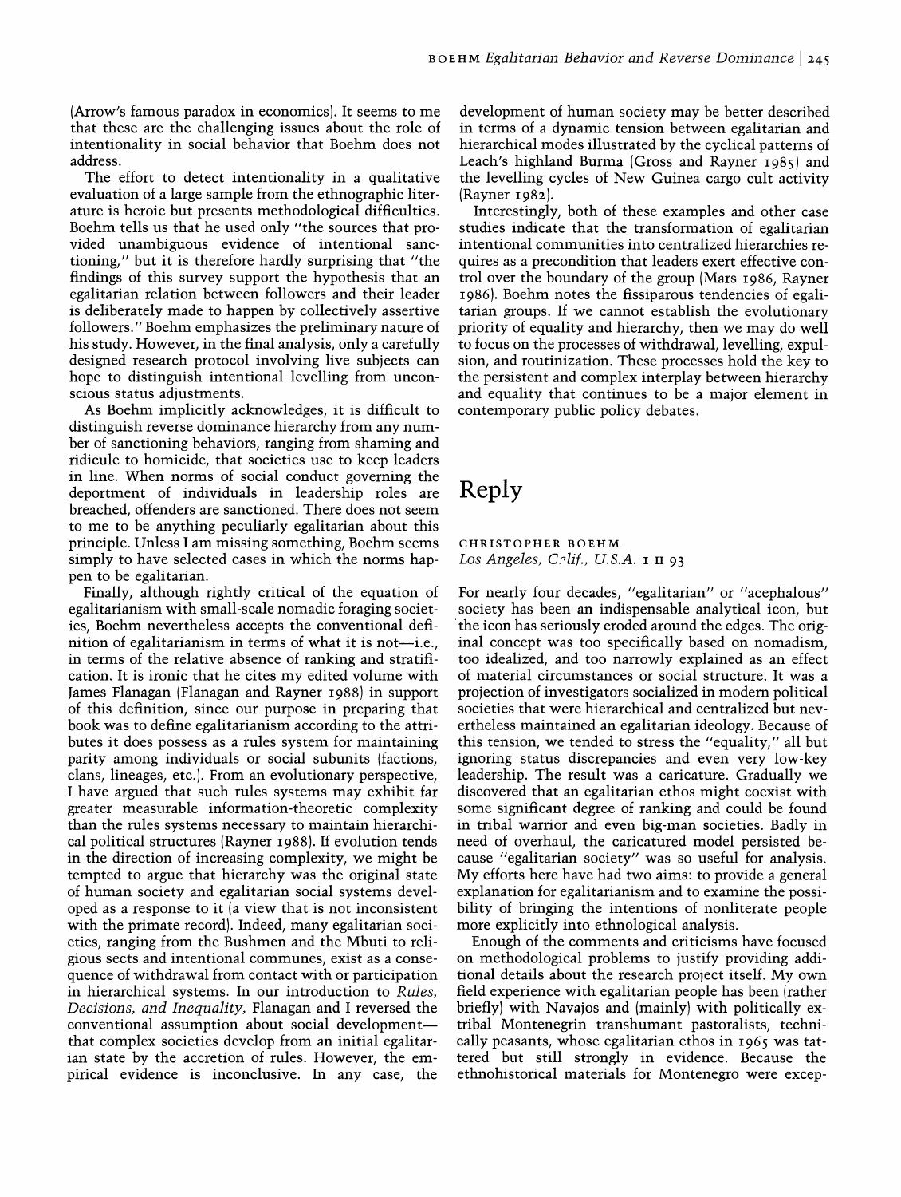(Arrow's famous paradox in economics). It seems to me that these are the challenging issues about the role of intentionality in social behavior that Boehm does not address.

The effort to detect intentionality in a qualitative evaluation of a large sample from the ethnographic literature is heroic but presents methodological difficulties. Boehm tells us that he used only "the sources that provided unambiguous evidence of intentional sanctioning," but it is therefore hardly surprising that "the findings of this survey support the hypothesis that an egalitarian relation between followers and their leader is deliberately made to happen by collectively assertive followers." Boehm emphasizes the preliminary nature of his study. However, in the final analysis, only a carefully designed research protocol involving live subjects can hope to distinguish intentional levelling from unconscious status adjustments.

As Boehm implicitly acknowledges, it is difficult to distinguish reverse dominance hierarchy from any number of sanctioning behaviors, ranging from shaming and ridicule to homicide, that societies use to keep leaders in line. When norms of social conduct governing the deportment of individuals in leadership roles are breached, offenders are sanctioned. There does not seem to me to be anything peculiarly egalitarian about this principle. Unless I am missing something, Boehm seems simply to have selected cases in which the norms happen to be egalitarian.

Finally, although rightly critical of the equation of egalitarianism with small-scale nomadic foraging societies, Boehm nevertheless accepts the conventional definition of egalitarianism in terms of what it is not—i.e., in terms of the relative absence of ranking and stratification. It is ironic that he cites my edited volume with James Flanagan (Flanagan and Rayner 1988) in support of this definition, since our purpose in preparing that book was to define egalitarianism according to the attributes it does possess as a rules system for maintaining parity among individuals or social subunits (factions, clans, lineages, etc.). From an evolutionary perspective, I have argued that such rules systems may exhibit far greater measurable information-theoretic complexity than the rules systems necessary to maintain hierarchical political structures (Rayner 1988). If evolution tends in the direction of increasing complexity, we might be tempted to argue that hierarchy was the original state of human society and egalitarian social systems developed as a response to it (a view that is not inconsistent with the primate record). Indeed, many egalitarian societies, ranging from the Bushmen and the Mbuti to religious sects and intentional communes, exist as a consequence of withdrawal from contact with or participation in hierarchical systems. In our introduction to *Rules, Decisions, and Inequality,* Flanagan and I reversed the conventional assumption about social development—that complex societies develop from an initial egalitarian state by the accretion of rules. However, the empirical evidence is inconclusive. In any case, the development of human society may be better described in terms of a dynamic tension between egalitarian and hierarchical modes illustrated by the cyclical patterns of Leach's highland Burma (Gross and Rayner 1985) and the levelling cycles of New Guinea cargo cult activity (Rayner 1982).

Interestingly, both of these examples and other case studies indicate that the transformation of egalitarian intentional communities into centralized hierarchies requires as a precondition that leaders exert effective control over the boundary of the group (Mars 1986, Rayner 1986). Boehm notes the fissiparous tendencies of egalitarian groups. If we cannot establish the evolutionary priority of equality and hierarchy, then we may do well to focus on the processes of withdrawal, levelling, expulsion, and routinization. These processes hold the key to the persistent and complex interplay between hierarchy and equality that continues to be a major element in contemporary public policy debates.

# Reply

CHRISTOPHER BOEHM
*Los Angeles, Calif., U.S.A. 1 II 93*

For nearly four decades, "egalitarian" or "acephalous" society has been an indispensable analytical icon, but the icon has seriously eroded around the edges. The original concept was too specifically based on nomadism, too idealized, and too narrowly explained as an effect of material circumstances or social structure. It was a projection of investigators socialized in modern political societies that were hierarchical and centralized but nevertheless maintained an egalitarian ideology. Because of this tension, we tended to stress the "equality," all but ignoring status discrepancies and even very low-key leadership. The result was a caricature. Gradually we discovered that an egalitarian ethos might coexist with some significant degree of ranking and could be found in tribal warrior and even big-man societies. Badly in need of overhaul, the caricatured model persisted because "egalitarian society" was so useful for analysis. My efforts here have had two aims: to provide a general explanation for egalitarianism and to examine the possibility of bringing the intentions of nonliterate people more explicitly into ethnological analysis.

Enough of the comments and criticisms have focused on methodological problems to justify providing additional details about the research project itself. My own field experience with egalitarian people has been (rather briefly) with Navajos and (mainly) with politically extribal Montenegrin transhumant pastoralists, technically peasants, whose egalitarian ethos in 1965 was tattered but still strongly in evidence. Because the ethnohistorical materials for Montenegro were excep-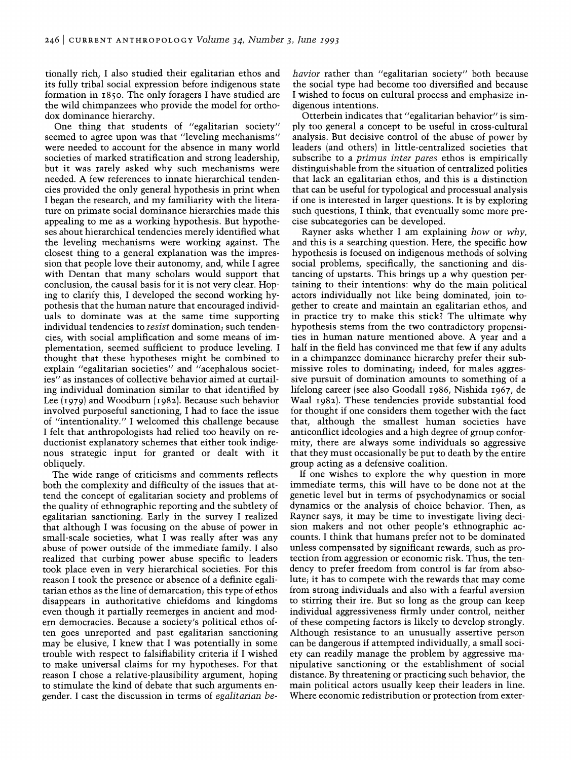tionally rich, I also studied their egalitarian ethos and its fully tribal social expression before indigenous state formation in 1850. The only foragers I have studied are the wild chimpanzees who provide the model for orthodox dominance hierarchy.

One thing that students of "egalitarian society" seemed to agree upon was that "leveling mechanisms" were needed to account for the absence in many world societies of marked stratification and strong leadership, but it was rarely asked why such mechanisms were needed. A few references to innate hierarchical tendencies provided the only general hypothesis in print when I began the research, and my familiarity with the literature on primate social dominance hierarchies made this appealing to me as a working hypothesis. But hypotheses about hierarchical tendencies merely identified what the leveling mechanisms were working against. The closest thing to a general explanation was the impression that people love their autonomy, and, while I agree with Dentan that many scholars would support that conclusion, the causal basis for it is not very clear. Hoping to clarify this, I developed the second working hypothesis that the human nature that encouraged individuals to dominate was at the same time supporting individual tendencies to *resist* domination; such tendencies, with social amplification and some means of implementation, seemed sufficient to produce leveling. I thought that these hypotheses might be combined to explain "egalitarian societies" and "acephalous societies" as instances of collective behavior aimed at curtailing individual domination similar to that identified by Lee (1979) and Woodburn (1982). Because such behavior involved purposeful sanctioning, I had to face the issue of "intentionality." I welcomed this challenge because I felt that anthropologists had relied too heavily on reductionist explanatory schemes that either took indigenous strategic input for granted or dealt with it obliquely.

The wide range of criticisms and comments reflects both the complexity and difficulty of the issues that attend the concept of egalitarian society and problems of the quality of ethnographic reporting and the subtlety of egalitarian sanctioning. Early in the survey I realized that although I was focusing on the abuse of power in small-scale societies, what I was really after was any abuse of power outside of the immediate family. I also realized that curbing power abuse specific to leaders took place even in very hierarchical societies. For this reason I took the presence or absence of a definite egalitarian ethos as the line of demarcation; this type of ethos disappears in authoritative chiefdoms and kingdoms even though it partially reemerges in ancient and modern democracies. Because a society's political ethos often goes unreported and past egalitarian sanctioning may be elusive, I knew that I was potentially in some trouble with respect to falsifiability criteria if I wished to make universal claims for my hypotheses. For that reason I chose a relative-plausibility argument, hoping to stimulate the kind of debate that such arguments engender. I cast the discussion in terms of *egalitarian behavior* rather than "egalitarian society" both because the social type had become too diversified and because I wished to focus on cultural process and emphasize indigenous intentions.

Otterbein indicates that "egalitarian behavior" is simply too general a concept to be useful in cross-cultural analysis. But decisive control of the abuse of power by leaders (and others) in little-centralized societies that subscribe to a *primus inter pares* ethos is empirically distinguishable from the situation of centralized polities that lack an egalitarian ethos, and this is a distinction that can be useful for typological and processual analysis if one is interested in larger questions. It is by exploring such questions, I think, that eventually some more precise subcategories can be developed.

Rayner asks whether I am explaining *how* or *why*, and this is a searching question. Here, the specific how hypothesis is focused on indigenous methods of solving social problems, specifically, the sanctioning and distancing of upstarts. This brings up a why question pertaining to their intentions: why do the main political actors individually not like being dominated, join together to create and maintain an egalitarian ethos, and in practice try to make this stick? The ultimate why hypothesis stems from the two contradictory propensities in human nature mentioned above. A year and a half in the field has convinced me that few if any adults in a chimpanzee dominance hierarchy prefer their submissive roles to dominating; indeed, for males aggressive pursuit of domination amounts to something of a lifelong career (see also Goodall 1986, Nishida 1967, de Waal 1982). These tendencies provide substantial food for thought if one considers them together with the fact that, although the smallest human societies have anticonflict ideologies and a high degree of group conformity, there are always some individuals so aggressive that they must occasionally be put to death by the entire group acting as a defensive coalition.

If one wishes to explore the why question in more immediate terms, this will have to be done not at the genetic level but in terms of psychodynamics or social dynamics or the analysis of choice behavior. Then, as Rayner says, it may be time to investigate living decision makers and not other people's ethnographic accounts. I think that humans prefer not to be dominated unless compensated by significant rewards, such as protection from aggression or economic risk. Thus, the tendency to prefer freedom from control is far from absolute; it has to compete with the rewards that may come from strong individuals and also with a fearful aversion to stirring their ire. But so long as the group can keep individual aggressiveness firmly under control, neither of these competing factors is likely to develop strongly. Although resistance to an unusually assertive person can be dangerous if attempted individually, a small society can readily manage the problem by aggressive manipulative sanctioning or the establishment of social distance. By threatening or practicing such behavior, the main political actors usually keep their leaders in line. Where economic redistribution or protection from exter-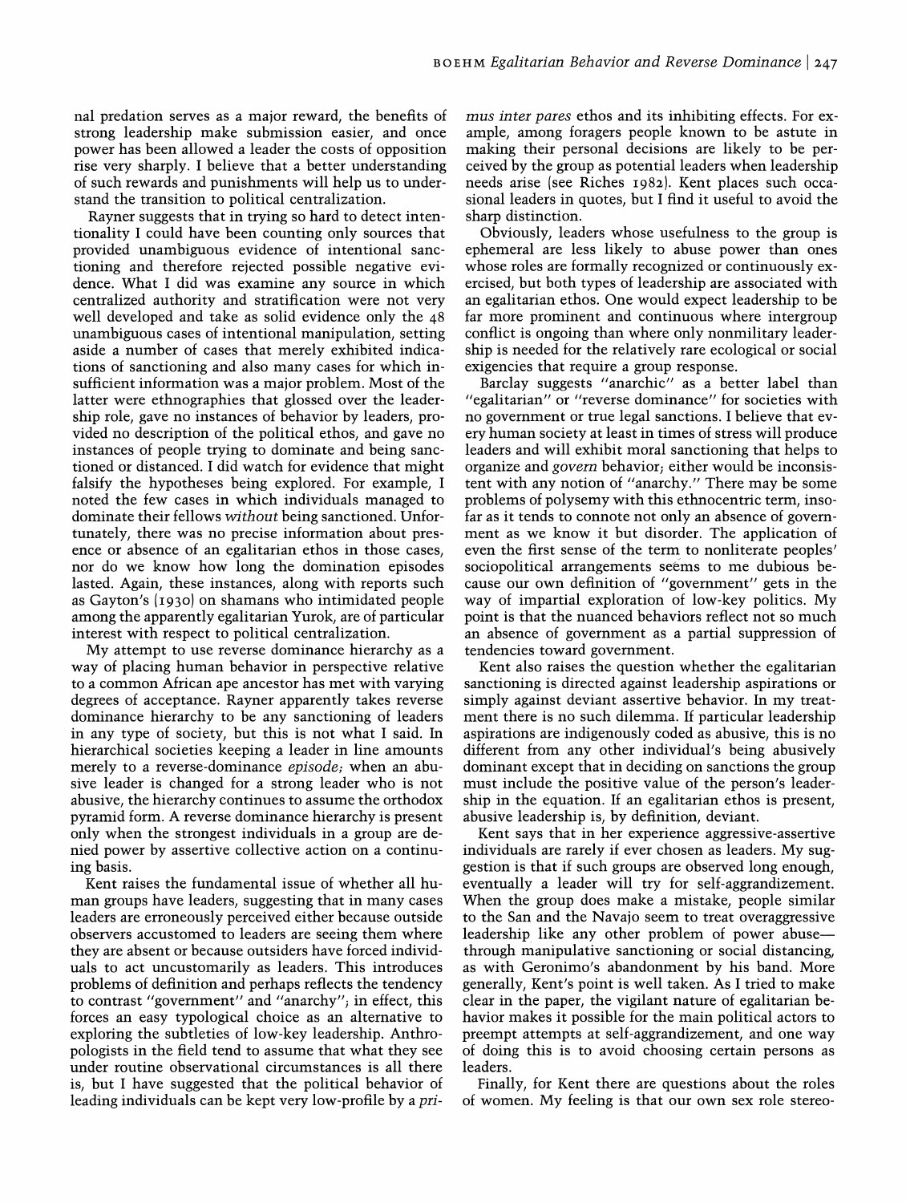nal predation serves as a major reward, the benefits of strong leadership make submission easier, and once power has been allowed a leader the costs of opposition rise very sharply. I believe that a better understanding of such rewards and punishments will help us to understand the transition to political centralization.

Rayner suggests that in trying so hard to detect intentionality I could have been counting only sources that provided unambiguous evidence of intentional sanctioning and therefore rejected possible negative evidence. What I did was examine any source in which centralized authority and stratification were not very well developed and take as solid evidence only the 48 unambiguous cases of intentional manipulation, setting aside a number of cases that merely exhibited indications of sanctioning and also many cases for which insufficient information was a major problem. Most of the latter were ethnographies that glossed over the leadership role, gave no instances of behavior by leaders, provided no description of the political ethos, and gave no instances of people trying to dominate and being sanctioned or distanced. I did watch for evidence that might falsify the hypotheses being explored. For example, I noted the few cases in which individuals managed to dominate their fellows *without* being sanctioned. Unfortunately, there was no precise information about presence or absence of an egalitarian ethos in those cases, nor do we know how long the domination episodes lasted. Again, these instances, along with reports such as Gayton's (1930) on shamans who intimidated people among the apparently egalitarian Yurok, are of particular interest with respect to political centralization.

My attempt to use reverse dominance hierarchy as a way of placing human behavior in perspective relative to a common African ape ancestor has met with varying degrees of acceptance. Rayner apparently takes reverse dominance hierarchy to be any sanctioning of leaders in any type of society, but this is not what I said. In hierarchical societies keeping a leader in line amounts merely to a reverse-dominance *episode;* when an abusive leader is changed for a strong leader who is not abusive, the hierarchy continues to assume the orthodox pyramid form. A reverse dominance hierarchy is present only when the strongest individuals in a group are denied power by assertive collective action on a continuing basis.

Kent raises the fundamental issue of whether all human groups have leaders, suggesting that in many cases leaders are erroneously perceived either because outside observers accustomed to leaders are seeing them where they are absent or because outsiders have forced individuals to act uncustomarily as leaders. This introduces problems of definition and perhaps reflects the tendency to contrast "government" and "anarchy"; in effect, this forces an easy typological choice as an alternative to exploring the subtleties of low-key leadership. Anthropologists in the field tend to assume that what they see under routine observational circumstances is all there is, but I have suggested that the political behavior of leading individuals can be kept very low-profile by a *primus inter pares* ethos and its inhibiting effects. For example, among foragers people known to be astute in making their personal decisions are likely to be perceived by the group as potential leaders when leadership needs arise (see Riches 1982). Kent places such occasional leaders in quotes, but I find it useful to avoid the sharp distinction.

Obviously, leaders whose usefulness to the group is ephemeral are less likely to abuse power than ones whose roles are formally recognized or continuously exercised, but both types of leadership are associated with an egalitarian ethos. One would expect leadership to be far more prominent and continuous where intergroup conflict is ongoing than where only nonmilitary leadership is needed for the relatively rare ecological or social exigencies that require a group response.

Barclay suggests "anarchic" as a better label than "egalitarian" or "reverse dominance" for societies with no government or true legal sanctions. I believe that every human society at least in times of stress will produce leaders and will exhibit moral sanctioning that helps to organize and *govern* behavior; either would be inconsistent with any notion of "anarchy." There may be some problems of polysemy with this ethnocentric term, insofar as it tends to connote not only an absence of government as we know it but disorder. The application of even the first sense of the term to nonliterate peoples' sociopolitical arrangements seems to me dubious because our own definition of "government" gets in the way of impartial exploration of low-key politics. My point is that the nuanced behaviors reflect not so much an absence of government as a partial suppression of tendencies toward government.

Kent also raises the question whether the egalitarian sanctioning is directed against leadership aspirations or simply against deviant assertive behavior. In my treatment there is no such dilemma. If particular leadership aspirations are indigenously coded as abusive, this is no different from any other individual's being abusively dominant except that in deciding on sanctions the group must include the positive value of the person's leadership in the equation. If an egalitarian ethos is present, abusive leadership is, by definition, deviant.

Kent says that in her experience aggressive-assertive individuals are rarely if ever chosen as leaders. My suggestion is that if such groups are observed long enough, eventually a leader will try for self-aggrandizement. When the group does make a mistake, people similar to the San and the Navajo seem to treat overaggressive leadership like any other problem of power abuse—through manipulative sanctioning or social distancing, as with Geronimo's abandonment by his band. More generally, Kent's point is well taken. As I tried to make clear in the paper, the vigilant nature of egalitarian behavior makes it possible for the main political actors to preempt attempts at self-aggrandizement, and one way of doing this is to avoid choosing certain persons as leaders.

Finally, for Kent there are questions about the roles of women. My feeling is that our own sex role stereo-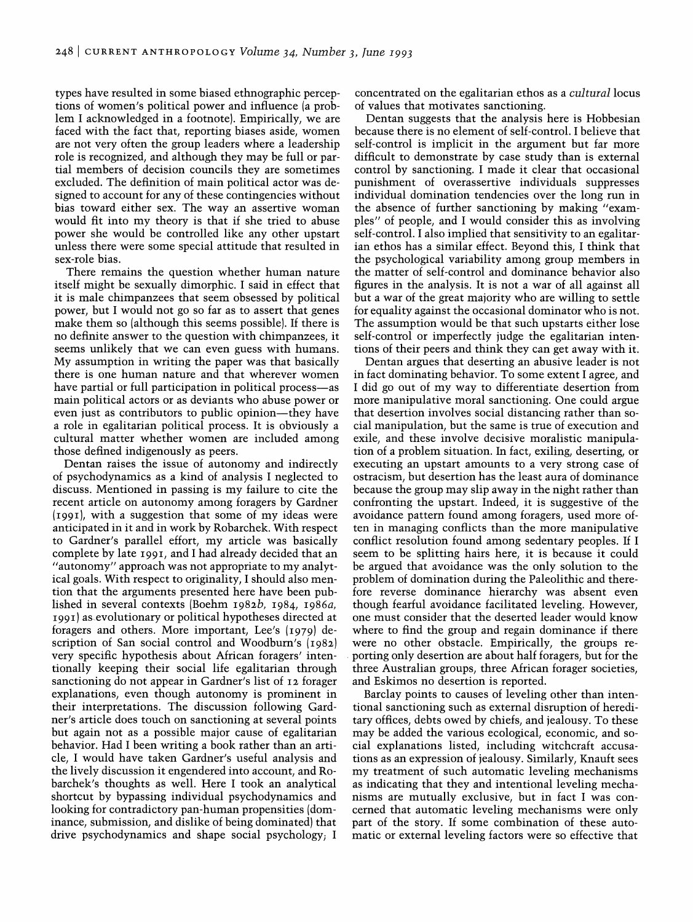types have resulted in some biased ethnographic perceptions of women's political power and influence (a problem I acknowledged in a footnote). Empirically, we are faced with the fact that, reporting biases aside, women are not very often the group leaders where a leadership role is recognized, and although they may be full or partial members of decision councils they are sometimes excluded. The definition of main political actor was designed to account for any of these contingencies without bias toward either sex. The way an assertive woman would fit into my theory is that if she tried to abuse power she would be controlled like any other upstart unless there were some special attitude that resulted in sex-role bias.

There remains the question whether human nature itself might be sexually dimorphic. I said in effect that it is male chimpanzees that seem obsessed by political power, but I would not go so far as to assert that genes make them so (although this seems possible). If there is no definite answer to the question with chimpanzees, it seems unlikely that we can even guess with humans. My assumption in writing the paper was that basically there is one human nature and that wherever women have partial or full participation in political process—as main political actors or as deviants who abuse power or even just as contributors to public opinion—they have a role in egalitarian political process. It is obviously a cultural matter whether women are included among those defined indigenously as peers.

Dentan raises the issue of autonomy and indirectly of psychodynamics as a kind of analysis I neglected to discuss. Mentioned in passing is my failure to cite the recent article on autonomy among foragers by Gardner (1991), with a suggestion that some of my ideas were anticipated in it and in work by Robarchek. With respect to Gardner's parallel effort, my article was basically complete by late 1991, and I had already decided that an "autonomy" approach was not appropriate to my analytical goals. With respect to originality, I should also mention that the arguments presented here have been published in several contexts (Boehm 1982*b*, 1984, 1986*a*, 1991) as evolutionary or political hypotheses directed at foragers and others. More important, Lee's (1979) description of San social control and Woodburn's (1982) very specific hypothesis about African foragers' intentionally keeping their social life egalitarian through sanctioning do not appear in Gardner's list of 12 forager explanations, even though autonomy is prominent in their interpretations. The discussion following Gardner's article does touch on sanctioning at several points but again not as a possible major cause of egalitarian behavior. Had I been writing a book rather than an article, I would have taken Gardner's useful analysis and the lively discussion it engendered into account, and Robarchek's thoughts as well. Here I took an analytical shortcut by bypassing individual psychodynamics and looking for contradictory pan-human propensities (dominance, submission, and dislike of being dominated) that drive psychodynamics and shape social psychology; I concentrated on the egalitarian ethos as a *cultural* locus of values that motivates sanctioning.

Dentan suggests that the analysis here is Hobbesian because there is no element of self-control. I believe that self-control is implicit in the argument but far more difficult to demonstrate by case study than is external control by sanctioning. I made it clear that occasional punishment of overassertive individuals suppresses individual domination tendencies over the long run in the absence of further sanctioning by making "examples" of people, and I would consider this as involving self-control. I also implied that sensitivity to an egalitarian ethos has a similar effect. Beyond this, I think that the psychological variability among group members in the matter of self-control and dominance behavior also figures in the analysis. It is not a war of all against all but a war of the great majority who are willing to settle for equality against the occasional dominator who is not. The assumption would be that such upstarts either lose self-control or imperfectly judge the egalitarian intentions of their peers and think they can get away with it.

Dentan argues that deserting an abusive leader is not in fact dominating behavior. To some extent I agree, and I did go out of my way to differentiate desertion from more manipulative moral sanctioning. One could argue that desertion involves social distancing rather than social manipulation, but the same is true of execution and exile, and these involve decisive moralistic manipulation of a problem situation. In fact, exiling, deserting, or executing an upstart amounts to a very strong case of ostracism, but desertion has the least aura of dominance because the group may slip away in the night rather than confronting the upstart. Indeed, it is suggestive of the avoidance pattern found among foragers, used more often in managing conflicts than the more manipulative conflict resolution found among sedentary peoples. If I seem to be splitting hairs here, it is because it could be argued that avoidance was the only solution to the problem of domination during the Paleolithic and therefore reverse dominance hierarchy was absent even though fearful avoidance facilitated leveling. However, one must consider that the deserted leader would know where to find the group and regain dominance if there were no other obstacle. Empirically, the groups reporting only desertion are about half foragers, but for the three Australian groups, three African forager societies, and Eskimos no desertion is reported.

Barclay points to causes of leveling other than intentional sanctioning such as external disruption of hereditary offices, debts owed by chiefs, and jealousy. To these may be added the various ecological, economic, and social explanations listed, including witchcraft accusations as an expression of jealousy. Similarly, Knauft sees my treatment of such automatic leveling mechanisms as indicating that they and intentional leveling mechanisms are mutually exclusive, but in fact I was concerned that automatic leveling mechanisms were only part of the story. If some combination of these automatic or external leveling factors were so effective that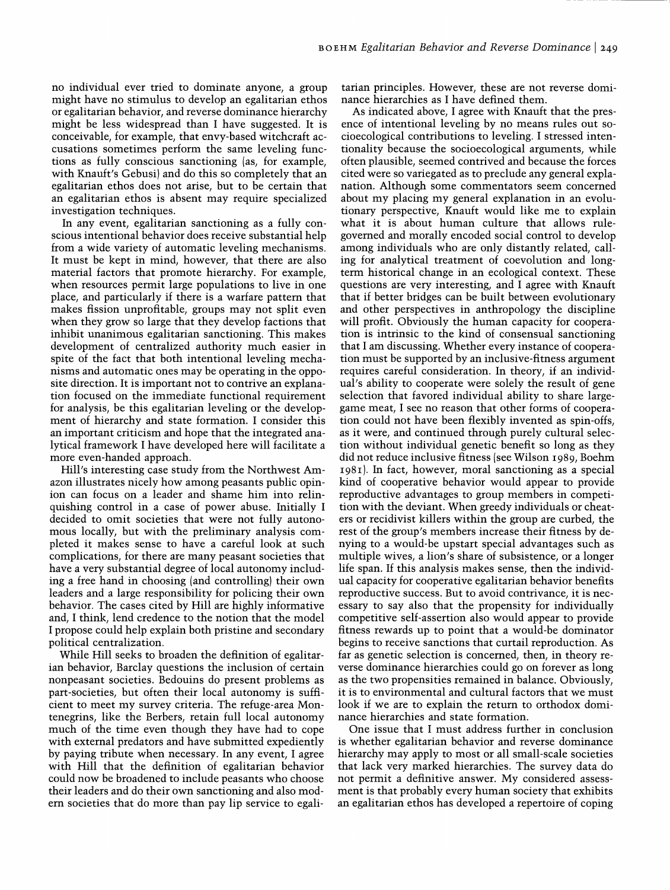no individual ever tried to dominate anyone, a group might have no stimulus to develop an egalitarian ethos or egalitarian behavior, and reverse dominance hierarchy might be less widespread than I have suggested. It is conceivable, for example, that envy-based witchcraft accusations sometimes perform the same leveling functions as fully conscious sanctioning (as, for example, with Knauft's Gebusi) and do this so completely that an egalitarian ethos does not arise, but to be certain that an egalitarian ethos is absent may require specialized investigation techniques.

In any event, egalitarian sanctioning as a fully conscious intentional behavior does receive substantial help from a wide variety of automatic leveling mechanisms. It must be kept in mind, however, that there are also material factors that promote hierarchy. For example, when resources permit large populations to live in one place, and particularly if there is a warfare pattern that makes fission unprofitable, groups may not split even when they grow so large that they develop factions that inhibit unanimous egalitarian sanctioning. This makes development of centralized authority much easier in spite of the fact that both intentional leveling mechanisms and automatic ones may be operating in the opposite direction. It is important not to contrive an explanation focused on the immediate functional requirement for analysis, be this egalitarian leveling or the development of hierarchy and state formation. I consider this an important criticism and hope that the integrated analytical framework I have developed here will facilitate a more even-handed approach.

Hill's interesting case study from the Northwest Amazon illustrates nicely how among peasants public opinion can focus on a leader and shame him into relinquishing control in a case of power abuse. Initially I decided to omit societies that were not fully autonomous locally, but with the preliminary analysis completed it makes sense to have a careful look at such complications, for there are many peasant societies that have a very substantial degree of local autonomy including a free hand in choosing (and controlling) their own leaders and a large responsibility for policing their own behavior. The cases cited by Hill are highly informative and, I think, lend credence to the notion that the model I propose could help explain both pristine and secondary political centralization.

While Hill seeks to broaden the definition of egalitarian behavior, Barclay questions the inclusion of certain nonpeasant societies. Bedouins do present problems as part-societies, but often their local autonomy is sufficient to meet my survey criteria. The refuge-area Montenegrins, like the Berbers, retain full local autonomy much of the time even though they have had to cope with external predators and have submitted expediently by paying tribute when necessary. In any event, I agree with Hill that the definition of egalitarian behavior could now be broadened to include peasants who choose their leaders and do their own sanctioning and also modern societies that do more than pay lip service to egalitarian principles. However, these are not reverse dominance hierarchies as I have defined them.

As indicated above, I agree with Knauft that the presence of intentional leveling by no means rules out socioecological contributions to leveling. I stressed intentionality because the socioecological arguments, while often plausible, seemed contrived and because the forces cited were so variegated as to preclude any general explanation. Although some commentators seem concerned about my placing my general explanation in an evolutionary perspective, Knauft would like me to explain what it is about human culture that allows rule-governed and morally encoded social control to develop among individuals who are only distantly related, calling for analytical treatment of coevolution and long-term historical change in an ecological context. These questions are very interesting, and I agree with Knauft that if better bridges can be built between evolutionary and other perspectives in anthropology the discipline will profit. Obviously the human capacity for cooperation is intrinsic to the kind of consensual sanctioning that I am discussing. Whether every instance of cooperation must be supported by an inclusive-fitness argument requires careful consideration. In theory, if an individual's ability to cooperate were solely the result of gene selection that favored individual ability to share large-game meat, I see no reason that other forms of cooperation could not have been flexibly invented as spin-offs, as it were, and continued through purely cultural selection without individual genetic benefit so long as they did not reduce inclusive fitness (see Wilson 1989, Boehm 1981). In fact, however, moral sanctioning as a special kind of cooperative behavior would appear to provide reproductive advantages to group members in competition with the deviant. When greedy individuals or cheaters or recidivist killers within the group are curbed, the rest of the group's members increase their fitness by denying to a would-be upstart special advantages such as multiple wives, a lion's share of subsistence, or a longer life span. If this analysis makes sense, then the individual capacity for cooperative egalitarian behavior benefits reproductive success. But to avoid contrivance, it is necessary to say also that the propensity for individually competitive self-assertion also would appear to provide fitness rewards up to point that a would-be dominator begins to receive sanctions that curtail reproduction. As far as genetic selection is concerned, then, in theory reverse dominance hierarchies could go on forever as long as the two propensities remained in balance. Obviously, it is to environmental and cultural factors that we must look if we are to explain the return to orthodox dominance hierarchies and state formation.

One issue that I must address further in conclusion is whether egalitarian behavior and reverse dominance hierarchy may apply to most or all small-scale societies that lack very marked hierarchies. The survey data do not permit a definitive answer. My considered assessment is that probably every human society that exhibits an egalitarian ethos has developed a repertoire of coping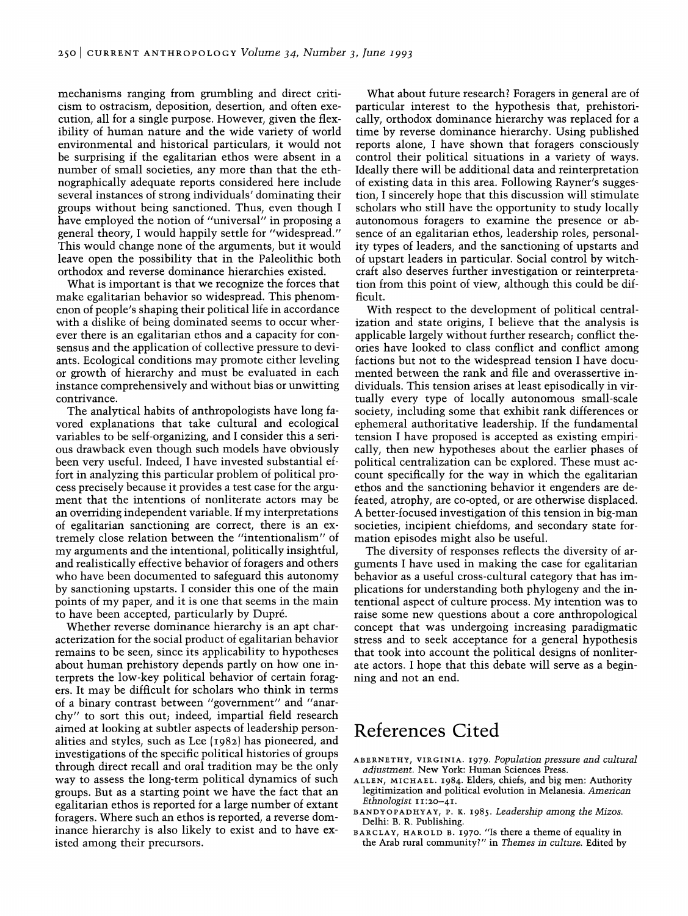mechanisms ranging from grumbling and direct criticism to ostracism, deposition, desertion, and often execution, all for a single purpose. However, given the flexibility of human nature and the wide variety of world environmental and historical particulars, it would not be surprising if the egalitarian ethos were absent in a number of small societies, any more than that the ethnographically adequate reports considered here include several instances of strong individuals' dominating their groups without being sanctioned. Thus, even though I have employed the notion of "universal" in proposing a general theory, I would happily settle for "widespread." This would change none of the arguments, but it would leave open the possibility that in the Paleolithic both orthodox and reverse dominance hierarchies existed.

What is important is that we recognize the forces that make egalitarian behavior so widespread. This phenomenon of people's shaping their political life in accordance with a dislike of being dominated seems to occur wherever there is an egalitarian ethos and a capacity for consensus and the application of collective pressure to deviants. Ecological conditions may promote either leveling or growth of hierarchy and must be evaluated in each instance comprehensively and without bias or unwitting contrivance.

The analytical habits of anthropologists have long favored explanations that take cultural and ecological variables to be self-organizing, and I consider this a serious drawback even though such models have obviously been very useful. Indeed, I have invested substantial effort in analyzing this particular problem of political process precisely because it provides a test case for the argument that the intentions of nonliterate actors may be an overriding independent variable. If my interpretations of egalitarian sanctioning are correct, there is an extremely close relation between the "intentionalism" of my arguments and the intentional, politically insightful, and realistically effective behavior of foragers and others who have been documented to safeguard this autonomy by sanctioning upstarts. I consider this one of the main points of my paper, and it is one that seems in the main to have been accepted, particularly by Dupré.

Whether reverse dominance hierarchy is an apt characterization for the social product of egalitarian behavior remains to be seen, since its applicability to hypotheses about human prehistory depends partly on how one interprets the low-key political behavior of certain foragers. It may be difficult for scholars who think in terms of a binary contrast between "government" and "anarchy" to sort this out; indeed, impartial field research aimed at looking at subtler aspects of leadership personalities and styles, such as Lee (1982) has pioneered, and investigations of the specific political histories of groups through direct recall and oral tradition may be the only way to assess the long-term political dynamics of such groups. But as a starting point we have the fact that an egalitarian ethos is reported for a large number of extant foragers. Where such an ethos is reported, a reverse dominance hierarchy is also likely to exist and to have existed among their precursors.

What about future research? Foragers in general are of particular interest to the hypothesis that, prehistorically, orthodox dominance hierarchy was replaced for a time by reverse dominance hierarchy. Using published reports alone, I have shown that foragers consciously control their political situations in a variety of ways. Ideally there will be additional data and reinterpretation of existing data in this area. Following Rayner's suggestion, I sincerely hope that this discussion will stimulate scholars who still have the opportunity to study locally autonomous foragers to examine the presence or absence of an egalitarian ethos, leadership roles, personality types of leaders, and the sanctioning of upstarts and of upstart leaders in particular. Social control by witchcraft also deserves further investigation or reinterpretation from this point of view, although this could be difficult.

With respect to the development of political centralization and state origins, I believe that the analysis is applicable largely without further research; conflict theories have looked to class conflict and conflict among factions but not to the widespread tension I have documented between the rank and file and overassertive individuals. This tension arises at least episodically in virtually every type of locally autonomous small-scale society, including some that exhibit rank differences or ephemeral authoritative leadership. If the fundamental tension I have proposed is accepted as existing empirically, then new hypotheses about the earlier phases of political centralization can be explored. These must account specifically for the way in which the egalitarian ethos and the sanctioning behavior it engenders are defeated, atrophy, are co-opted, or are otherwise displaced. A better-focused investigation of this tension in big-man societies, incipient chiefdoms, and secondary state formation episodes might also be useful.

The diversity of responses reflects the diversity of arguments I have used in making the case for egalitarian behavior as a useful cross-cultural category that has implications for understanding both phylogeny and the intentional aspect of culture process. My intention was to raise some new questions about a core anthropological concept that was undergoing increasing paradigmatic stress and to seek acceptance for a general hypothesis that took into account the political designs of nonliterate actors. I hope that this debate will serve as a beginning and not an end.

# References Cited

ABERNETHY, VIRGINIA. 1979. *Population pressure and cultural adjustment.* New York: Human Sciences Press.

ALLEN, MICHAEL. 1984. Elders, chiefs, and big men: Authority legitimization and political evolution in Melanesia. *American Ethnologist* 11:20–41.

BANDYOPADHYAY, P. K. 1985. *Leadership among the Mizos.* Delhi: B. R. Publishing.

BARCLAY, HAROLD B. 1970. "Is there a theme of equality in the Arab rural community?" in *Themes in culture.* Edited by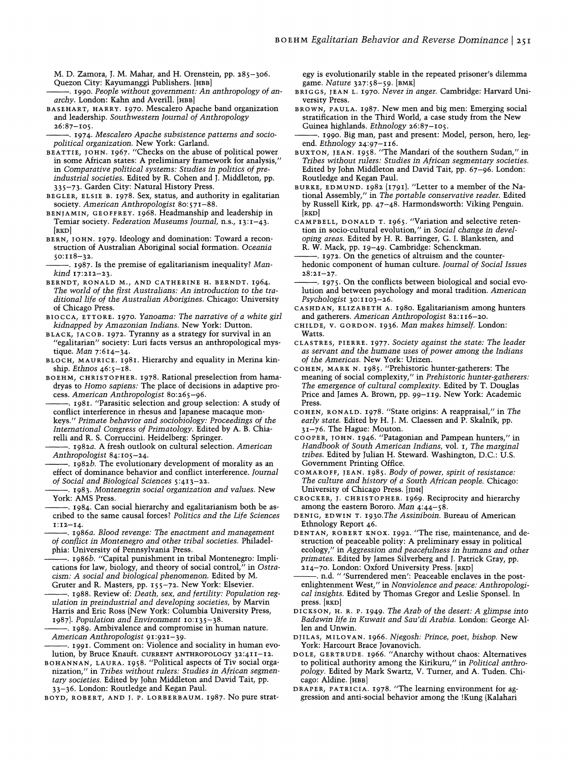M. D. Zamora, J. M. Mahar, and H. Orenstein, pp. 285–306. Quezon City: Kayumanggi Publishers. [HBB]

———. 1990. *People without government: An anthropology of anarchy.* London: Kahn and Averill. [HBB]

BASEHART, HARRY. 1970. Mescalero Apache band organization and leadership. *Southwestern Journal of Anthropology* 26:87–105.

———. 1974. *Mescalero Apache subsistence patterns and socio-political organization.* New York: Garland.

BEATTIE, JOHN. 1967. "Checks on the abuse of political power in some African states: A preliminary framework for analysis," in *Comparative political systems: Studies in politics of pre-industrial societies.* Edited by R. Cohen and J. Middleton, pp. 335–73. Garden City: Natural History Press.

BEGLER, ELSIE B. 1978. Sex, status, and authority in egalitarian society. *American Anthropologist* 80:571–88.

BENJAMIN, GEOFFREY. 1968. Headmanship and leadership in Temiar society. *Federation Museums Journal,* n.s., 13:1–43. [RKD]

BERN, JOHN. 1979. Ideology and domination: Toward a reconstruction of Australian Aboriginal social formation. *Oceania* 50:118–32.

———. 1987. Is the premise of egalitarianism inequality? *Mankind* 17:212–23.

BERNDT, RONALD M., AND CATHERINE H. BERNDT. 1964. *The world of the first Australians: An introduction to the traditional life of the Australian Aborigines.* Chicago: University of Chicago Press.

BIOCCA, ETTORE. 1970. *Yanoama: The narrative of a white girl kidnapped by Amazonian Indians.* New York: Dutton.

BLACK, JACOB. 1972. Tyranny as a strategy for survival in an "egalitarian" society: Luri facts versus an anthropological mystique. *Man* 7:614–34.

BLOCH, MAURICE. 1981. Hierarchy and equality in Merina kinship. *Ethnos* 46:5–18.

BOEHM, CHRISTOPHER. 1978. Rational preselection from hamadryas to *Homo sapiens:* The place of decisions in adaptive process. *American Anthropologist* 80:265–96.

———. 1981. "Parasitic selection and group selection: A study of conflict interference in rhesus and Japanese macaque monkeys." *Primate behavior and sociobiology: Proceedings of the International Congress of Primatology.* Edited by A. B. Chiarelli and R. S. Corruccini. Heidelberg: Springer.

———. 1982*a.* A fresh outlook on cultural selection. *American Anthropologist* 84:105–24.

———. 1982*b.* The evolutionary development of morality as an effect of dominance behavior and conflict interference. *Journal of Social and Biological Sciences* 5:413–22.

———. 1983. *Montenegrin social organization and values.* New York: AMS Press.

———. 1984. Can social hierarchy and egalitarianism both be ascribed to the same causal forces? *Politics and the Life Sciences* 1:12–14.

———. 1986*a.* *Blood revenge: The enactment and management of conflict in Montenegro and other tribal societies.* Philadelphia: University of Pennsylvania Press.

———. 1986*b.* "Capital punishment in tribal Montenegro: Implications for law, biology, and theory of social control," in *Ostracism: A social and biological phenomenon.* Edited by M. Gruter and R. Masters, pp. 155–72. New York: Elsevier.

———. 1988. Review of: *Death, sex, and fertility: Population regulation in preindustrial and developing societies,* by Marvin Harris and Eric Ross (New York: Columbia University Press, 1987). *Population and Environment* 10:135–38.

———. 1989. Ambivalence and compromise in human nature. *American Anthropologist* 91:921–39.

———. 1991. Comment on: Violence and sociality in human evolution, by Bruce Knauft. CURRENT ANTHROPOLOGY 32:411–12.

BOHANNAN, LAURA. 1958. "Political aspects of Tiv social organization," in *Tribes without rulers: Studies in African segmentary societies.* Edited by John Middleton and David Tait, pp. 33–36. London: Routledge and Kegan Paul.

BOYD, ROBERT, AND J. P. LORBERBAUM. 1987. No pure strategy is evolutionarily stable in the repeated prisoner's dilemma game. *Nature* 327:58–59. [BMK]

BRIGGS, JEAN L. 1970. *Never in anger.* Cambridge: Harvard University Press.

BROWN, PAULA. 1987. New men and big men: Emerging social stratification in the Third World, a case study from the New Guinea highlands. *Ethnology* 26:87–105.

———. 1990. Big man, past and present: Model, person, hero, legend. *Ethnology* 24:97–116.

BUXTON, JEAN. 1958. "The Mandari of the southern Sudan," in *Tribes without rulers: Studies in African segmentary societies.* Edited by John Middleton and David Tait, pp. 67–96. London: Routledge and Kegan Paul.

BURKE, EDMUND. 1982 [1791]. "Letter to a member of the National Assembly," in *The portable conservative reader.* Edited by Russell Kirk, pp. 47–48. Harmondsworth: Viking Penguin. [RKD]

CAMPBELL, DONALD T. 1965. "Variation and selective retention in socio-cultural evolution," in *Social change in developing areas.* Edited by H. R. Barringer, G. I. Blanksten, and R. W. Mack, pp. 19–49. Cambridge: Schenckman.

———. 1972. On the genetics of altruism and the counter-hedonic component of human culture. *Journal of Social Issues* 28:21–27.

———. 1975. On the conflicts between biological and social evolution and between psychology and moral tradition. *American Psychologist* 30:1103–26.

CASHDAN, ELIZABETH A. 1980. Egalitarianism among hunters and gatherers. *American Anthropologist* 82:116–20.

CHILDE, V. GORDON. 1936. *Man makes himself.* London: Watts.

CLASTRES, PIERRE. 1977. *Society against the state: The leader as servant and the humane uses of power among the Indians of the Americas.* New York: Urizen.

COHEN, MARK N. 1985. "Prehistoric hunter-gatherers: The meaning of social complexity," in *Prehistoric hunter-gatherers: The emergence of cultural complexity.* Edited by T. Douglas Price and James A. Brown, pp. 99–119. New York: Academic Press.

COHEN, RONALD. 1978. "State origins: A reappraisal," in *The early state.* Edited by H. J. M. Claessen and P. Skalník, pp. 31–76. The Hague: Mouton.

COOPER, JOHN. 1946. "Patagonian and Pampean hunters," in *Handbook of South American Indians,* vol. 1, *The marginal tribes.* Edited by Julian H. Steward. Washington, D.C.: U.S. Government Printing Office.

COMAROFF, JEAN. 1985. *Body of power, spirit of resistance: The culture and history of a South African people.* Chicago: University of Chicago Press. [JDH]

CROCKER, J. CHRISTOPHER. 1969. Reciprocity and hierarchy among the eastern Bororo. *Man* 4:44–58.

DENIG, EDWIN T. 1930. *The Assiniboin.* Bureau of American Ethnology Report 46.

DENTAN, ROBERT KNOX. 1992. "The rise, maintenance, and destruction of peaceable polity: A preliminary essay in political ecology," in *Aggression and peacefulness in humans and other primates.* Edited by James Silverberg and J. Patrick Gray, pp. 214–70. London: Oxford University Press. [RKD]

———. n.d. " 'Surrendered men': Peaceable enclaves in the post-enlightenment West," in *Nonviolence and peace: Anthropological insights.* Edited by Thomas Gregor and Leslie Sponsel. In press. [RKD]

DICKSON, H. R. P. 1949. *The Arab of the desert: A glimpse into Badawin life in Kuwait and Sau'di Arabia.* London: George Allen and Unwin.

DJILAS, MILOVAN. 1966. *Njegosh: Prince, poet, bishop.* New York: Harcourt Brace Jovanovich.

DOLE, GERTRUDE. 1966. "Anarchy without chaos: Alternatives to political authority among the Kirikuru," in *Political anthropology.* Edited by Mark Swartz, V. Turner, and A. Tuden. Chicago: Aldine. [HBB]

DRAPER, PATRICIA. 1978. "The learning environment for aggression and anti-social behavior among the !Kung (Kalahari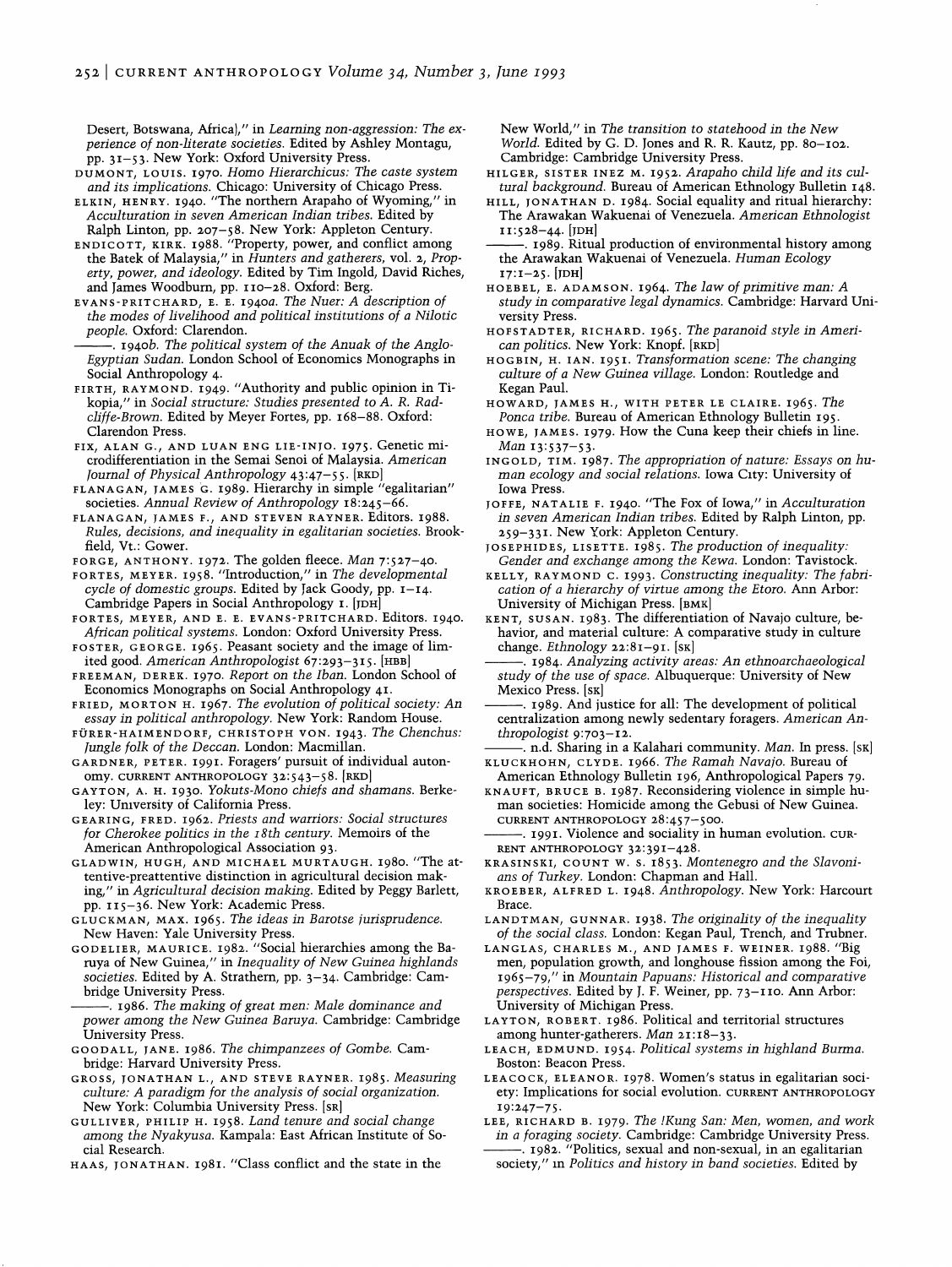Desert, Botswana, Africa]," in *Learning non-aggression: The experience of non-literate societies.* Edited by Ashley Montagu, pp. 31–53. New York: Oxford University Press.

DUMONT, LOUIS. 1970. *Homo Hierarchicus: The caste system and its implications.* Chicago: University of Chicago Press.

ELKIN, HENRY. 1940. "The northern Arapaho of Wyoming," in *Acculturation in seven American Indian tribes.* Edited by Ralph Linton, pp. 207–58. New York: Appleton Century.

ENDICOTT, KIRK. 1988. "Property, power, and conflict among the Batek of Malaysia," in *Hunters and gatherers,* vol. 2, *Property, power, and ideology.* Edited by Tim Ingold, David Riches, and James Woodburn, pp. 110–28. Oxford: Berg.

EVANS-PRITCHARD, E. E. 1940*a*. *The Nuer: A description of the modes of livelihood and political institutions of a Nilotic people.* Oxford: Clarendon.

———. 1940*b*. *The political system of the Anuak of the Anglo-Egyptian Sudan.* London School of Economics Monographs in Social Anthropology 4.

FIRTH, RAYMOND. 1949. "Authority and public opinion in Tikopia," in *Social structure: Studies presented to A. R. Radcliffe-Brown.* Edited by Meyer Fortes, pp. 168–88. Oxford: Clarendon Press.

FIX, ALAN G., AND LUAN ENG LIE-INJO. 1975. Genetic microdifferentiation in the Semai Senoi of Malaysia. *American Journal of Physical Anthropology* 43:47–55. [RKD]

FLANAGAN, JAMES G. 1989. Hierarchy in simple "egalitarian" societies. *Annual Review of Anthropology* 18:245–66.

FLANAGAN, JAMES F., AND STEVEN RAYNER. Editors. 1988. *Rules, decisions, and inequality in egalitarian societies.* Brookfield, Vt.: Gower.

FORGE, ANTHONY. 1972. The golden fleece. *Man* 7:527–40.

FORTES, MEYER. 1958. "Introduction," in *The developmental cycle of domestic groups.* Edited by Jack Goody, pp. 1–14. Cambridge Papers in Social Anthropology 1. [JDH]

FORTES, MEYER, AND E. E. EVANS-PRITCHARD. Editors. 1940. *African political systems.* London: Oxford University Press.

FOSTER, GEORGE. 1965. Peasant society and the image of limited good. *American Anthropologist* 67:293–315. [HBB]

FREEMAN, DEREK. 1970. *Report on the Iban.* London School of Economics Monographs on Social Anthropology 41.

FRIED, MORTON H. 1967. *The evolution of political society: An essay in political anthropology.* New York: Random House.

FÜRER-HAIMENDORF, CHRISTOPH VON. 1943. *The Chenchus: Jungle folk of the Deccan.* London: Macmillan.

GARDNER, PETER. 1991. Foragers' pursuit of individual autonomy. CURRENT ANTHROPOLOGY 32:543–58. [RKD]

GAYTON, A. H. 1930. *Yokuts-Mono chiefs and shamans.* Berkeley: University of California Press.

GEARING, FRED. 1962. *Priests and warriors: Social structures for Cherokee politics in the 18th century.* Memoirs of the American Anthropological Association 93.

GLADWIN, HUGH, AND MICHAEL MURTAUGH. 1980. "The attentive-preattentive distinction in agricultural decision making," in *Agricultural decision making.* Edited by Peggy Barlett, pp. 115–36. New York: Academic Press.

GLUCKMAN, MAX. 1965. *The ideas in Barotse jurisprudence.* New Haven: Yale University Press.

GODELIER, MAURICE. 1982. "Social hierarchies among the Baruya of New Guinea," in *Inequality of New Guinea highlands societies.* Edited by A. Strathern, pp. 3–34. Cambridge: Cambridge University Press.

———. 1986. *The making of great men: Male dominance and power among the New Guinea Baruya.* Cambridge: Cambridge University Press.

GOODALL, JANE. 1986. *The chimpanzees of Gombe.* Cambridge: Harvard University Press.

GROSS, JONATHAN L., AND STEVE RAYNER. 1985. *Measuring culture: A paradigm for the analysis of social organization.* New York: Columbia University Press. [SR]

GULLIVER, PHILIP H. 1958. *Land tenure and social change among the Nyakyusa.* Kampala: East African Institute of Social Research.

HAAS, JONATHAN. 1981. "Class conflict and the state in the New World," in *The transition to statehood in the New World.* Edited by G. D. Jones and R. R. Kautz, pp. 80–102. Cambridge: Cambridge University Press.

HILGER, SISTER INEZ M. 1952. *Arapaho child life and its cultural background.* Bureau of American Ethnology Bulletin 148.

HILL, JONATHAN D. 1984. Social equality and ritual hierarchy: The Arawakan Wakuenai of Venezuela. *American Ethnologist* 11:528–44. [JDH]

———. 1989. Ritual production of environmental history among the Arawakan Wakuenai of Venezuela. *Human Ecology* 17:1–25. [JDH]

HOEBEL, E. ADAMSON. 1964. *The law of primitive man: A study in comparative legal dynamics.* Cambridge: Harvard University Press.

HOFSTADTER, RICHARD. 1965. *The paranoid style in American politics.* New York: Knopf. [RKD]

HOGBIN, H. IAN. 1951. *Transformation scene: The changing culture of a New Guinea village.* London: Routledge and Kegan Paul.

HOWARD, JAMES H., WITH PETER LE CLAIRE. 1965. *The Ponca tribe.* Bureau of American Ethnology Bulletin 195.

HOWE, JAMES. 1979. How the Cuna keep their chiefs in line. *Man* 13:537–53.

INGOLD, TIM. 1987. *The appropriation of nature: Essays on human ecology and social relations.* Iowa City: University of Iowa Press.

JOFFE, NATALIE F. 1940. "The Fox of Iowa," in *Acculturation in seven American Indian tribes.* Edited by Ralph Linton, pp. 259–331. New York: Appleton Century.

JOSEPHIDES, LISETTE. 1985. *The production of inequality: Gender and exchange among the Kewa.* London: Tavistock.

KELLY, RAYMOND C. 1993. *Constructing inequality: The fabrication of a hierarchy of virtue among the Etoro.* Ann Arbor: University of Michigan Press. [BMK]

KENT, SUSAN. 1983. The differentiation of Navajo culture, behavior, and material culture: A comparative study in culture change. *Ethnology* 22:81–91. [SK]

———. 1984. *Analyzing activity areas: An ethnoarchaeological study of the use of space.* Albuquerque: University of New Mexico Press. [SK]

———. 1989. And justice for all: The development of political centralization among newly sedentary foragers. *American Anthropologist* 9:703–12.

———. n.d. Sharing in a Kalahari community. *Man.* In press. [SK]

KLUCKHOHN, CLYDE. 1966. *The Ramah Navajo.* Bureau of American Ethnology Bulletin 196, Anthropological Papers 79.

KNAUFT, BRUCE B. 1987. Reconsidering violence in simple human societies: Homicide among the Gebusi of New Guinea. CURRENT ANTHROPOLOGY 28:457–500.

———. 1991. Violence and sociality in human evolution. CURRENT ANTHROPOLOGY 32:391–428.

KRASINSKI, COUNT W. S. 1853. *Montenegro and the Slavonians of Turkey.* London: Chapman and Hall.

KROEBER, ALFRED L. 1948. *Anthropology.* New York: Harcourt Brace.

LANDTMAN, GUNNAR. 1938. *The originality of the inequality of the social class.* London: Kegan Paul, Trench, and Trubner.

LANGLAS, CHARLES M., AND JAMES F. WEINER. 1988. "Big men, population growth, and longhouse fission among the Foi, 1965–79," in *Mountain Papuans: Historical and comparative perspectives.* Edited by J. F. Weiner, pp. 73–110. Ann Arbor: University of Michigan Press.

LAYTON, ROBERT. 1986. Political and territorial structures among hunter-gatherers. *Man* 21:18–33.

LEACH, EDMUND. 1954. *Political systems in highland Burma.* Boston: Beacon Press.

LEACOCK, ELEANOR. 1978. Women's status in egalitarian society: Implications for social evolution. CURRENT ANTHROPOLOGY 19:247–75.

LEE, RICHARD B. 1979. *The !Kung San: Men, women, and work in a foraging society.* Cambridge: Cambridge University Press.

———. 1982. "Politics, sexual and non-sexual, in an egalitarian society," in *Politics and history in band societies.* Edited by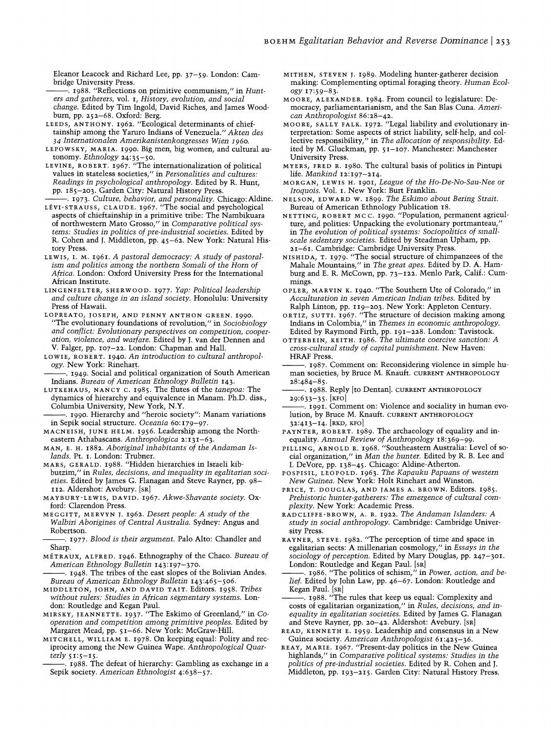Eleanor Leacock and Richard Lee, pp. 37–59. London: Cambridge University Press.

———. 1988. "Reflections on primitive communism," in *Hunters and gatherers*, vol. 1, *History, evolution, and social change*. Edited by Tim Ingold, David Riches, and James Woodburn, pp. 252–68. Oxford: Berg.

LEEDS, ANTHONY. 1962. "Ecological determinants of chieftainship among the Yaruro Indians of Venezuela." *Akten des 34 Internationalen Amerikanistenkongresses Wien 1960.*

LEPOWSKY, MARIA. 1990. Big men, big women, and cultural autonomy. *Ethnology* 24:35–50.

LEVINE, ROBERT. 1967. "The internationalization of political values in stateless societies," in *Personalities and cultures: Readings in psychological anthropology*. Edited by R. Hunt, pp. 185–203. Garden City: Natural History Press.

———. 1973. *Culture, behavior, and personality*. Chicago: Aldine.

LÉVI-STRAUSS, CLAUDE. 1967. "The social and psychological aspects of chieftainship in a primitive tribe: The Nambikuara of northwestern Mato Grosso," in *Comparative political systems: Studies in politics of pre-industrial societies*. Edited by R. Cohen and J. Middleton, pp. 45–62. New York: Natural History Press.

LEWIS, I. M. 1961. *A pastoral democracy: A study of pastoralism and politics among the northern Somali of the Horn of Africa*. London: Oxford University Press for the International African Institute.

LINGENFELTER, SHERWOOD. 1977. *Yap: Political leadership and culture change in an island society*. Honolulu: University Press of Hawaii.

LOPREATO, JOSEPH, AND PENNY ANTHON GREEN. 1990. "The evolutionary foundations of revolution," in *Sociobiology and conflict: Evolutionary perspectives on competition, cooperation, violence, and warfare*. Edited by J. van der Dennen and V. Falger, pp. 107–22. London: Chapman and Hall.

LOWIE, ROBERT. 1940. *An introduction to cultural anthropology*. New York: Rinehart.

———. 1949. Social and political organization of South American Indians. *Bureau of American Ethnology Bulletin* 143.

LUTKEHAUS, NANCY C. 1985. The flutes of the *tanepoa:* The dynamics of hierarchy and equivalence in Manam. Ph.D. diss., Columbia University, New York, N.Y.

———. 1990. Hierarchy and "heroic society": Manam variations in Sepik social structure. *Oceania* 60:179–97.

MACNEISH, JUNE HELM. 1956. Leadership among the Northeastern Athabascans. *Anthropologica* 2:131–63.

MAN, E. H. 1882. *Aboriginal inhabitants of the Andaman Islands*. Pt. 1. London: Trubner.

MARS, GERALD. 1988. "Hidden hierarchies in Israeli kibbutzim," in *Rules, decisions, and inequality in egalitarian societies*. Edited by James G. Flanagan and Steve Rayner, pp. 98–112. Aldershot: Avebury. [SR]

MAYBURY-LEWIS, DAVID. 1967. *Akwe-Shavante society*. Oxford: Clarendon Press.

MEGGITT, MERVYN J. 1962. *Desert people: A study of the Walbiri Aborigines of Central Australia*. Sydney: Angus and Robertson.

———. 1977. *Blood is their argument*. Palo Alto: Chandler and Sharp.

MÉTRAUX, ALFRED. 1946. Ethnography of the Chaco. *Bureau of American Ethnology Bulletin* 143:197–370.

———. 1948. The tribes of the east slopes of the Bolivian Andes. *Bureau of American Ethnology Bulletin* 143:465–506.

MIDDLETON, JOHN, AND DAVID TAIT. Editors. 1958. *Tribes without rulers: Studies in African segmentary systems*. London: Routledge and Kegan Paul.

MIRSKY, JEANNETTE. 1937. "The Eskimo of Greenland," in *Cooperation and competition among primitive peoples*. Edited by Margaret Mead, pp. 51–66. New York: McGraw-Hill.

MITCHELL, WILLIAM E. 1978. On keeping equal: Polity and reciprocity among the New Guinea Wape. *Anthropological Quarterly* 51:5–15.

———. 1988. The defeat of hierarchy: Gambling as exchange in a Sepik society. *American Ethnologist* 4:638–57.

MITHEN, STEVEN J. 1989. Modeling hunter-gatherer decision making: Complementing optimal foraging theory. *Human Ecology* 17:59–83.

MOORE, ALEXANDER. 1984. From council to legislature: Democracy, parliamentarianism, and the San Blas Cuna. *American Anthropologist* 86:28–42.

MOORE, SALLY FALK. 1972. "Legal liability and evolutionary interpretation: Some aspects of strict liability, self-help, and collective responsibility," in *The allocation of responsibility*. Edited by M. Gluckman, pp. 51–107. Manchester: Manchester University Press.

MYERS, FRED R. 1980. The cultural basis of politics in Pintupi life. *Mankind* 12:197–214.

MORGAN, LEWIS H. 1901, *League of the Ho-De-No-Sau-Nee or Iroquois*. Vol. 1. New York: Burt Franklin.

NELSON, EDWARD W. 1899. *The Eskimo about Bering Strait*. Bureau of American Ethnology Publication 18.

NETTING, ROBERT MCC. 1990. "Population, permanent agriculture, and polities: Unpacking the evolutionary portmanteau," in *The evolution of political systems: Sociopolitics of small-scale sedentary societies*. Edited by Steadman Upham, pp. 21–61. Cambridge: Cambridge University Press.

NISHIDA, T. 1979. "The social structure of chimpanzees of the Mahale Mountains," in *The great apes*. Edited by D. A. Hamburg and E. R. McCown, pp. 73–122. Menlo Park, Calif.: Cummings.

OPLER, MARVIN K. 1940. "The Southern Ute of Colorado," in *Acculturation in seven American Indian tribes*. Edited by Ralph Linton, pp. 119–203. New York: Appleton Century.

ORTIZ, SUTTI. 1967. "The structure of decision making among Indians in Colombia," in *Themes in economic anthropology*. Edited by Raymond Firth, pp. 191–228. London: Tavistock.

OTTERBEIN, KEITH. 1986. *The ultimate coercive sanction: A cross-cultural study of capital punishment*. New Haven: HRAF Press.

———. 1987. Comment on: Reconsidering violence in simple human societies, by Bruce M. Knauft. CURRENT ANTHROPOLOGY 28:484–85.

———. 1988. Reply [to Dentan]. CURRENT ANTHROPOLOGY 29:633–35. [KFO]

———. 1991. Comment on: Violence and sociality in human evolution, by Bruce M. Knauft. CURRENT ANTHROPOLOGY 32:413–14. [RKD, KFO]

PAYNTER, ROBERT. 1989. The archaeology of equality and inequality. *Annual Review of Anthropology* 18:369–99.

PILLING, ARNOLD R. 1968. "Southeastern Australia: Level of social organization," in *Man the hunter*. Edited by R. B. Lee and I. DeVore, pp. 138–45. Chicago: Aldine-Atherton.

POSPISIL, LEOPOLD. 1963. *The Kapauku Papuans of western New Guinea*. New York: Holt Rinehart and Winston.

PRICE, T. DOUGLAS, AND JAMES A. BROWN. Editors. 1985. *Prehistoric hunter-gatherers: The emergence of cultural complexity*. New York: Academic Press.

RADCLIFFE-BROWN, A. R. 1922. *The Andaman Islanders: A study in social anthropology*. Cambridge: Cambridge University Press.

RAYNER, STEVE. 1982. "The perception of time and space in egalitarian sects: A millenarian cosmology," in *Essays in the sociology of perception*. Edited by Mary Douglas, pp. 247–301. London: Routledge and Kegan Paul. [SR]

———. 1986. "The politics of schism," in *Power, action, and belief*. Edited by John Law, pp. 46–67. London: Routledge and Kegan Paul. [SR]

———. 1988. "The rules that keep us equal: Complexity and costs of egalitarian organization," in *Rules, decisions, and inequality in egalitarian societies*. Edited by James G. Flanagan and Steve Rayner, pp. 20–42. Aldershot: Avebury. [SR]

READ, KENNETH E. 1959. Leadership and consensus in a New Guinea society. *American Anthropologist* 61:425–36.

REAY, MARIE. 1967. "Present-day politics in the New Guinea highlands," in *Comparative political systems: Studies in the politics of pre-industrial societies*. Edited by R. Cohen and J. Middleton, pp. 193–215. Garden City: Natural History Press.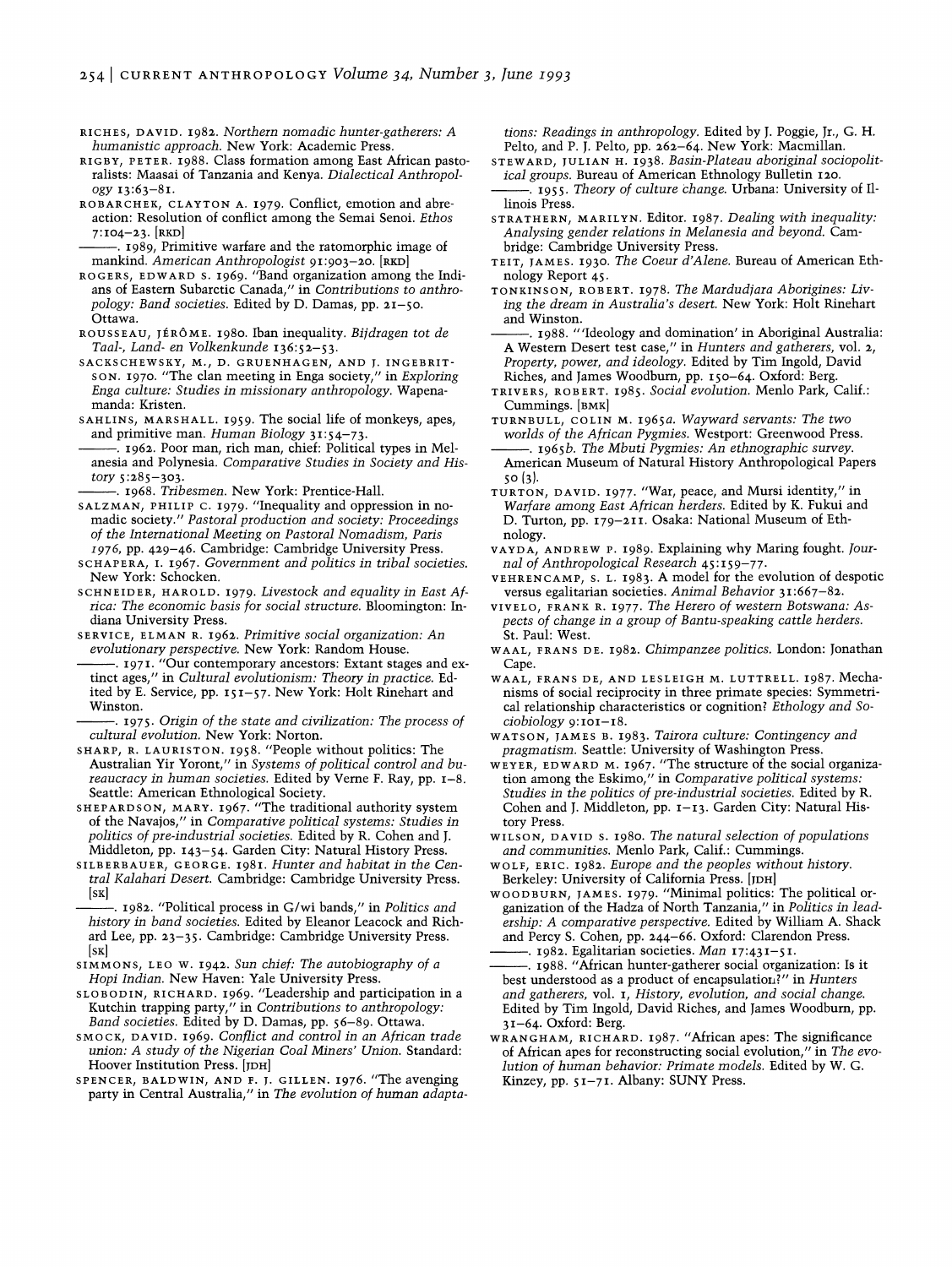RICHES, DAVID. 1982. *Northern nomadic hunter-gatherers: A humanistic approach.* New York: Academic Press.

RIGBY, PETER. 1988. Class formation among East African pastoralists: Maasai of Tanzania and Kenya. *Dialectical Anthropology* 13:63–81.

ROBARCHEK, CLAYTON A. 1979. Conflict, emotion and abreaction: Resolution of conflict among the Semai Senoi. *Ethos* 7:104–23. [RKD]

———. 1989, Primitive warfare and the ratomorphic image of mankind. *American Anthropologist* 91:903–20. [RKD]

ROGERS, EDWARD S. 1969. "Band organization among the Indians of Eastern Subarctic Canada," in *Contributions to anthropology: Band societies.* Edited by D. Damas, pp. 21–50. Ottawa.

ROUSSEAU, JÉRÔME. 1980. Iban inequality. *Bijdragen tot de Taal-, Land- en Volkenkunde* 136:52–53.

SACKSCHEWSKY, M., D. GRUENHAGEN, AND J. INGEBRITSON. 1970. "The clan meeting in Enga society," in *Exploring Enga culture: Studies in missionary anthropology.* Wapenamanda: Kristen.

SAHLINS, MARSHALL. 1959. The social life of monkeys, apes, and primitive man. *Human Biology* 31:54–73.

———. 1962. Poor man, rich man, chief: Political types in Melanesia and Polynesia. *Comparative Studies in Society and History* 5:285–303.

———. 1968. *Tribesmen.* New York: Prentice-Hall.

SALZMAN, PHILIP C. 1979. "Inequality and oppression in nomadic society." *Pastoral production and society: Proceedings of the International Meeting on Pastoral Nomadism, Paris 1976*, pp. 429–46. Cambridge: Cambridge University Press.

SCHAPERA, I. 1967. *Government and politics in tribal societies.* New York: Schocken.

SCHNEIDER, HAROLD. 1979. *Livestock and equality in East Africa: The economic basis for social structure.* Bloomington: Indiana University Press.

SERVICE, ELMAN R. 1962. *Primitive social organization: An evolutionary perspective.* New York: Random House.

———. 1971. "Our contemporary ancestors: Extant stages and extinct ages," in *Cultural evolutionism: Theory in practice.* Edited by E. Service, pp. 151–57. New York: Holt Rinehart and Winston.

———. 1975. *Origin of the state and civilization: The process of cultural evolution.* New York: Norton.

SHARP, R. LAURISTON. 1958. "People without politics: The Australian Yir Yoront," in *Systems of political control and bureaucracy in human societies.* Edited by Verne F. Ray, pp. 1–8. Seattle: American Ethnological Society.

SHEPARDSON, MARY. 1967. "The traditional authority system of the Navajos," in *Comparative political systems: Studies in politics of pre-industrial societies.* Edited by R. Cohen and J. Middleton, pp. 143–54. Garden City: Natural History Press.

SILBERBAUER, GEORGE. 1981. *Hunter and habitat in the Central Kalahari Desert.* Cambridge: Cambridge University Press. [SK]

———. 1982. "Political process in G/wi bands," in *Politics and history in band societies.* Edited by Eleanor Leacock and Richard Lee, pp. 23–35. Cambridge: Cambridge University Press. [SK]

SIMMONS, LEO W. 1942. *Sun chief: The autobiography of a Hopi Indian.* New Haven: Yale University Press.

SLOBODIN, RICHARD. 1969. "Leadership and participation in a Kutchin trapping party," in *Contributions to anthropology: Band societies.* Edited by D. Damas, pp. 56–89. Ottawa.

SMOCK, DAVID. 1969. *Conflict and control in an African trade union: A study of the Nigerian Coal Miners' Union.* Standard: Hoover Institution Press. [JDH]

SPENCER, BALDWIN, AND F. J. GILLEN. 1976. "The avenging party in Central Australia," in *The evolution of human adaptations: Readings in anthropology.* Edited by J. Poggie, Jr., G. H. Pelto, and P. J. Pelto, pp. 262–64. New York: Macmillan.

STEWARD, JULIAN H. 1938. *Basin-Plateau aboriginal sociopolitical groups.* Bureau of American Ethnology Bulletin 120.

———. 1955. *Theory of culture change.* Urbana: University of Illinois Press.

STRATHERN, MARILYN. Editor. 1987. *Dealing with inequality: Analysing gender relations in Melanesia and beyond.* Cambridge: Cambridge University Press.

TEIT, JAMES. 1930. *The Coeur d'Alene.* Bureau of American Ethnology Report 45.

TONKINSON, ROBERT. 1978. *The Mardudjara Aborigines: Living the dream in Australia's desert.* New York: Holt Rinehart and Winston.

———. 1988. "'Ideology and domination' in Aboriginal Australia: A Western Desert test case," in *Hunters and gatherers*, vol. 2, *Property, power, and ideology.* Edited by Tim Ingold, David Riches, and James Woodburn, pp. 150–64. Oxford: Berg.

TRIVERS, ROBERT. 1985. *Social evolution.* Menlo Park, Calif.: Cummings. [BMK]

TURNBULL, COLIN M. 1965*a*. *Wayward servants: The two worlds of the African Pygmies.* Westport: Greenwood Press.

———. 1965*b*. *The Mbuti Pygmies: An ethnographic survey.* American Museum of Natural History Anthropological Papers 50 (3).

TURTON, DAVID. 1977. "War, peace, and Mursi identity," in *Warfare among East African herders.* Edited by K. Fukui and D. Turton, pp. 179–211. Osaka: National Museum of Ethnology.

VAYDA, ANDREW P. 1989. Explaining why Maring fought. *Journal of Anthropological Research* 45:159–77.

VEHRENCAMP, S. L. 1983. A model for the evolution of despotic versus egalitarian societies. *Animal Behavior* 31:667–82.

VIVELO, FRANK R. 1977. *The Herero of western Botswana: Aspects of change in a group of Bantu-speaking cattle herders.* St. Paul: West.

WAAL, FRANS DE. 1982. *Chimpanzee politics.* London: Jonathan Cape.

WAAL, FRANS DE, AND LESLEIGH M. LUTTRELL. 1987. Mechanisms of social reciprocity in three primate species: Symmetrical relationship characteristics or cognition? *Ethology and Sociobiology* 9:101–18.

WATSON, JAMES B. 1983. *Tairora culture: Contingency and pragmatism.* Seattle: University of Washington Press.

WEYER, EDWARD M. 1967. "The structure of the social organization among the Eskimo," in *Comparative political systems: Studies in the politics of pre-industrial societies.* Edited by R. Cohen and J. Middleton, pp. 1–13. Garden City: Natural History Press.

WILSON, DAVID S. 1980. *The natural selection of populations and communities.* Menlo Park, Calif.: Cummings.

WOLF, ERIC. 1982. *Europe and the peoples without history.* Berkeley: University of California Press. [JDH]

WOODBURN, JAMES. 1979. "Minimal politics: The political organization of the Hadza of North Tanzania," in *Politics in leadership: A comparative perspective.* Edited by William A. Shack and Percy S. Cohen, pp. 244–66. Oxford: Clarendon Press.

———. 1982. Egalitarian societies. *Man* 17:431–51.

———. 1988. "African hunter-gatherer social organization: Is it best understood as a product of encapsulation?" in *Hunters and gatherers*, vol. 1, *History, evolution, and social change.* Edited by Tim Ingold, David Riches, and James Woodburn, pp. 31–64. Oxford: Berg.

WRANGHAM, RICHARD. 1987. "African apes: The significance of African apes for reconstructing social evolution," in *The evolution of human behavior: Primate models.* Edited by W. G. Kinzey, pp. 51–71. Albany: SUNY Press.